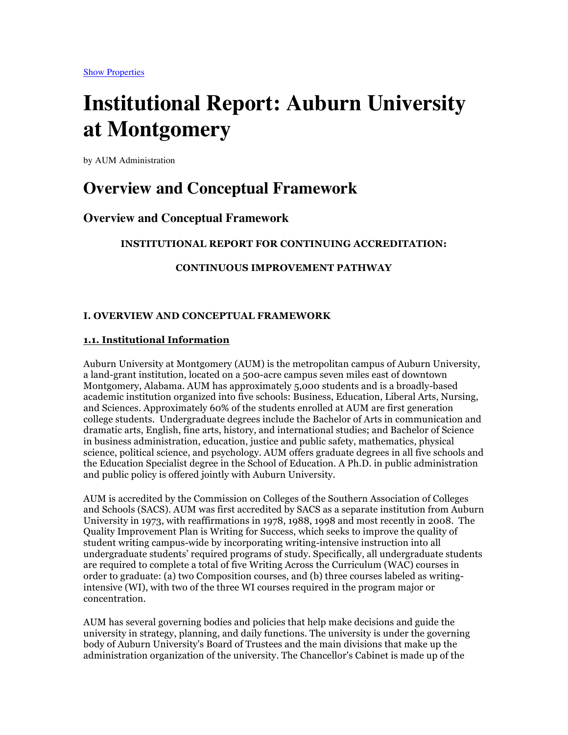Show Properties

# Institutional Report: Auburn University at Montgomery

by AUM Administration

## Overview and Conceptual Framework

### Overview and Conceptual Framework

**INSTITUTIONAL REPORT FOR CONTINUING ACCREDITATION:**

**CONTINUOUS IMPROVEMENT PATHWAY**

**I. OVERVIEW AND CONCEPTUAL FRAMEWORK**

**1.1. Institutional Information**

Auburn University at Montgomery (AUM) is the metropolitan campus of Auburn University, a land-grant institution, located on a 500-acre campus seven miles east of downtown Montgomery, Alabama. AUM has approximately 5,000 students and is a broadly-based academic institution organized into five schools: Business, Education, Liberal Arts, Nursing, and Sciences. Approximately 60% of the students enrolled at AUM are first generation college students. Undergraduate degrees include the Bachelor of Arts in communication and dramatic arts, English, fine arts, history, and international studies; and Bachelor of Science in business administration, education, justice and public safety, mathematics, physical science, political science, and psychology. AUM offers graduate degrees in all five schools and the Education Specialist degree in the School of Education. A Ph.D. in public administration and public policy is offered jointly with Auburn University.

AUM is accredited by the Commission on Colleges of the Southern Association of Colleges and Schools (SACS). AUM was first accredited by SACS as a separate institution from Auburn University in 1973, with reaffirmations in 1978, 1988, 1998 and most recently in 2008. The Quality Improvement Plan is Writing for Success, which seeks to improve the quality of student writing campus-wide by incorporating writing-intensive instruction into all undergraduate students' required programs of study. Specifically, all undergraduate students are required to complete a total of five Writing Across the Curriculum (WAC) courses in order to graduate: (a) two Composition courses, and (b) three courses labeled as writing-intensive (WI), with two of the three WI courses required in the program major or concentration.

AUM has several governing bodies and policies that help make decisions and guide the university in strategy, planning, and daily functions. The university is under the governing body of Auburn University's Board of Trustees and the main divisions that make up the administration organization of the university. The Chancellor's Cabinet is made up of the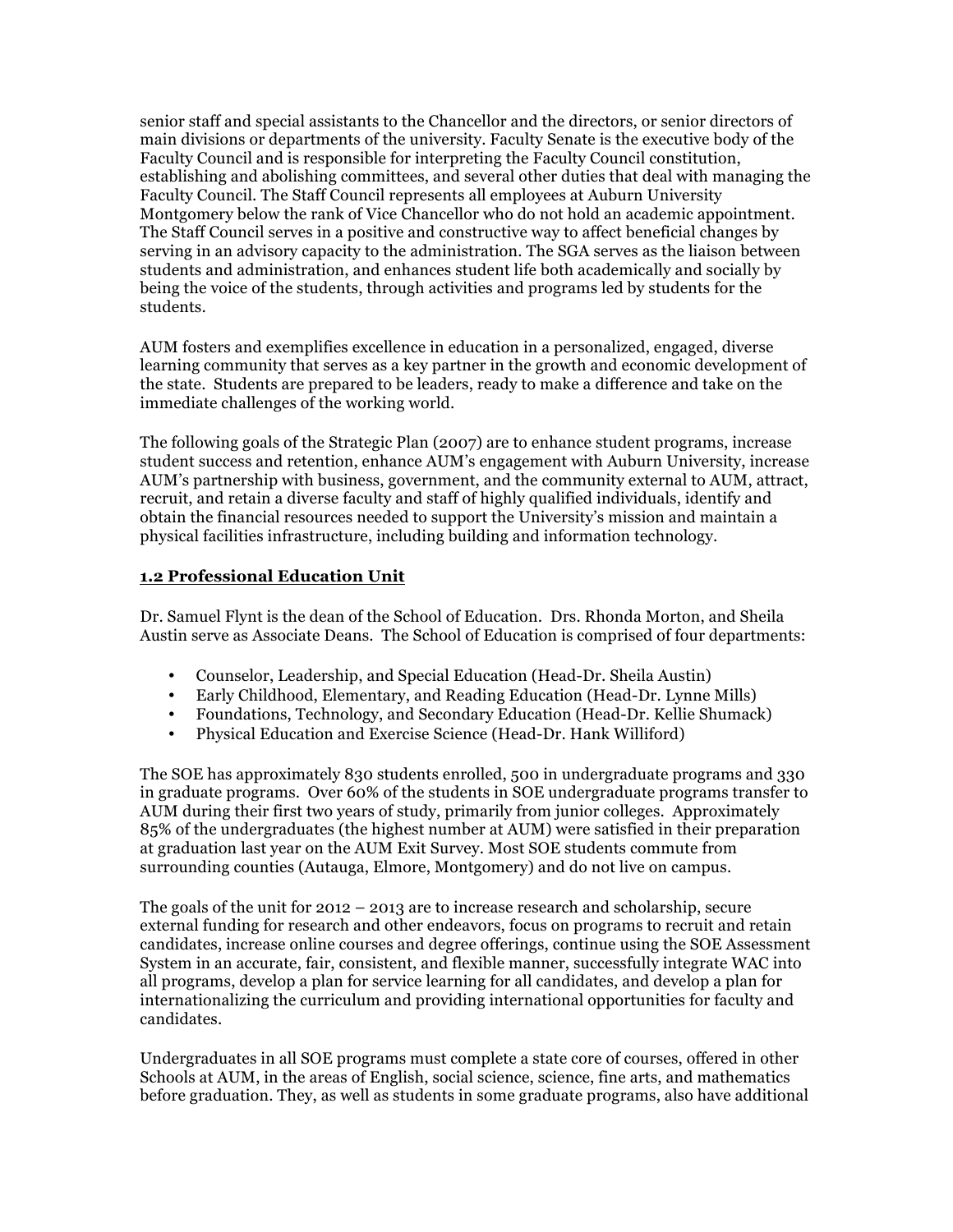senior staff and special assistants to the Chancellor and the directors, or senior directors of main divisions or departments of the university. Faculty Senate is the executive body of the Faculty Council and is responsible for interpreting the Faculty Council constitution, establishing and abolishing committees, and several other duties that deal with managing the Faculty Council. The Staff Council represents all employees at Auburn University Montgomery below the rank of Vice Chancellor who do not hold an academic appointment. The Staff Council serves in a positive and constructive way to affect beneficial changes by serving in an advisory capacity to the administration. The SGA serves as the liaison between students and administration, and enhances student life both academically and socially by being the voice of the students, through activities and programs led by students for the students.

AUM fosters and exemplifies excellence in education in a personalized, engaged, diverse learning community that serves as a key partner in the growth and economic development of the state. Students are prepared to be leaders, ready to make a difference and take on the immediate challenges of the working world.

The following goals of the Strategic Plan (2007) are to enhance student programs, increase student success and retention, enhance AUM's engagement with Auburn University, increase AUM's partnership with business, government, and the community external to AUM, attract, recruit, and retain a diverse faculty and staff of highly qualified individuals, identify and obtain the financial resources needed to support the University's mission and maintain a physical facilities infrastructure, including building and information technology.

## 1.2 Professional Education Unit

Dr. Samuel Flynt is the dean of the School of Education. Drs. Rhonda Morton, and Sheila Austin serve as Associate Deans. The School of Education is comprised of four departments:

- Counselor, Leadership, and Special Education (Head-Dr. Sheila Austin)
- Early Childhood, Elementary, and Reading Education (Head-Dr. Lynne Mills)
- Foundations, Technology, and Secondary Education (Head-Dr. Kellie Shumack)
- Physical Education and Exercise Science (Head-Dr. Hank Williford)

The SOE has approximately 830 students enrolled, 500 in undergraduate programs and 330 in graduate programs. Over 60% of the students in SOE undergraduate programs transfer to AUM during their first two years of study, primarily from junior colleges. Approximately 85% of the undergraduates (the highest number at AUM) were satisfied in their preparation at graduation last year on the AUM Exit Survey. Most SOE students commute from surrounding counties (Autauga, Elmore, Montgomery) and do not live on campus.

The goals of the unit for 2012 – 2013 are to increase research and scholarship, secure external funding for research and other endeavors, focus on programs to recruit and retain candidates, increase online courses and degree offerings, continue using the SOE Assessment System in an accurate, fair, consistent, and flexible manner, successfully integrate WAC into all programs, develop a plan for service learning for all candidates, and develop a plan for internationalizing the curriculum and providing international opportunities for faculty and candidates.

Undergraduates in all SOE programs must complete a state core of courses, offered in other Schools at AUM, in the areas of English, social science, science, fine arts, and mathematics before graduation. They, as well as students in some graduate programs, also have additional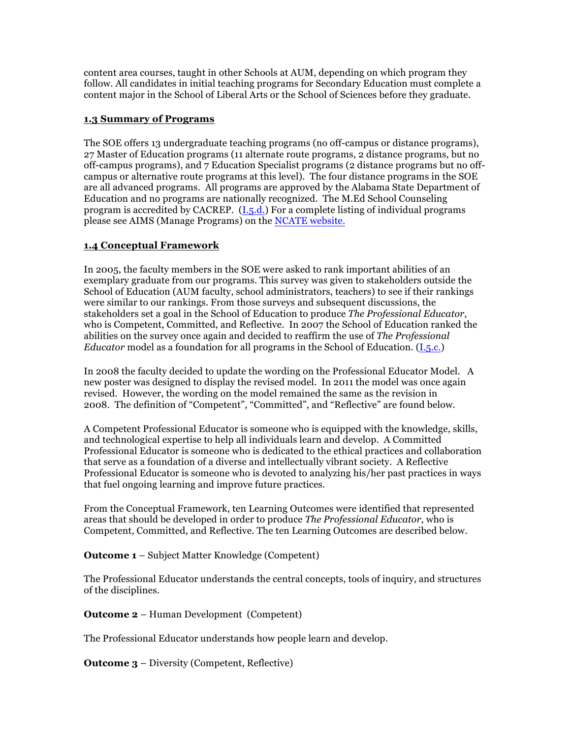content area courses, taught in other Schools at AUM, depending on which program they follow. All candidates in initial teaching programs for Secondary Education must complete a content major in the School of Liberal Arts or the School of Sciences before they graduate.

## 1.3 Summary of Programs

The SOE offers 13 undergraduate teaching programs (no off-campus or distance programs), 27 Master of Education programs (11 alternate route programs, 2 distance programs, but no off-campus programs), and 7 Education Specialist programs (2 distance programs but no off-campus or alternative route programs at this level). The four distance programs in the SOE are all advanced programs. All programs are approved by the Alabama State Department of Education and no programs are nationally recognized. The M.Ed School Counseling program is accredited by CACREP. (I.5.d.) For a complete listing of individual programs please see AIMS (Manage Programs) on the NCATE website.

## 1.4 Conceptual Framework

In 2005, the faculty members in the SOE were asked to rank important abilities of an exemplary graduate from our programs. This survey was given to stakeholders outside the School of Education (AUM faculty, school administrators, teachers) to see if their rankings were similar to our rankings. From those surveys and subsequent discussions, the stakeholders set a goal in the School of Education to produce *The Professional Educator*, who is Competent, Committed, and Reflective. In 2007 the School of Education ranked the abilities on the survey once again and decided to reaffirm the use of *The Professional Educator* model as a foundation for all programs in the School of Education. (I.5.c.)

In 2008 the faculty decided to update the wording on the Professional Educator Model. A new poster was designed to display the revised model. In 2011 the model was once again revised. However, the wording on the model remained the same as the revision in 2008. The definition of "Competent", "Committed", and "Reflective" are found below.

A Competent Professional Educator is someone who is equipped with the knowledge, skills, and technological expertise to help all individuals learn and develop. A Committed Professional Educator is someone who is dedicated to the ethical practices and collaboration that serve as a foundation of a diverse and intellectually vibrant society. A Reflective Professional Educator is someone who is devoted to analyzing his/her past practices in ways that fuel ongoing learning and improve future practices.

From the Conceptual Framework, ten Learning Outcomes were identified that represented areas that should be developed in order to produce *The Professional Educator*, who is Competent, Committed, and Reflective. The ten Learning Outcomes are described below.

**Outcome 1** – Subject Matter Knowledge (Competent)

The Professional Educator understands the central concepts, tools of inquiry, and structures of the disciplines.

**Outcome 2** – Human Development (Competent)

The Professional Educator understands how people learn and develop.

**Outcome 3** – Diversity (Competent, Reflective)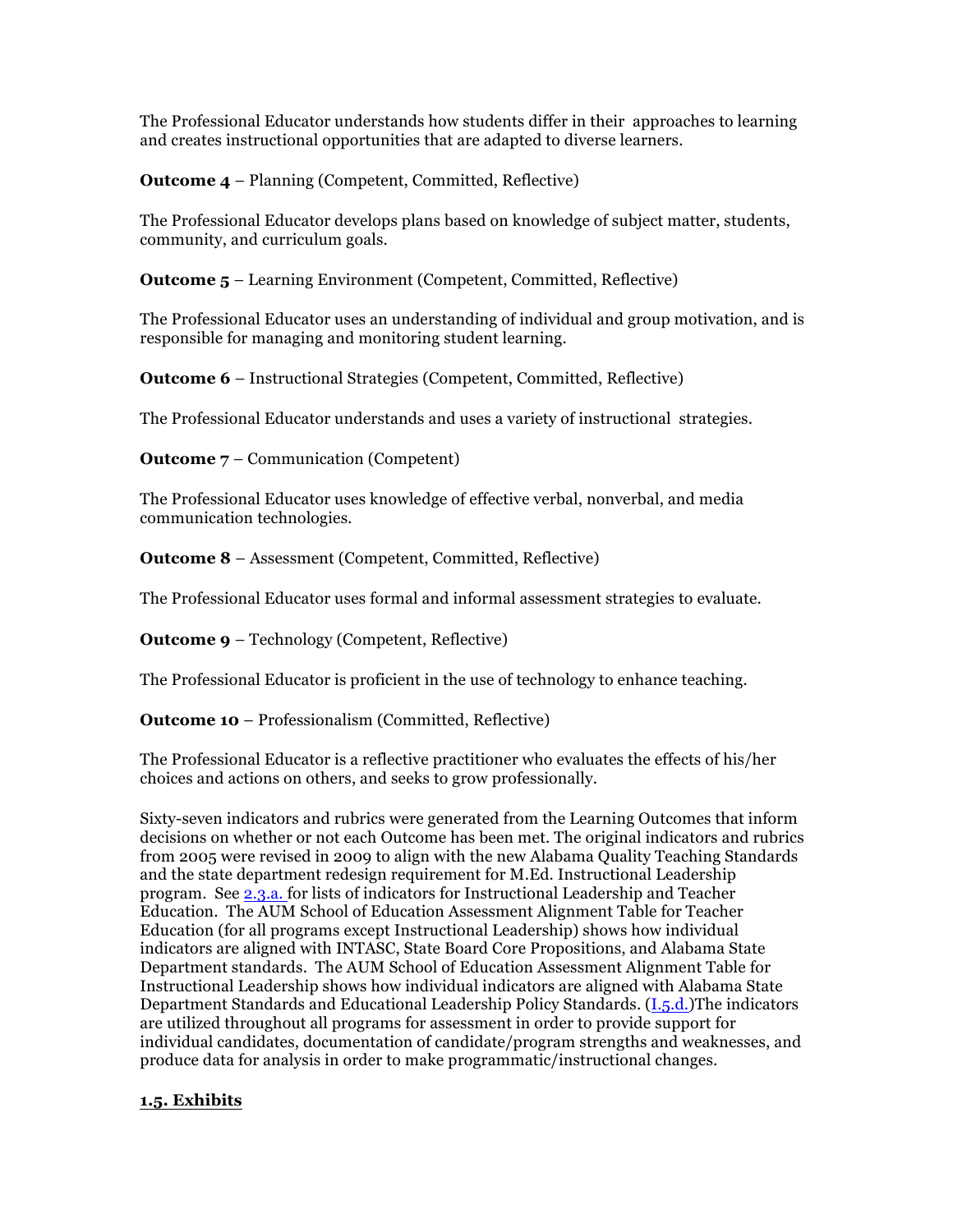The Professional Educator understands how students differ in their approaches to learning and creates instructional opportunities that are adapted to diverse learners.

**Outcome 4** – Planning (Competent, Committed, Reflective)

The Professional Educator develops plans based on knowledge of subject matter, students, community, and curriculum goals.

**Outcome 5** – Learning Environment (Competent, Committed, Reflective)

The Professional Educator uses an understanding of individual and group motivation, and is responsible for managing and monitoring student learning.

**Outcome 6** – Instructional Strategies (Competent, Committed, Reflective)

The Professional Educator understands and uses a variety of instructional strategies.

**Outcome 7** – Communication (Competent)

The Professional Educator uses knowledge of effective verbal, nonverbal, and media communication technologies.

**Outcome 8** – Assessment (Competent, Committed, Reflective)

The Professional Educator uses formal and informal assessment strategies to evaluate.

**Outcome 9** – Technology (Competent, Reflective)

The Professional Educator is proficient in the use of technology to enhance teaching.

**Outcome 10** – Professionalism (Committed, Reflective)

The Professional Educator is a reflective practitioner who evaluates the effects of his/her choices and actions on others, and seeks to grow professionally.

Sixty-seven indicators and rubrics were generated from the Learning Outcomes that inform decisions on whether or not each Outcome has been met. The original indicators and rubrics from 2005 were revised in 2009 to align with the new Alabama Quality Teaching Standards and the state department redesign requirement for M.Ed. Instructional Leadership program. See 2.3.a. for lists of indicators for Instructional Leadership and Teacher Education. The AUM School of Education Assessment Alignment Table for Teacher Education (for all programs except Instructional Leadership) shows how individual indicators are aligned with INTASC, State Board Core Propositions, and Alabama State Department standards. The AUM School of Education Assessment Alignment Table for Instructional Leadership shows how individual indicators are aligned with Alabama State Department Standards and Educational Leadership Policy Standards. (I.5.d.)The indicators are utilized throughout all programs for assessment in order to provide support for individual candidates, documentation of candidate/program strengths and weaknesses, and produce data for analysis in order to make programmatic/instructional changes.

## 1.5. Exhibits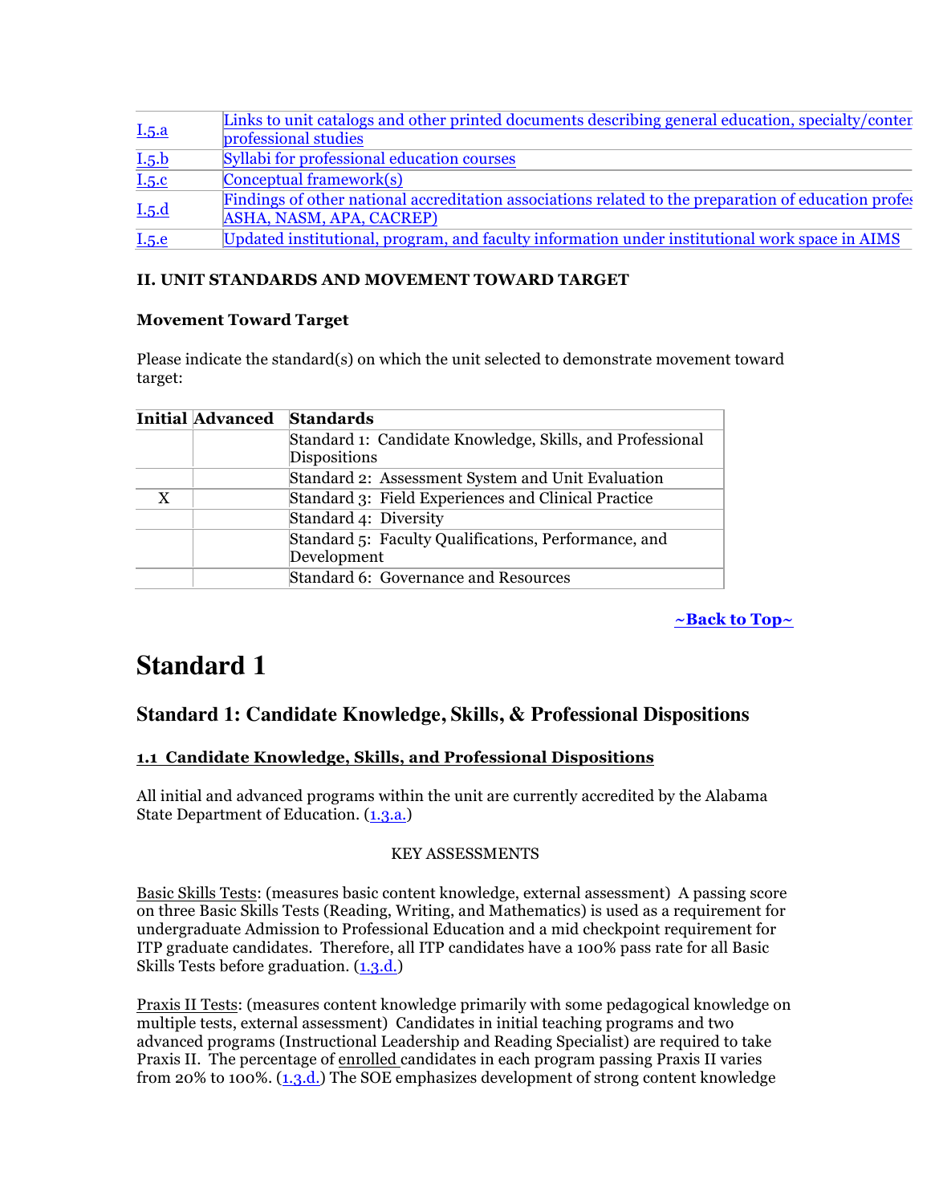| | |
|---|---|
| I.5.a | Links to unit catalogs and other printed documents describing general education, specialty/conter professional studies |
| I.5.b | Syllabi for professional education courses |
| I.5.c | Conceptual framework(s) |
| I.5.d | Findings of other national accreditation associations related to the preparation of education profes ASHA, NASM, APA, CACREP) |
| I.5.e | Updated institutional, program, and faculty information under institutional work space in AIMS |

**II. UNIT STANDARDS AND MOVEMENT TOWARD TARGET**

**Movement Toward Target**

Please indicate the standard(s) on which the unit selected to demonstrate movement toward target:

| Initial | Advanced | Standards |
|---|---|---|
| | | Standard 1: Candidate Knowledge, Skills, and Professional Dispositions |
| | | Standard 2: Assessment System and Unit Evaluation |
| X | | Standard 3: Field Experiences and Clinical Practice |
| | | Standard 4: Diversity |
| | | Standard 5: Faculty Qualifications, Performance, and Development |
| | | Standard 6: Governance and Resources |

**~Back to Top~**

# Standard 1

## Standard 1: Candidate Knowledge, Skills, & Professional Dispositions

**1.1 Candidate Knowledge, Skills, and Professional Dispositions**

All initial and advanced programs within the unit are currently accredited by the Alabama State Department of Education. (1.3.a.)

KEY ASSESSMENTS

Basic Skills Tests: (measures basic content knowledge, external assessment) A passing score on three Basic Skills Tests (Reading, Writing, and Mathematics) is used as a requirement for undergraduate Admission to Professional Education and a mid checkpoint requirement for ITP graduate candidates. Therefore, all ITP candidates have a 100% pass rate for all Basic Skills Tests before graduation. (1.3.d.)

Praxis II Tests: (measures content knowledge primarily with some pedagogical knowledge on multiple tests, external assessment) Candidates in initial teaching programs and two advanced programs (Instructional Leadership and Reading Specialist) are required to take Praxis II. The percentage of enrolled candidates in each program passing Praxis II varies from 20% to 100%. (1.3.d.) The SOE emphasizes development of strong content knowledge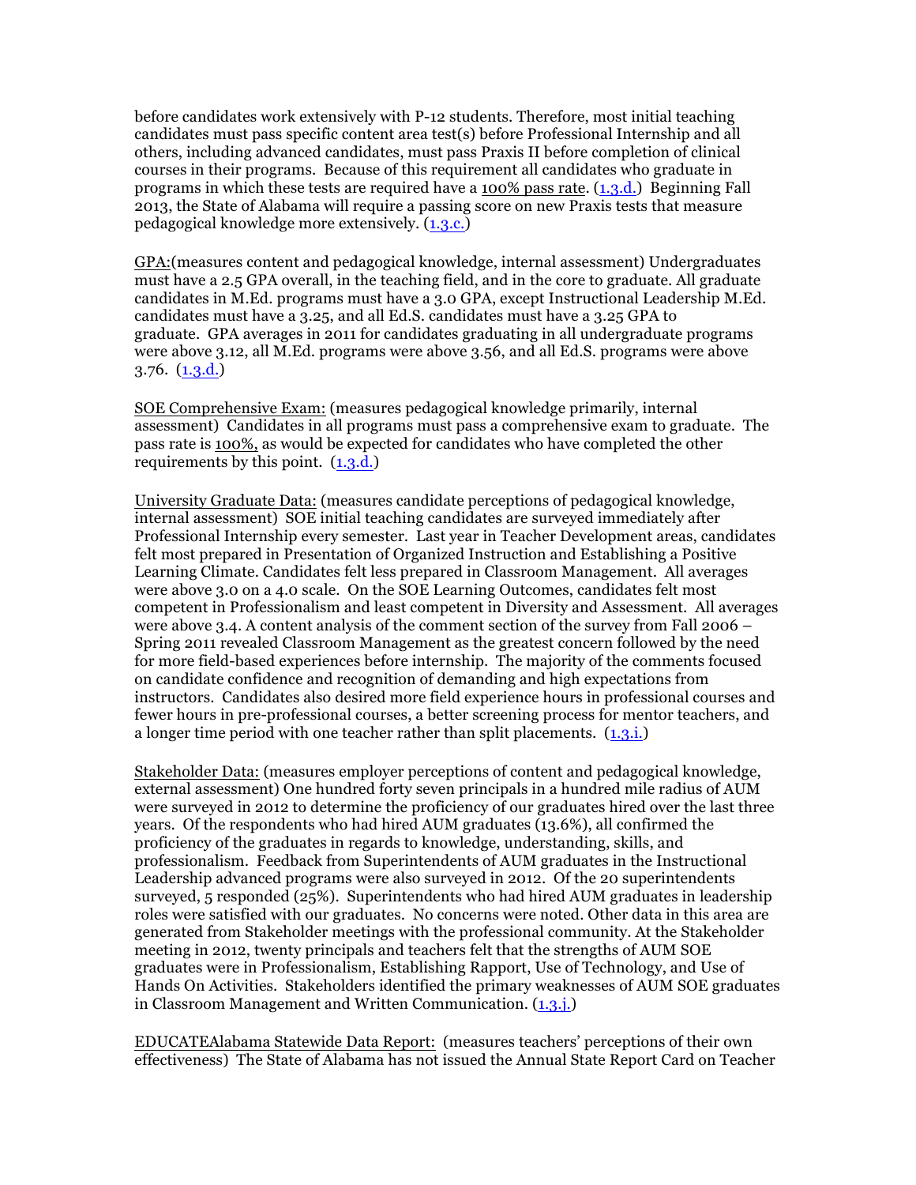before candidates work extensively with P-12 students. Therefore, most initial teaching candidates must pass specific content area test(s) before Professional Internship and all others, including advanced candidates, must pass Praxis II before completion of clinical courses in their programs. Because of this requirement all candidates who graduate in programs in which these tests are required have a 100% pass rate. (1.3.d.) Beginning Fall 2013, the State of Alabama will require a passing score on new Praxis tests that measure pedagogical knowledge more extensively. (1.3.c.)

GPA:(measures content and pedagogical knowledge, internal assessment) Undergraduates must have a 2.5 GPA overall, in the teaching field, and in the core to graduate. All graduate candidates in M.Ed. programs must have a 3.0 GPA, except Instructional Leadership M.Ed. candidates must have a 3.25, and all Ed.S. candidates must have a 3.25 GPA to graduate. GPA averages in 2011 for candidates graduating in all undergraduate programs were above 3.12, all M.Ed. programs were above 3.56, and all Ed.S. programs were above 3.76. (1.3.d.)

SOE Comprehensive Exam: (measures pedagogical knowledge primarily, internal assessment) Candidates in all programs must pass a comprehensive exam to graduate. The pass rate is 100%, as would be expected for candidates who have completed the other requirements by this point. (1.3.d.)

University Graduate Data: (measures candidate perceptions of pedagogical knowledge, internal assessment) SOE initial teaching candidates are surveyed immediately after Professional Internship every semester. Last year in Teacher Development areas, candidates felt most prepared in Presentation of Organized Instruction and Establishing a Positive Learning Climate. Candidates felt less prepared in Classroom Management. All averages were above 3.0 on a 4.0 scale. On the SOE Learning Outcomes, candidates felt most competent in Professionalism and least competent in Diversity and Assessment. All averages were above 3.4. A content analysis of the comment section of the survey from Fall 2006 – Spring 2011 revealed Classroom Management as the greatest concern followed by the need for more field-based experiences before internship. The majority of the comments focused on candidate confidence and recognition of demanding and high expectations from instructors. Candidates also desired more field experience hours in professional courses and fewer hours in pre-professional courses, a better screening process for mentor teachers, and a longer time period with one teacher rather than split placements. (1.3.i.)

Stakeholder Data: (measures employer perceptions of content and pedagogical knowledge, external assessment) One hundred forty seven principals in a hundred mile radius of AUM were surveyed in 2012 to determine the proficiency of our graduates hired over the last three years. Of the respondents who had hired AUM graduates (13.6%), all confirmed the proficiency of the graduates in regards to knowledge, understanding, skills, and professionalism. Feedback from Superintendents of AUM graduates in the Instructional Leadership advanced programs were also surveyed in 2012. Of the 20 superintendents surveyed, 5 responded (25%). Superintendents who had hired AUM graduates in leadership roles were satisfied with our graduates. No concerns were noted. Other data in this area are generated from Stakeholder meetings with the professional community. At the Stakeholder meeting in 2012, twenty principals and teachers felt that the strengths of AUM SOE graduates were in Professionalism, Establishing Rapport, Use of Technology, and Use of Hands On Activities. Stakeholders identified the primary weaknesses of AUM SOE graduates in Classroom Management and Written Communication. (1.3.j.)

EDUCATEAlabama Statewide Data Report: (measures teachers' perceptions of their own effectiveness) The State of Alabama has not issued the Annual State Report Card on Teacher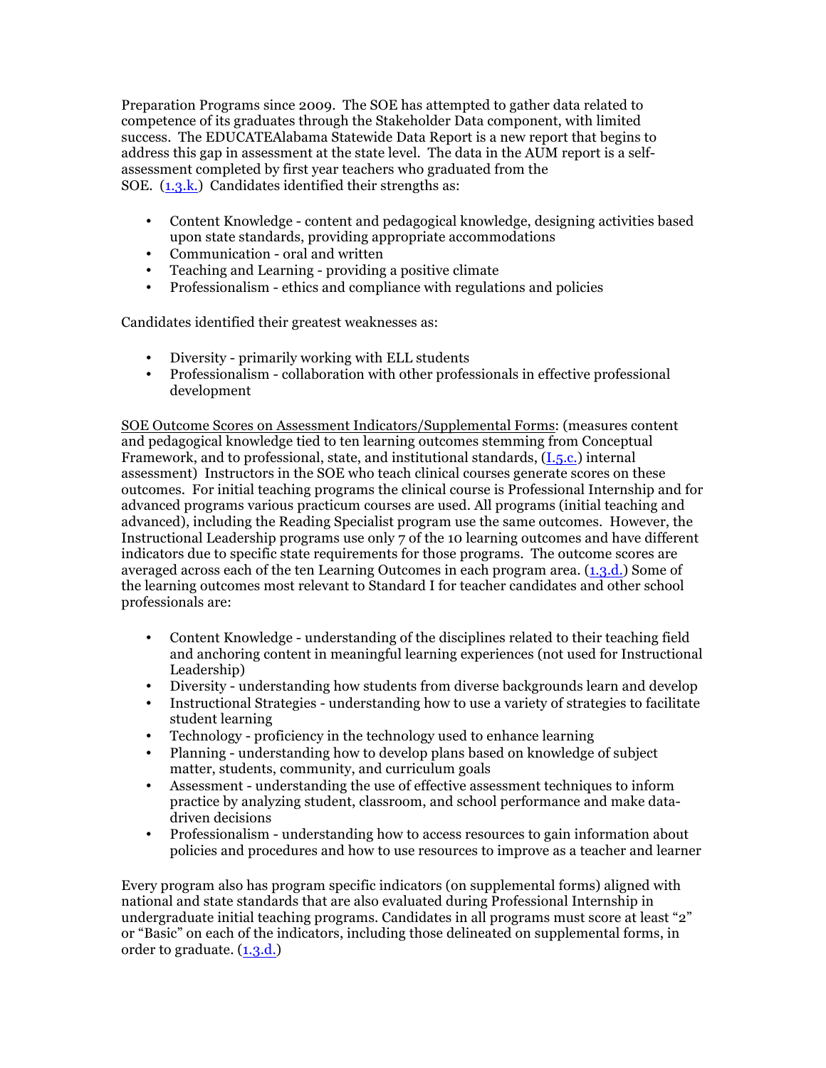Preparation Programs since 2009. The SOE has attempted to gather data related to competence of its graduates through the Stakeholder Data component, with limited success. The EDUCATEAlabama Statewide Data Report is a new report that begins to address this gap in assessment at the state level. The data in the AUM report is a self-assessment completed by first year teachers who graduated from the SOE. (1.3.k.) Candidates identified their strengths as:

- Content Knowledge - content and pedagogical knowledge, designing activities based upon state standards, providing appropriate accommodations
- Communication - oral and written
- Teaching and Learning - providing a positive climate
- Professionalism - ethics and compliance with regulations and policies

Candidates identified their greatest weaknesses as:

- Diversity - primarily working with ELL students
- Professionalism - collaboration with other professionals in effective professional development

SOE Outcome Scores on Assessment Indicators/Supplemental Forms: (measures content and pedagogical knowledge tied to ten learning outcomes stemming from Conceptual Framework, and to professional, state, and institutional standards, (I.5.c.) internal assessment) Instructors in the SOE who teach clinical courses generate scores on these outcomes. For initial teaching programs the clinical course is Professional Internship and for advanced programs various practicum courses are used. All programs (initial teaching and advanced), including the Reading Specialist program use the same outcomes. However, the Instructional Leadership programs use only 7 of the 10 learning outcomes and have different indicators due to specific state requirements for those programs. The outcome scores are averaged across each of the ten Learning Outcomes in each program area. (1.3.d.) Some of the learning outcomes most relevant to Standard I for teacher candidates and other school professionals are:

- Content Knowledge - understanding of the disciplines related to their teaching field and anchoring content in meaningful learning experiences (not used for Instructional Leadership)
- Diversity - understanding how students from diverse backgrounds learn and develop
- Instructional Strategies - understanding how to use a variety of strategies to facilitate student learning
- Technology - proficiency in the technology used to enhance learning
- Planning - understanding how to develop plans based on knowledge of subject matter, students, community, and curriculum goals
- Assessment - understanding the use of effective assessment techniques to inform practice by analyzing student, classroom, and school performance and make data-driven decisions
- Professionalism - understanding how to access resources to gain information about policies and procedures and how to use resources to improve as a teacher and learner

Every program also has program specific indicators (on supplemental forms) aligned with national and state standards that are also evaluated during Professional Internship in undergraduate initial teaching programs. Candidates in all programs must score at least "2" or "Basic" on each of the indicators, including those delineated on supplemental forms, in order to graduate. (1.3.d.)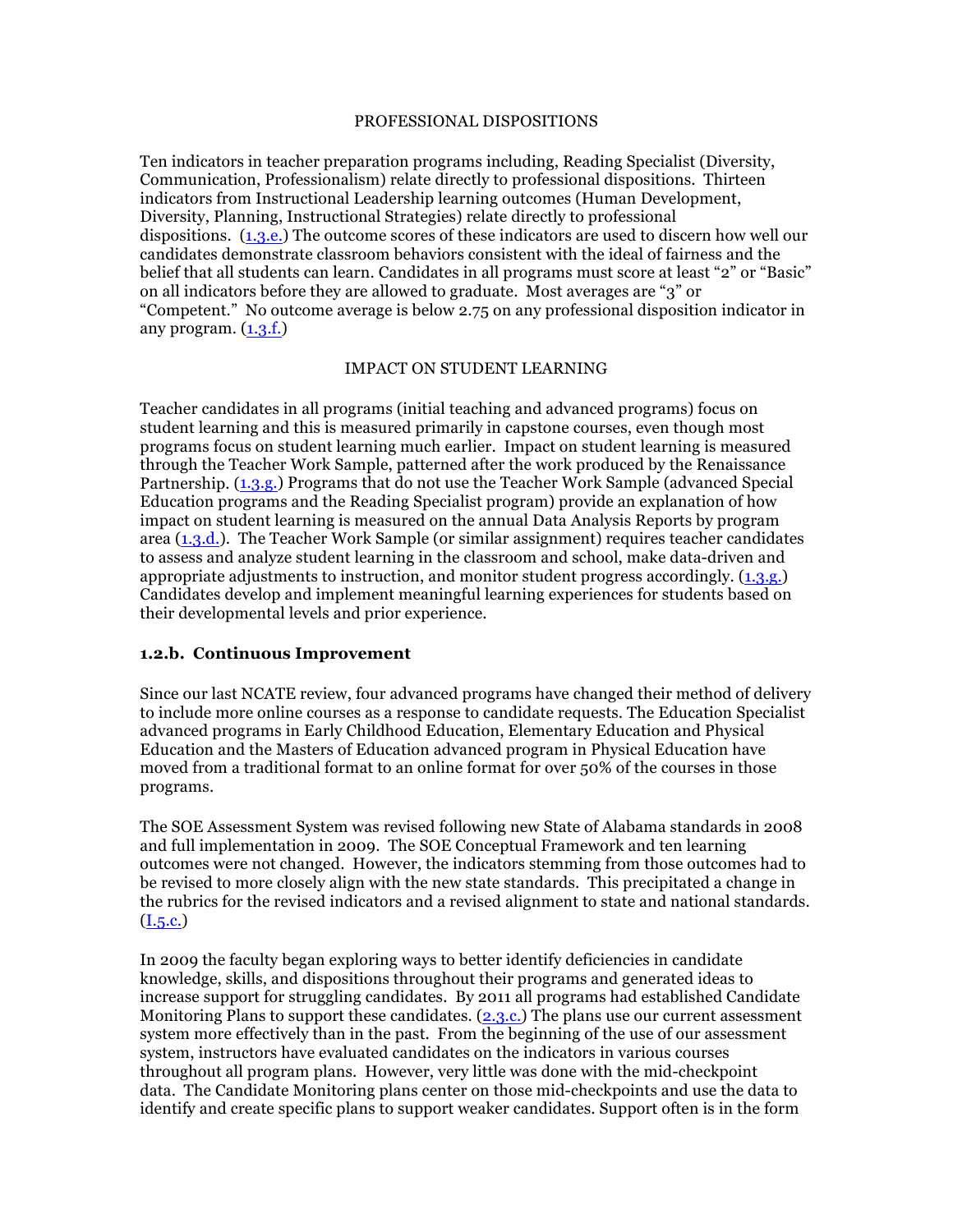PROFESSIONAL DISPOSITIONS

Ten indicators in teacher preparation programs including, Reading Specialist (Diversity, Communication, Professionalism) relate directly to professional dispositions. Thirteen indicators from Instructional Leadership learning outcomes (Human Development, Diversity, Planning, Instructional Strategies) relate directly to professional dispositions. (1.3.e.) The outcome scores of these indicators are used to discern how well our candidates demonstrate classroom behaviors consistent with the ideal of fairness and the belief that all students can learn. Candidates in all programs must score at least "2" or "Basic" on all indicators before they are allowed to graduate. Most averages are "3" or "Competent." No outcome average is below 2.75 on any professional disposition indicator in any program. (1.3.f.)

IMPACT ON STUDENT LEARNING

Teacher candidates in all programs (initial teaching and advanced programs) focus on student learning and this is measured primarily in capstone courses, even though most programs focus on student learning much earlier. Impact on student learning is measured through the Teacher Work Sample, patterned after the work produced by the Renaissance Partnership. (1.3.g.) Programs that do not use the Teacher Work Sample (advanced Special Education programs and the Reading Specialist program) provide an explanation of how impact on student learning is measured on the annual Data Analysis Reports by program area (1.3.d.). The Teacher Work Sample (or similar assignment) requires teacher candidates to assess and analyze student learning in the classroom and school, make data-driven and appropriate adjustments to instruction, and monitor student progress accordingly. (1.3.g.) Candidates develop and implement meaningful learning experiences for students based on their developmental levels and prior experience.

### 1.2.b. Continuous Improvement

Since our last NCATE review, four advanced programs have changed their method of delivery to include more online courses as a response to candidate requests. The Education Specialist advanced programs in Early Childhood Education, Elementary Education and Physical Education and the Masters of Education advanced program in Physical Education have moved from a traditional format to an online format for over 50% of the courses in those programs.

The SOE Assessment System was revised following new State of Alabama standards in 2008 and full implementation in 2009. The SOE Conceptual Framework and ten learning outcomes were not changed. However, the indicators stemming from those outcomes had to be revised to more closely align with the new state standards. This precipitated a change in the rubrics for the revised indicators and a revised alignment to state and national standards. (I.5.c.)

In 2009 the faculty began exploring ways to better identify deficiencies in candidate knowledge, skills, and dispositions throughout their programs and generated ideas to increase support for struggling candidates. By 2011 all programs had established Candidate Monitoring Plans to support these candidates. (2.3.c.) The plans use our current assessment system more effectively than in the past. From the beginning of the use of our assessment system, instructors have evaluated candidates on the indicators in various courses throughout all program plans. However, very little was done with the mid-checkpoint data. The Candidate Monitoring plans center on those mid-checkpoints and use the data to identify and create specific plans to support weaker candidates. Support often is in the form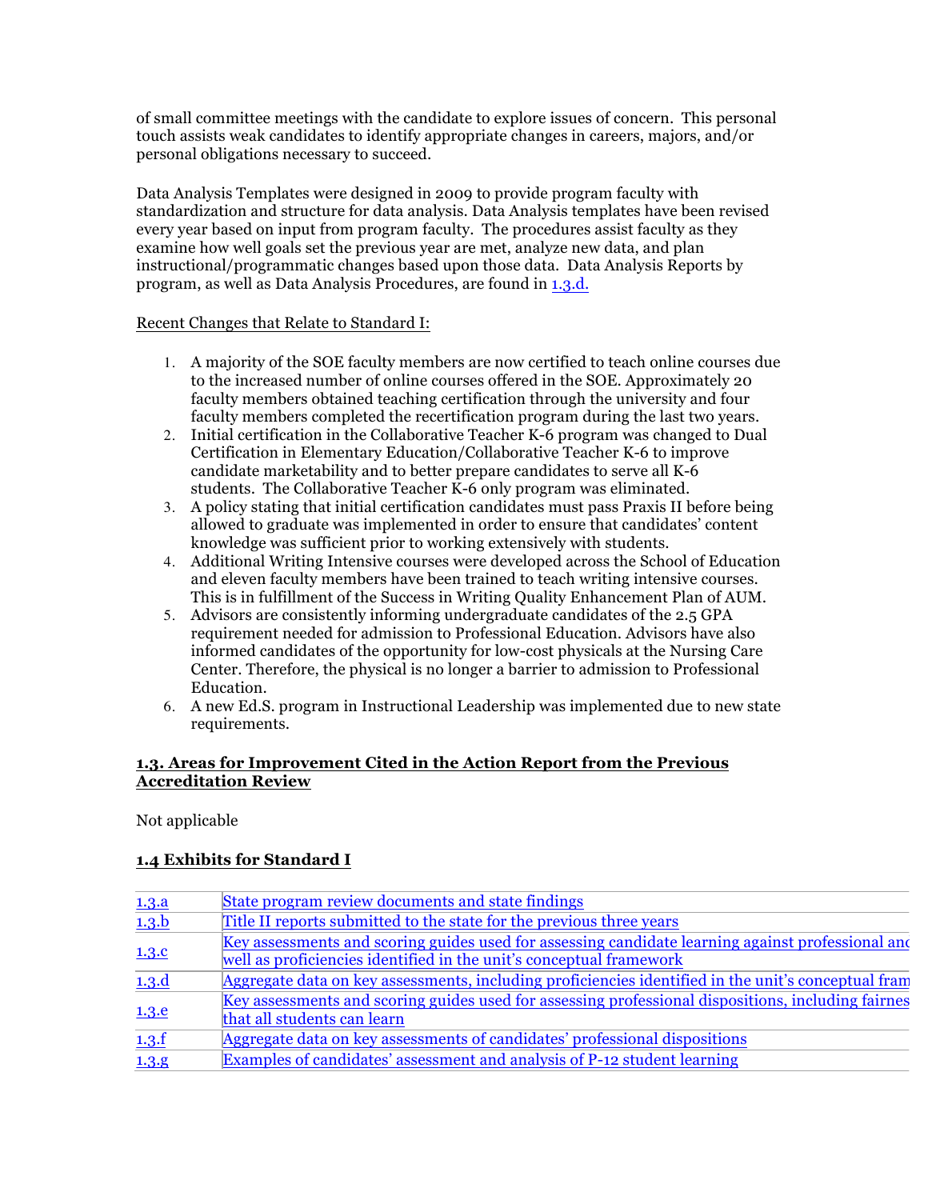of small committee meetings with the candidate to explore issues of concern. This personal touch assists weak candidates to identify appropriate changes in careers, majors, and/or personal obligations necessary to succeed.

Data Analysis Templates were designed in 2009 to provide program faculty with standardization and structure for data analysis. Data Analysis templates have been revised every year based on input from program faculty. The procedures assist faculty as they examine how well goals set the previous year are met, analyze new data, and plan instructional/programmatic changes based upon those data. Data Analysis Reports by program, as well as Data Analysis Procedures, are found in 1.3.d.

Recent Changes that Relate to Standard I:

1. A majority of the SOE faculty members are now certified to teach online courses due to the increased number of online courses offered in the SOE. Approximately 20 faculty members obtained teaching certification through the university and four faculty members completed the recertification program during the last two years.
2. Initial certification in the Collaborative Teacher K-6 program was changed to Dual Certification in Elementary Education/Collaborative Teacher K-6 to improve candidate marketability and to better prepare candidates to serve all K-6 students. The Collaborative Teacher K-6 only program was eliminated.
3. A policy stating that initial certification candidates must pass Praxis II before being allowed to graduate was implemented in order to ensure that candidates' content knowledge was sufficient prior to working extensively with students.
4. Additional Writing Intensive courses were developed across the School of Education and eleven faculty members have been trained to teach writing intensive courses. This is in fulfillment of the Success in Writing Quality Enhancement Plan of AUM.
5. Advisors are consistently informing undergraduate candidates of the 2.5 GPA requirement needed for admission to Professional Education. Advisors have also informed candidates of the opportunity for low-cost physicals at the Nursing Care Center. Therefore, the physical is no longer a barrier to admission to Professional Education.
6. A new Ed.S. program in Instructional Leadership was implemented due to new state requirements.

## 1.3. Areas for Improvement Cited in the Action Report from the Previous Accreditation Review

Not applicable

## 1.4 Exhibits for Standard I

| | |
|---|---|
| 1.3.a | State program review documents and state findings |
| 1.3.b | Title II reports submitted to the state for the previous three years |
| 1.3.c | Key assessments and scoring guides used for assessing candidate learning against professional and well as proficiencies identified in the unit's conceptual framework |
| 1.3.d | Aggregate data on key assessments, including proficiencies identified in the unit's conceptual fram |
| 1.3.e | Key assessments and scoring guides used for assessing professional dispositions, including fairnes that all students can learn |
| 1.3.f | Aggregate data on key assessments of candidates' professional dispositions |
| 1.3.g | Examples of candidates' assessment and analysis of P-12 student learning |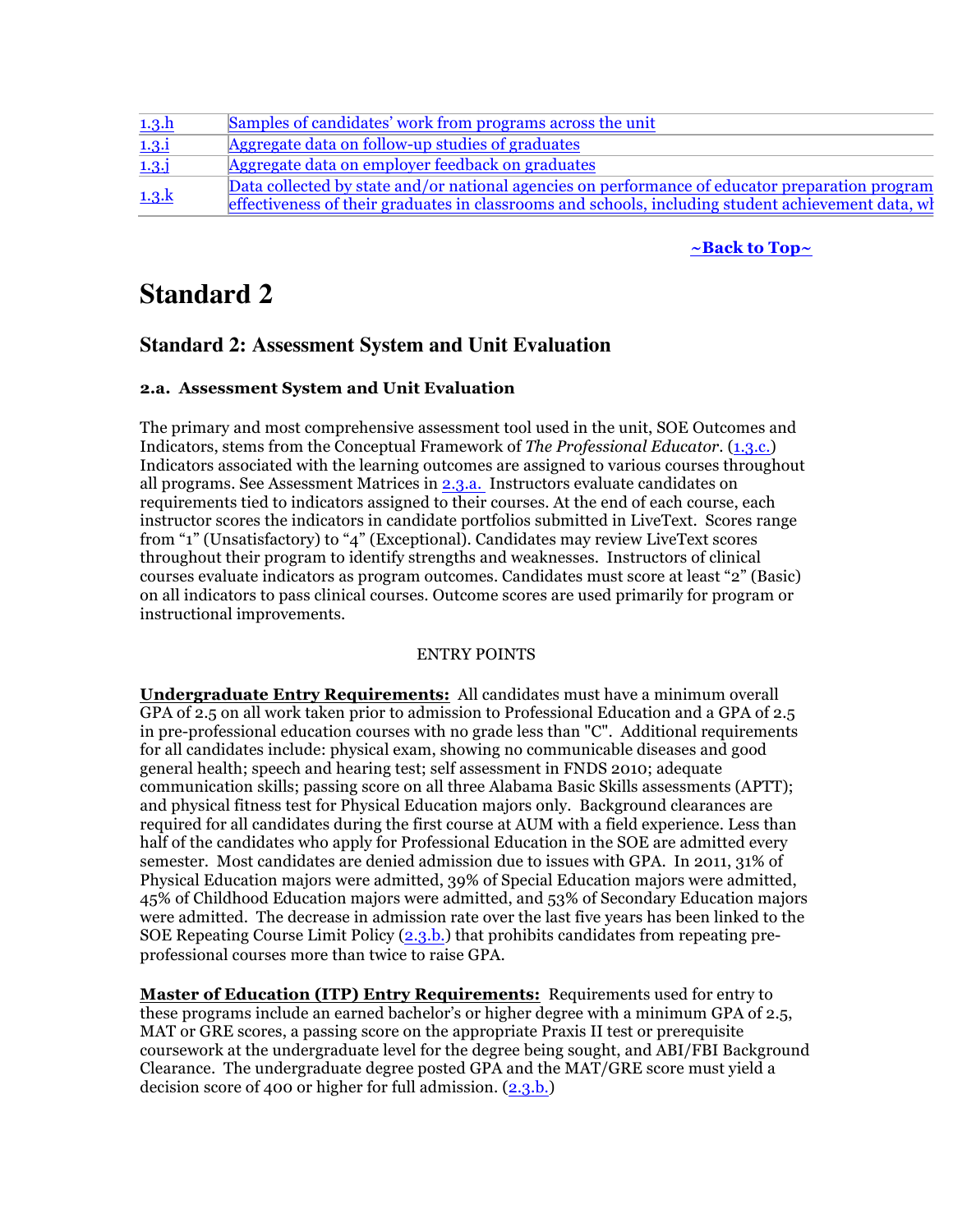| | |
|---|---|
| 1.3.h | Samples of candidates' work from programs across the unit |
| 1.3.i | Aggregate data on follow-up studies of graduates |
| 1.3.j | Aggregate data on employer feedback on graduates |
| 1.3.k | Data collected by state and/or national agencies on performance of educator preparation program effectiveness of their graduates in classrooms and schools, including student achievement data, wh |

**~Back to Top~**

# Standard 2

## Standard 2: Assessment System and Unit Evaluation

### 2.a. Assessment System and Unit Evaluation

The primary and most comprehensive assessment tool used in the unit, SOE Outcomes and Indicators, stems from the Conceptual Framework of *The Professional Educator*. (1.3.c.) Indicators associated with the learning outcomes are assigned to various courses throughout all programs. See Assessment Matrices in 2.3.a. Instructors evaluate candidates on requirements tied to indicators assigned to their courses. At the end of each course, each instructor scores the indicators in candidate portfolios submitted in LiveText. Scores range from "1" (Unsatisfactory) to "4" (Exceptional). Candidates may review LiveText scores throughout their program to identify strengths and weaknesses. Instructors of clinical courses evaluate indicators as program outcomes. Candidates must score at least "2" (Basic) on all indicators to pass clinical courses. Outcome scores are used primarily for program or instructional improvements.

ENTRY POINTS

**Undergraduate Entry Requirements:** All candidates must have a minimum overall GPA of 2.5 on all work taken prior to admission to Professional Education and a GPA of 2.5 in pre-professional education courses with no grade less than "C". Additional requirements for all candidates include: physical exam, showing no communicable diseases and good general health; speech and hearing test; self assessment in FNDS 2010; adequate communication skills; passing score on all three Alabama Basic Skills assessments (APTT); and physical fitness test for Physical Education majors only. Background clearances are required for all candidates during the first course at AUM with a field experience. Less than half of the candidates who apply for Professional Education in the SOE are admitted every semester. Most candidates are denied admission due to issues with GPA. In 2011, 31% of Physical Education majors were admitted, 39% of Special Education majors were admitted, 45% of Childhood Education majors were admitted, and 53% of Secondary Education majors were admitted. The decrease in admission rate over the last five years has been linked to the SOE Repeating Course Limit Policy (2.3.b.) that prohibits candidates from repeating pre-professional courses more than twice to raise GPA.

**Master of Education (ITP) Entry Requirements:** Requirements used for entry to these programs include an earned bachelor's or higher degree with a minimum GPA of 2.5, MAT or GRE scores, a passing score on the appropriate Praxis II test or prerequisite coursework at the undergraduate level for the degree being sought, and ABI/FBI Background Clearance. The undergraduate degree posted GPA and the MAT/GRE score must yield a decision score of 400 or higher for full admission. (2.3.b.)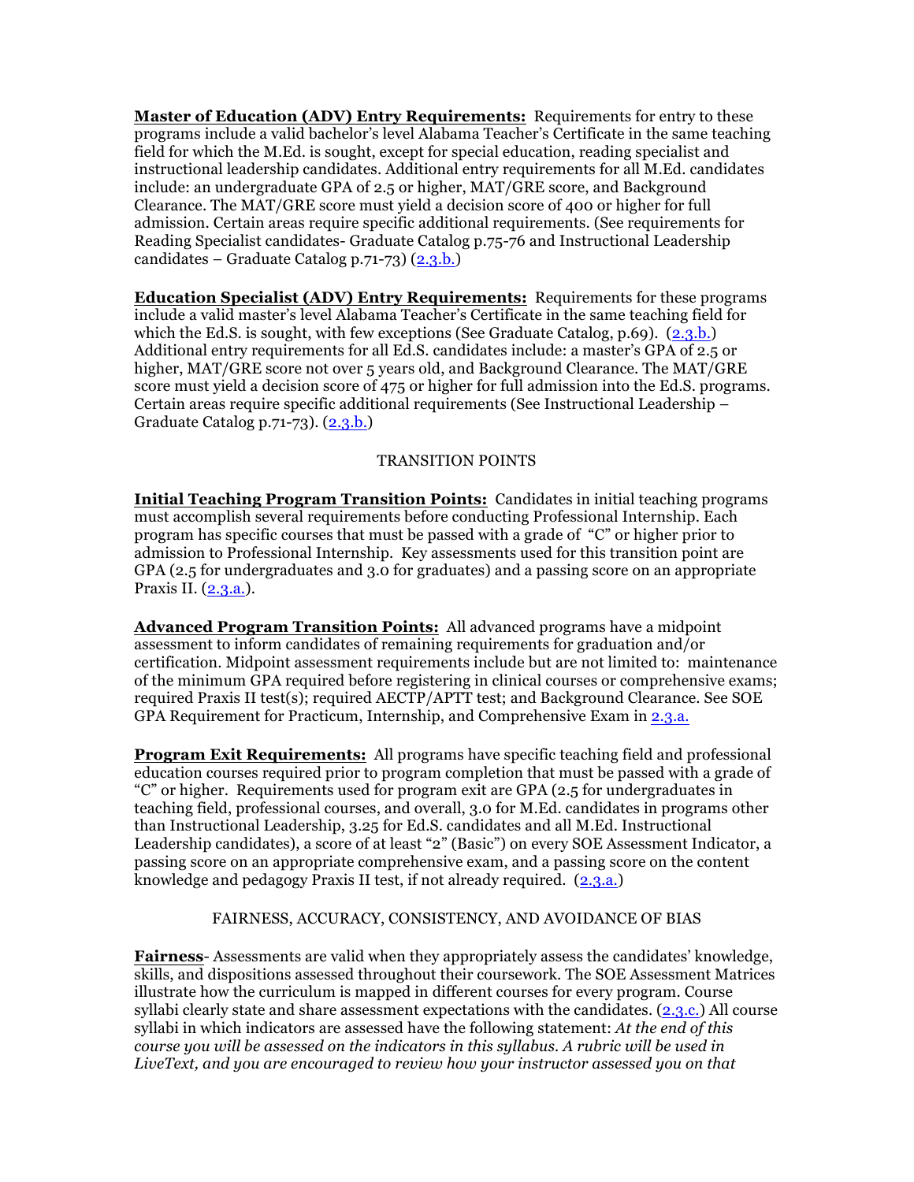**Master of Education (ADV) Entry Requirements:** Requirements for entry to these programs include a valid bachelor's level Alabama Teacher's Certificate in the same teaching field for which the M.Ed. is sought, except for special education, reading specialist and instructional leadership candidates. Additional entry requirements for all M.Ed. candidates include: an undergraduate GPA of 2.5 or higher, MAT/GRE score, and Background Clearance. The MAT/GRE score must yield a decision score of 400 or higher for full admission. Certain areas require specific additional requirements. (See requirements for Reading Specialist candidates- Graduate Catalog p.75-76 and Instructional Leadership candidates – Graduate Catalog p.71-73) (2.3.b.)

**Education Specialist (ADV) Entry Requirements:** Requirements for these programs include a valid master's level Alabama Teacher's Certificate in the same teaching field for which the Ed.S. is sought, with few exceptions (See Graduate Catalog, p.69). (2.3.b.) Additional entry requirements for all Ed.S. candidates include: a master's GPA of 2.5 or higher, MAT/GRE score not over 5 years old, and Background Clearance. The MAT/GRE score must yield a decision score of 475 or higher for full admission into the Ed.S. programs. Certain areas require specific additional requirements (See Instructional Leadership – Graduate Catalog p.71-73). (2.3.b.)

TRANSITION POINTS

**Initial Teaching Program Transition Points:** Candidates in initial teaching programs must accomplish several requirements before conducting Professional Internship. Each program has specific courses that must be passed with a grade of "C" or higher prior to admission to Professional Internship. Key assessments used for this transition point are GPA (2.5 for undergraduates and 3.0 for graduates) and a passing score on an appropriate Praxis II. (2.3.a.).

**Advanced Program Transition Points:** All advanced programs have a midpoint assessment to inform candidates of remaining requirements for graduation and/or certification. Midpoint assessment requirements include but are not limited to: maintenance of the minimum GPA required before registering in clinical courses or comprehensive exams; required Praxis II test(s); required AECTP/APTT test; and Background Clearance. See SOE GPA Requirement for Practicum, Internship, and Comprehensive Exam in 2.3.a.

**Program Exit Requirements:** All programs have specific teaching field and professional education courses required prior to program completion that must be passed with a grade of "C" or higher. Requirements used for program exit are GPA (2.5 for undergraduates in teaching field, professional courses, and overall, 3.0 for M.Ed. candidates in programs other than Instructional Leadership, 3.25 for Ed.S. candidates and all M.Ed. Instructional Leadership candidates), a score of at least "2" (Basic") on every SOE Assessment Indicator, a passing score on an appropriate comprehensive exam, and a passing score on the content knowledge and pedagogy Praxis II test, if not already required. (2.3.a.)

FAIRNESS, ACCURACY, CONSISTENCY, AND AVOIDANCE OF BIAS

**Fairness**- Assessments are valid when they appropriately assess the candidates' knowledge, skills, and dispositions assessed throughout their coursework. The SOE Assessment Matrices illustrate how the curriculum is mapped in different courses for every program. Course syllabi clearly state and share assessment expectations with the candidates. (2.3.c.) All course syllabi in which indicators are assessed have the following statement: *At the end of this course you will be assessed on the indicators in this syllabus. A rubric will be used in LiveText, and you are encouraged to review how your instructor assessed you on that*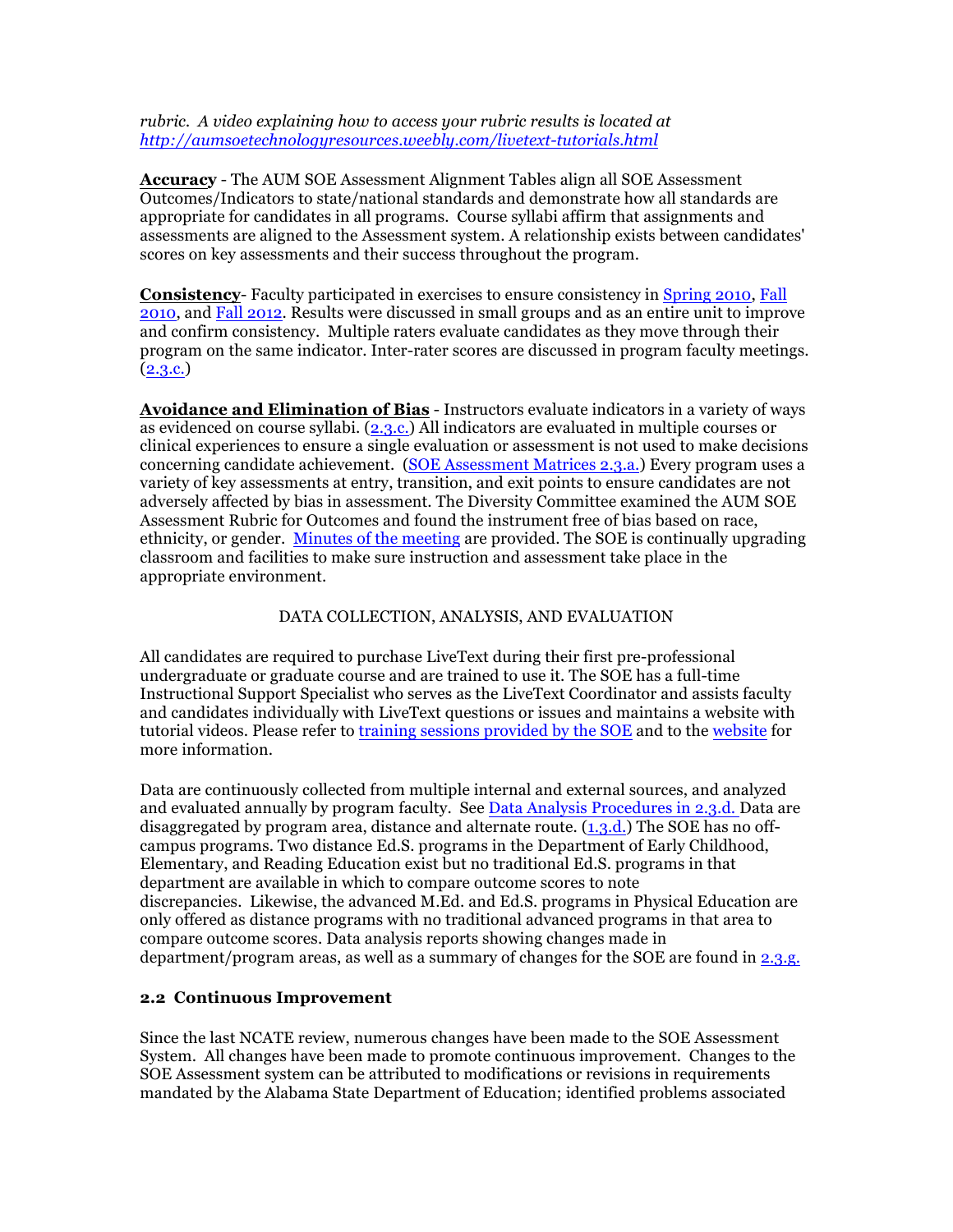*rubric. A video explaining how to access your rubric results is located at http://aumsoetechnologyresources.weebly.com/livetext-tutorials.html*

**Accuracy** - The AUM SOE Assessment Alignment Tables align all SOE Assessment Outcomes/Indicators to state/national standards and demonstrate how all standards are appropriate for candidates in all programs. Course syllabi affirm that assignments and assessments are aligned to the Assessment system. A relationship exists between candidates' scores on key assessments and their success throughout the program.

**Consistency**- Faculty participated in exercises to ensure consistency in Spring 2010, Fall 2010, and Fall 2012. Results were discussed in small groups and as an entire unit to improve and confirm consistency. Multiple raters evaluate candidates as they move through their program on the same indicator. Inter-rater scores are discussed in program faculty meetings. (2.3.c.)

**Avoidance and Elimination of Bias** - Instructors evaluate indicators in a variety of ways as evidenced on course syllabi. (2.3.c.) All indicators are evaluated in multiple courses or clinical experiences to ensure a single evaluation or assessment is not used to make decisions concerning candidate achievement. (SOE Assessment Matrices 2.3.a.) Every program uses a variety of key assessments at entry, transition, and exit points to ensure candidates are not adversely affected by bias in assessment. The Diversity Committee examined the AUM SOE Assessment Rubric for Outcomes and found the instrument free of bias based on race, ethnicity, or gender. Minutes of the meeting are provided. The SOE is continually upgrading classroom and facilities to make sure instruction and assessment take place in the appropriate environment.

DATA COLLECTION, ANALYSIS, AND EVALUATION

All candidates are required to purchase LiveText during their first pre-professional undergraduate or graduate course and are trained to use it. The SOE has a full-time Instructional Support Specialist who serves as the LiveText Coordinator and assists faculty and candidates individually with LiveText questions or issues and maintains a website with tutorial videos. Please refer to training sessions provided by the SOE and to the website for more information.

Data are continuously collected from multiple internal and external sources, and analyzed and evaluated annually by program faculty. See Data Analysis Procedures in 2.3.d. Data are disaggregated by program area, distance and alternate route. (1.3.d.) The SOE has no off-campus programs. Two distance Ed.S. programs in the Department of Early Childhood, Elementary, and Reading Education exist but no traditional Ed.S. programs in that department are available in which to compare outcome scores to note discrepancies. Likewise, the advanced M.Ed. and Ed.S. programs in Physical Education are only offered as distance programs with no traditional advanced programs in that area to compare outcome scores. Data analysis reports showing changes made in department/program areas, as well as a summary of changes for the SOE are found in 2.3.g.

### 2.2 Continuous Improvement

Since the last NCATE review, numerous changes have been made to the SOE Assessment System. All changes have been made to promote continuous improvement. Changes to the SOE Assessment system can be attributed to modifications or revisions in requirements mandated by the Alabama State Department of Education; identified problems associated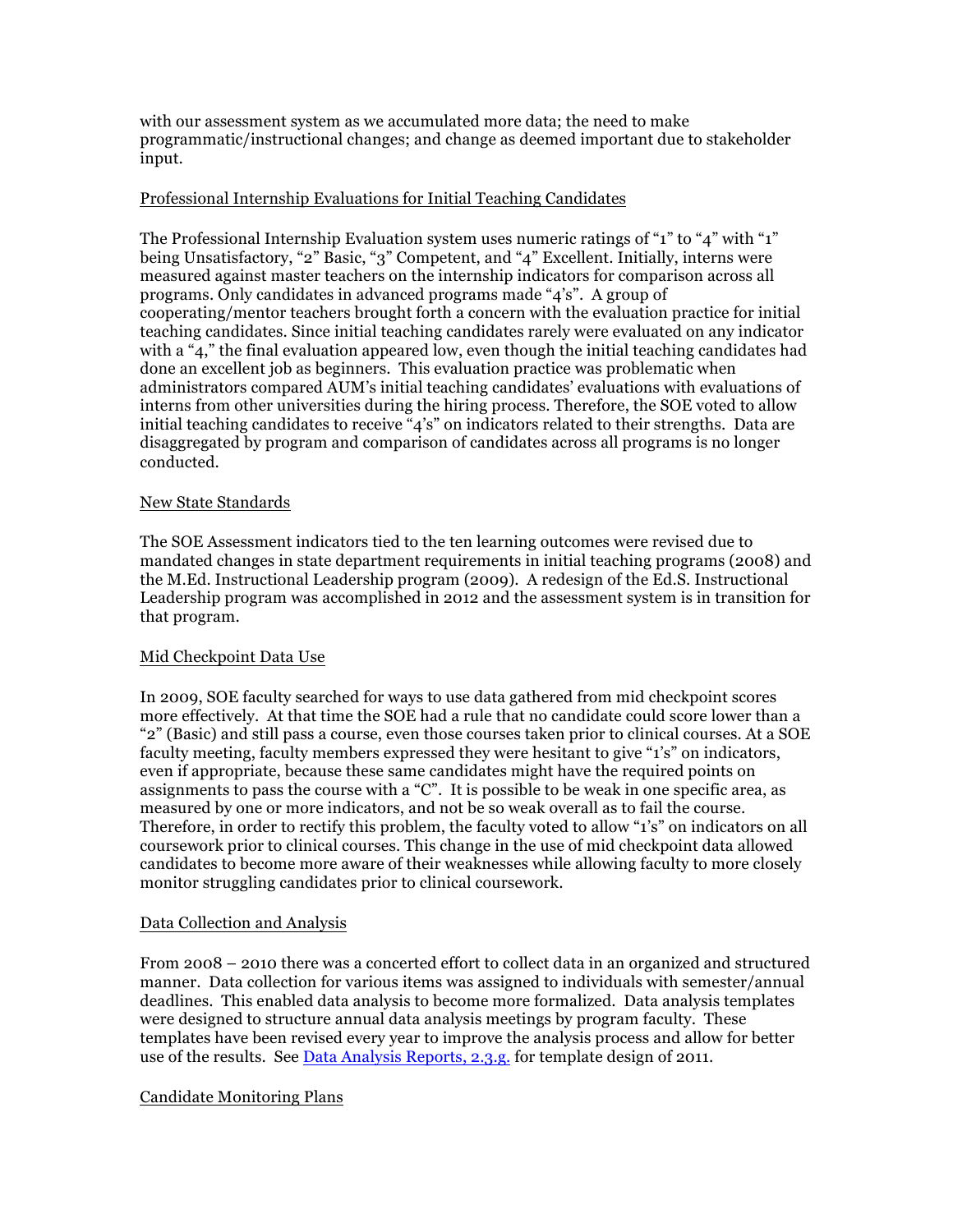with our assessment system as we accumulated more data; the need to make programmatic/instructional changes; and change as deemed important due to stakeholder input.

Professional Internship Evaluations for Initial Teaching Candidates

The Professional Internship Evaluation system uses numeric ratings of "1" to "4" with "1" being Unsatisfactory, "2" Basic, "3" Competent, and "4" Excellent. Initially, interns were measured against master teachers on the internship indicators for comparison across all programs. Only candidates in advanced programs made "4's". A group of cooperating/mentor teachers brought forth a concern with the evaluation practice for initial teaching candidates. Since initial teaching candidates rarely were evaluated on any indicator with a "4," the final evaluation appeared low, even though the initial teaching candidates had done an excellent job as beginners. This evaluation practice was problematic when administrators compared AUM's initial teaching candidates' evaluations with evaluations of interns from other universities during the hiring process. Therefore, the SOE voted to allow initial teaching candidates to receive "4's" on indicators related to their strengths. Data are disaggregated by program and comparison of candidates across all programs is no longer conducted.

New State Standards

The SOE Assessment indicators tied to the ten learning outcomes were revised due to mandated changes in state department requirements in initial teaching programs (2008) and the M.Ed. Instructional Leadership program (2009). A redesign of the Ed.S. Instructional Leadership program was accomplished in 2012 and the assessment system is in transition for that program.

Mid Checkpoint Data Use

In 2009, SOE faculty searched for ways to use data gathered from mid checkpoint scores more effectively. At that time the SOE had a rule that no candidate could score lower than a "2" (Basic) and still pass a course, even those courses taken prior to clinical courses. At a SOE faculty meeting, faculty members expressed they were hesitant to give "1's" on indicators, even if appropriate, because these same candidates might have the required points on assignments to pass the course with a "C". It is possible to be weak in one specific area, as measured by one or more indicators, and not be so weak overall as to fail the course. Therefore, in order to rectify this problem, the faculty voted to allow "1's" on indicators on all coursework prior to clinical courses. This change in the use of mid checkpoint data allowed candidates to become more aware of their weaknesses while allowing faculty to more closely monitor struggling candidates prior to clinical coursework.

Data Collection and Analysis

From 2008 – 2010 there was a concerted effort to collect data in an organized and structured manner. Data collection for various items was assigned to individuals with semester/annual deadlines. This enabled data analysis to become more formalized. Data analysis templates were designed to structure annual data analysis meetings by program faculty. These templates have been revised every year to improve the analysis process and allow for better use of the results. See Data Analysis Reports, 2.3.g. for template design of 2011.

Candidate Monitoring Plans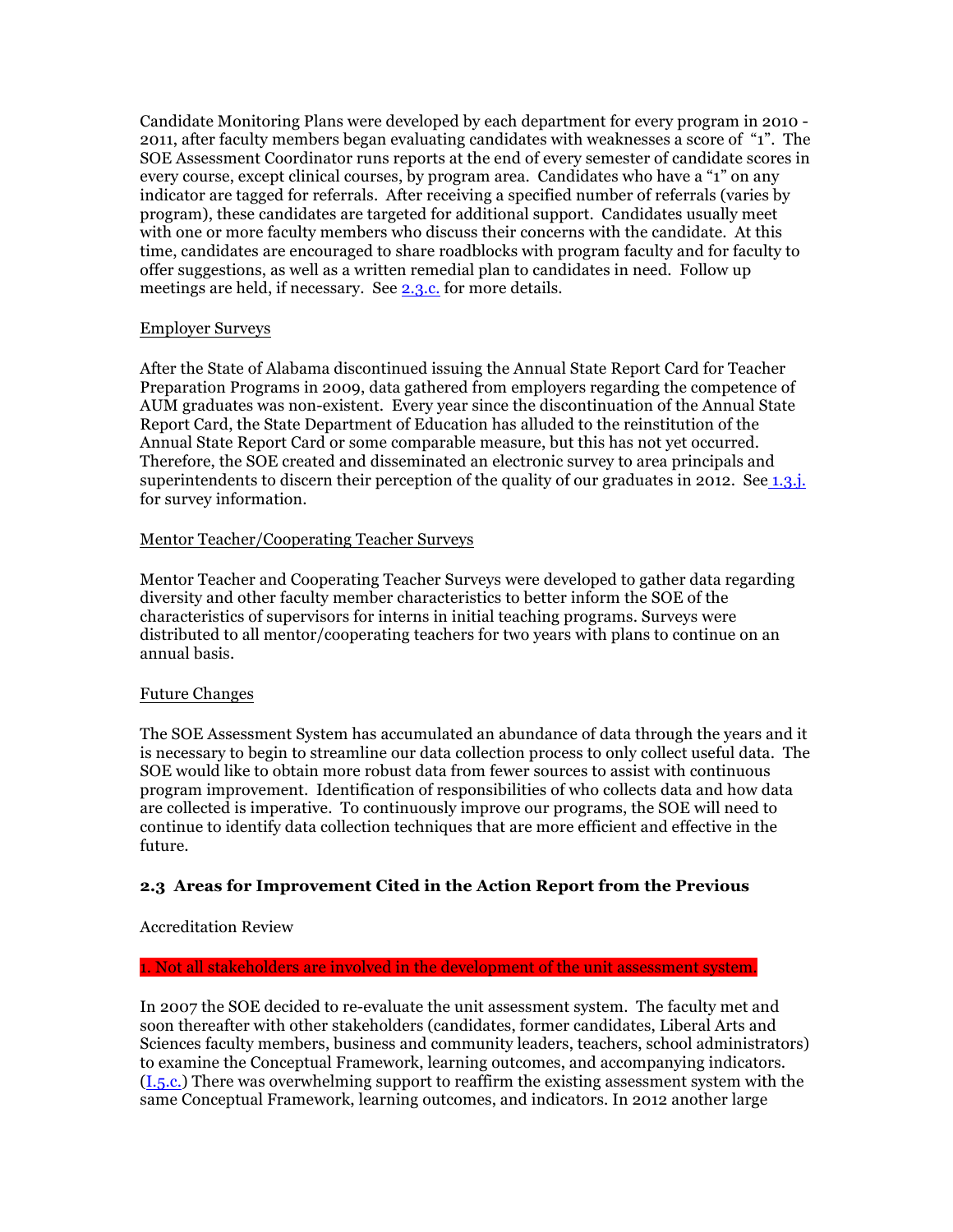Candidate Monitoring Plans were developed by each department for every program in 2010 - 2011, after faculty members began evaluating candidates with weaknesses a score of "1". The SOE Assessment Coordinator runs reports at the end of every semester of candidate scores in every course, except clinical courses, by program area. Candidates who have a "1" on any indicator are tagged for referrals. After receiving a specified number of referrals (varies by program), these candidates are targeted for additional support. Candidates usually meet with one or more faculty members who discuss their concerns with the candidate. At this time, candidates are encouraged to share roadblocks with program faculty and for faculty to offer suggestions, as well as a written remedial plan to candidates in need. Follow up meetings are held, if necessary. See 2.3.c. for more details.

Employer Surveys

After the State of Alabama discontinued issuing the Annual State Report Card for Teacher Preparation Programs in 2009, data gathered from employers regarding the competence of AUM graduates was non-existent. Every year since the discontinuation of the Annual State Report Card, the State Department of Education has alluded to the reinstitution of the Annual State Report Card or some comparable measure, but this has not yet occurred. Therefore, the SOE created and disseminated an electronic survey to area principals and superintendents to discern their perception of the quality of our graduates in 2012. See 1.3.j. for survey information.

Mentor Teacher/Cooperating Teacher Surveys

Mentor Teacher and Cooperating Teacher Surveys were developed to gather data regarding diversity and other faculty member characteristics to better inform the SOE of the characteristics of supervisors for interns in initial teaching programs. Surveys were distributed to all mentor/cooperating teachers for two years with plans to continue on an annual basis.

Future Changes

The SOE Assessment System has accumulated an abundance of data through the years and it is necessary to begin to streamline our data collection process to only collect useful data. The SOE would like to obtain more robust data from fewer sources to assist with continuous program improvement. Identification of responsibilities of who collects data and how data are collected is imperative. To continuously improve our programs, the SOE will need to continue to identify data collection techniques that are more efficient and effective in the future.

### 2.3 Areas for Improvement Cited in the Action Report from the Previous

Accreditation Review

1. Not all stakeholders are involved in the development of the unit assessment system.

In 2007 the SOE decided to re-evaluate the unit assessment system. The faculty met and soon thereafter with other stakeholders (candidates, former candidates, Liberal Arts and Sciences faculty members, business and community leaders, teachers, school administrators) to examine the Conceptual Framework, learning outcomes, and accompanying indicators. (I.5.c.) There was overwhelming support to reaffirm the existing assessment system with the same Conceptual Framework, learning outcomes, and indicators. In 2012 another large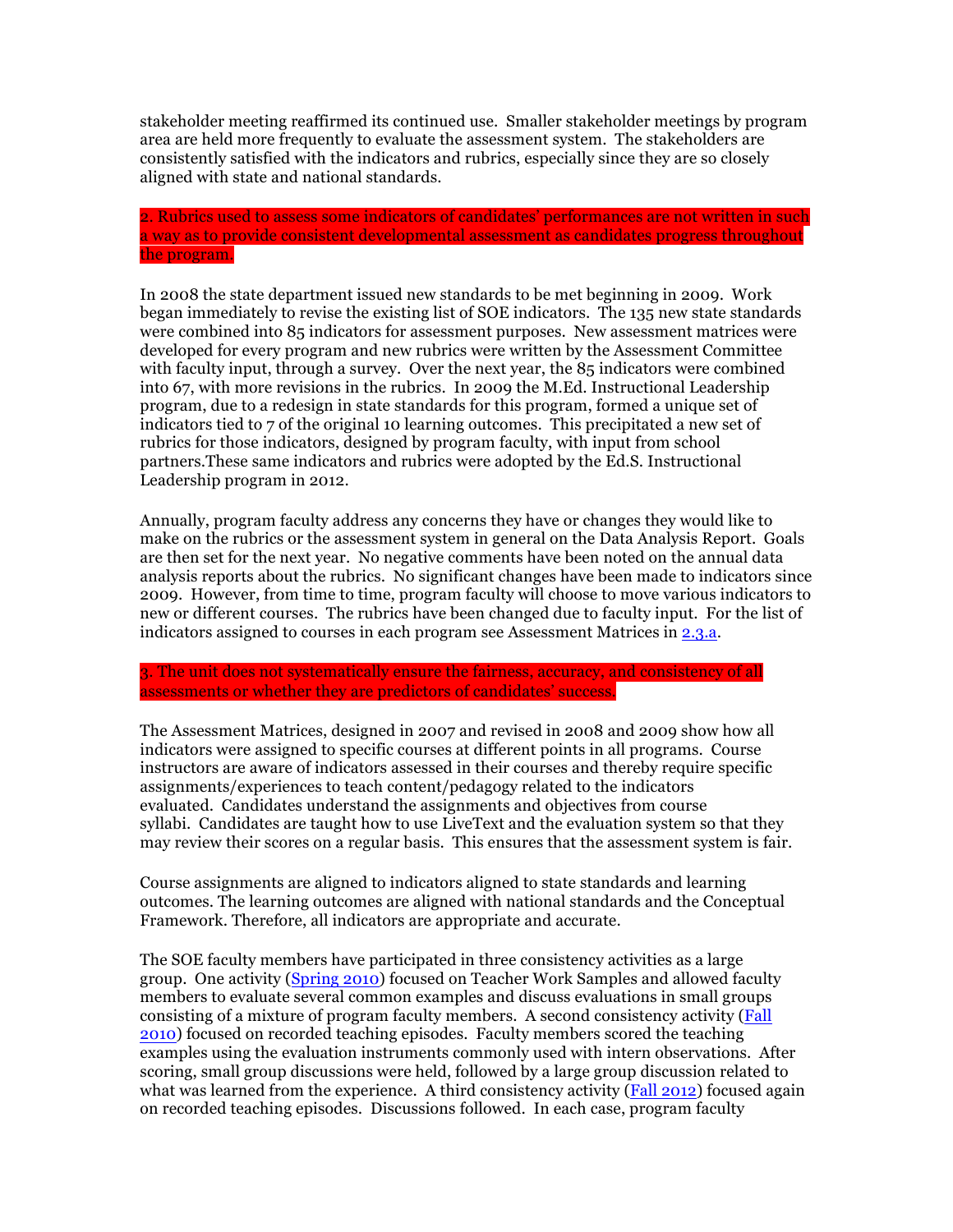stakeholder meeting reaffirmed its continued use. Smaller stakeholder meetings by program area are held more frequently to evaluate the assessment system. The stakeholders are consistently satisfied with the indicators and rubrics, especially since they are so closely aligned with state and national standards.

2. Rubrics used to assess some indicators of candidates' performances are not written in such a way as to provide consistent developmental assessment as candidates progress throughout the program.

In 2008 the state department issued new standards to be met beginning in 2009. Work began immediately to revise the existing list of SOE indicators. The 135 new state standards were combined into 85 indicators for assessment purposes. New assessment matrices were developed for every program and new rubrics were written by the Assessment Committee with faculty input, through a survey. Over the next year, the 85 indicators were combined into 67, with more revisions in the rubrics. In 2009 the M.Ed. Instructional Leadership program, due to a redesign in state standards for this program, formed a unique set of indicators tied to 7 of the original 10 learning outcomes. This precipitated a new set of rubrics for those indicators, designed by program faculty, with input from school partners.These same indicators and rubrics were adopted by the Ed.S. Instructional Leadership program in 2012.

Annually, program faculty address any concerns they have or changes they would like to make on the rubrics or the assessment system in general on the Data Analysis Report. Goals are then set for the next year. No negative comments have been noted on the annual data analysis reports about the rubrics. No significant changes have been made to indicators since 2009. However, from time to time, program faculty will choose to move various indicators to new or different courses. The rubrics have been changed due to faculty input. For the list of indicators assigned to courses in each program see Assessment Matrices in 2.3.a.

3. The unit does not systematically ensure the fairness, accuracy, and consistency of all assessments or whether they are predictors of candidates' success.

The Assessment Matrices, designed in 2007 and revised in 2008 and 2009 show how all indicators were assigned to specific courses at different points in all programs. Course instructors are aware of indicators assessed in their courses and thereby require specific assignments/experiences to teach content/pedagogy related to the indicators evaluated. Candidates understand the assignments and objectives from course syllabi. Candidates are taught how to use LiveText and the evaluation system so that they may review their scores on a regular basis. This ensures that the assessment system is fair.

Course assignments are aligned to indicators aligned to state standards and learning outcomes. The learning outcomes are aligned with national standards and the Conceptual Framework. Therefore, all indicators are appropriate and accurate.

The SOE faculty members have participated in three consistency activities as a large group. One activity (Spring 2010) focused on Teacher Work Samples and allowed faculty members to evaluate several common examples and discuss evaluations in small groups consisting of a mixture of program faculty members. A second consistency activity (Fall 2010) focused on recorded teaching episodes. Faculty members scored the teaching examples using the evaluation instruments commonly used with intern observations. After scoring, small group discussions were held, followed by a large group discussion related to what was learned from the experience. A third consistency activity (Fall 2012) focused again on recorded teaching episodes. Discussions followed. In each case, program faculty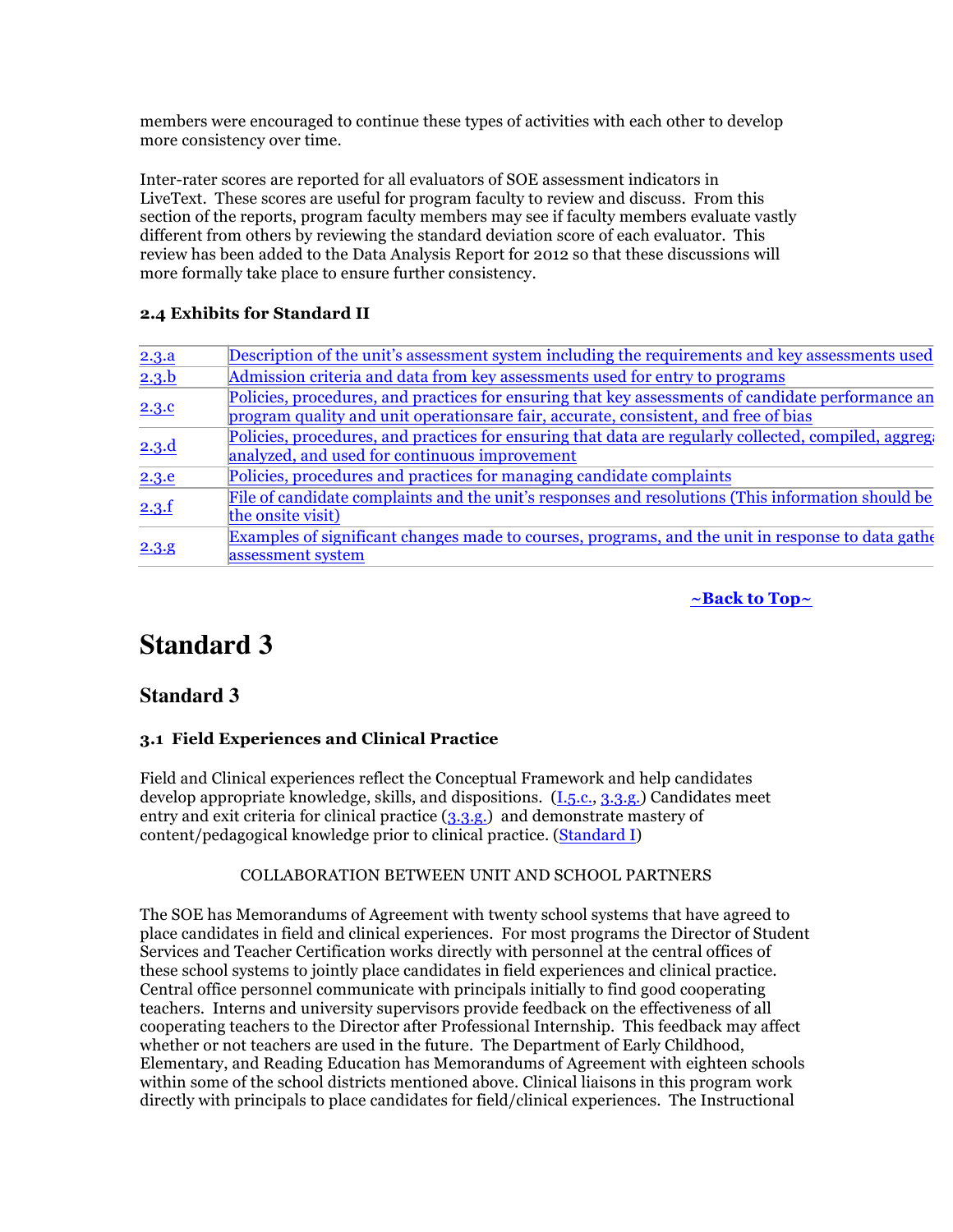members were encouraged to continue these types of activities with each other to develop more consistency over time.

Inter-rater scores are reported for all evaluators of SOE assessment indicators in LiveText. These scores are useful for program faculty to review and discuss. From this section of the reports, program faculty members may see if faculty members evaluate vastly different from others by reviewing the standard deviation score of each evaluator. This review has been added to the Data Analysis Report for 2012 so that these discussions will more formally take place to ensure further consistency.

**2.4 Exhibits for Standard II**

| | |
|---|---|
| 2.3.a | Description of the unit's assessment system including the requirements and key assessments used |
| 2.3.b | Admission criteria and data from key assessments used for entry to programs |
| 2.3.c | Policies, procedures, and practices for ensuring that key assessments of candidate performance an program quality and unit operationsare fair, accurate, consistent, and free of bias |
| 2.3.d | Policies, procedures, and practices for ensuring that data are regularly collected, compiled, aggrega analyzed, and used for continuous improvement |
| 2.3.e | Policies, procedures and practices for managing candidate complaints |
| 2.3.f | File of candidate complaints and the unit's responses and resolutions (This information should be the onsite visit) |
| 2.3.g | Examples of significant changes made to courses, programs, and the unit in response to data gathe assessment system |

**~Back to Top~**

# Standard 3

## Standard 3

### 3.1 Field Experiences and Clinical Practice

Field and Clinical experiences reflect the Conceptual Framework and help candidates develop appropriate knowledge, skills, and dispositions. (I.5.c., 3.3.g.) Candidates meet entry and exit criteria for clinical practice (3.3.g.) and demonstrate mastery of content/pedagogical knowledge prior to clinical practice. (Standard I)

COLLABORATION BETWEEN UNIT AND SCHOOL PARTNERS

The SOE has Memorandums of Agreement with twenty school systems that have agreed to place candidates in field and clinical experiences. For most programs the Director of Student Services and Teacher Certification works directly with personnel at the central offices of these school systems to jointly place candidates in field experiences and clinical practice. Central office personnel communicate with principals initially to find good cooperating teachers. Interns and university supervisors provide feedback on the effectiveness of all cooperating teachers to the Director after Professional Internship. This feedback may affect whether or not teachers are used in the future. The Department of Early Childhood, Elementary, and Reading Education has Memorandums of Agreement with eighteen schools within some of the school districts mentioned above. Clinical liaisons in this program work directly with principals to place candidates for field/clinical experiences. The Instructional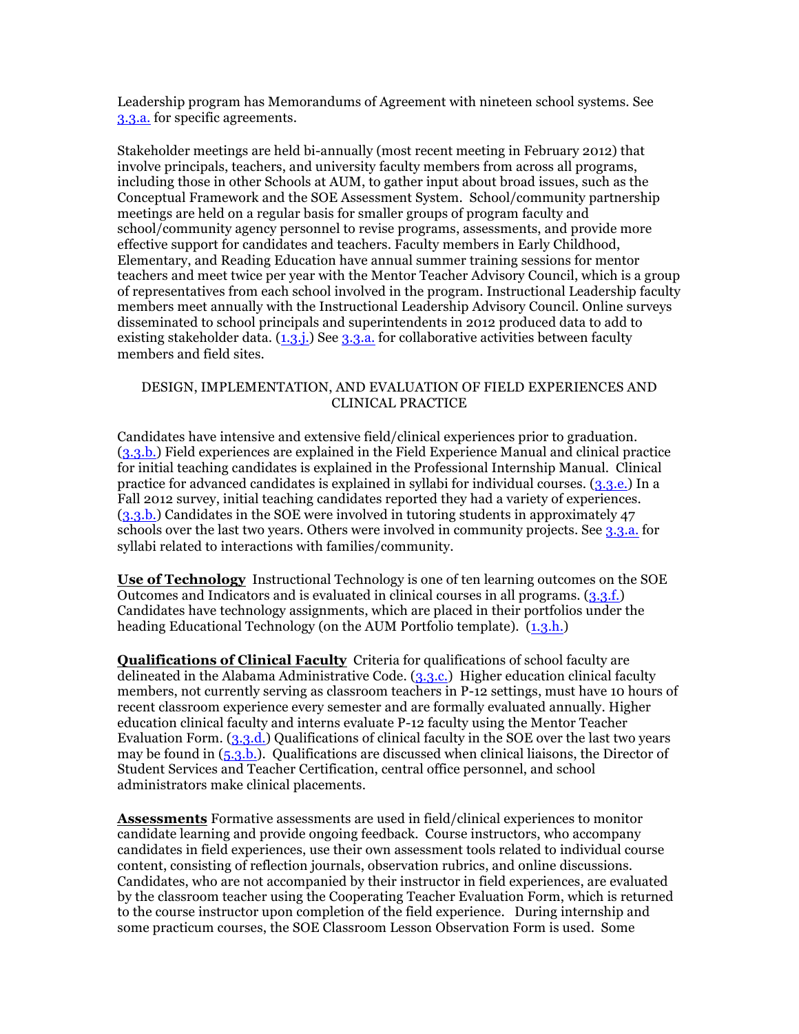Leadership program has Memorandums of Agreement with nineteen school systems. See 3.3.a. for specific agreements.

Stakeholder meetings are held bi-annually (most recent meeting in February 2012) that involve principals, teachers, and university faculty members from across all programs, including those in other Schools at AUM, to gather input about broad issues, such as the Conceptual Framework and the SOE Assessment System. School/community partnership meetings are held on a regular basis for smaller groups of program faculty and school/community agency personnel to revise programs, assessments, and provide more effective support for candidates and teachers. Faculty members in Early Childhood, Elementary, and Reading Education have annual summer training sessions for mentor teachers and meet twice per year with the Mentor Teacher Advisory Council, which is a group of representatives from each school involved in the program. Instructional Leadership faculty members meet annually with the Instructional Leadership Advisory Council. Online surveys disseminated to school principals and superintendents in 2012 produced data to add to existing stakeholder data. (1.3.j.) See 3.3.a. for collaborative activities between faculty members and field sites.

## DESIGN, IMPLEMENTATION, AND EVALUATION OF FIELD EXPERIENCES AND CLINICAL PRACTICE

Candidates have intensive and extensive field/clinical experiences prior to graduation. (3.3.b.) Field experiences are explained in the Field Experience Manual and clinical practice for initial teaching candidates is explained in the Professional Internship Manual. Clinical practice for advanced candidates is explained in syllabi for individual courses. (3.3.e.) In a Fall 2012 survey, initial teaching candidates reported they had a variety of experiences. (3.3.b.) Candidates in the SOE were involved in tutoring students in approximately 47 schools over the last two years. Others were involved in community projects. See 3.3.a. for syllabi related to interactions with families/community.

**Use of Technology** Instructional Technology is one of ten learning outcomes on the SOE Outcomes and Indicators and is evaluated in clinical courses in all programs. (3.3.f.) Candidates have technology assignments, which are placed in their portfolios under the heading Educational Technology (on the AUM Portfolio template). (1.3.h.)

**Qualifications of Clinical Faculty** Criteria for qualifications of school faculty are delineated in the Alabama Administrative Code. (3.3.c.) Higher education clinical faculty members, not currently serving as classroom teachers in P-12 settings, must have 10 hours of recent classroom experience every semester and are formally evaluated annually. Higher education clinical faculty and interns evaluate P-12 faculty using the Mentor Teacher Evaluation Form. (3.3.d.) Qualifications of clinical faculty in the SOE over the last two years may be found in (5.3.b.). Qualifications are discussed when clinical liaisons, the Director of Student Services and Teacher Certification, central office personnel, and school administrators make clinical placements.

**Assessments** Formative assessments are used in field/clinical experiences to monitor candidate learning and provide ongoing feedback. Course instructors, who accompany candidates in field experiences, use their own assessment tools related to individual course content, consisting of reflection journals, observation rubrics, and online discussions. Candidates, who are not accompanied by their instructor in field experiences, are evaluated by the classroom teacher using the Cooperating Teacher Evaluation Form, which is returned to the course instructor upon completion of the field experience. During internship and some practicum courses, the SOE Classroom Lesson Observation Form is used. Some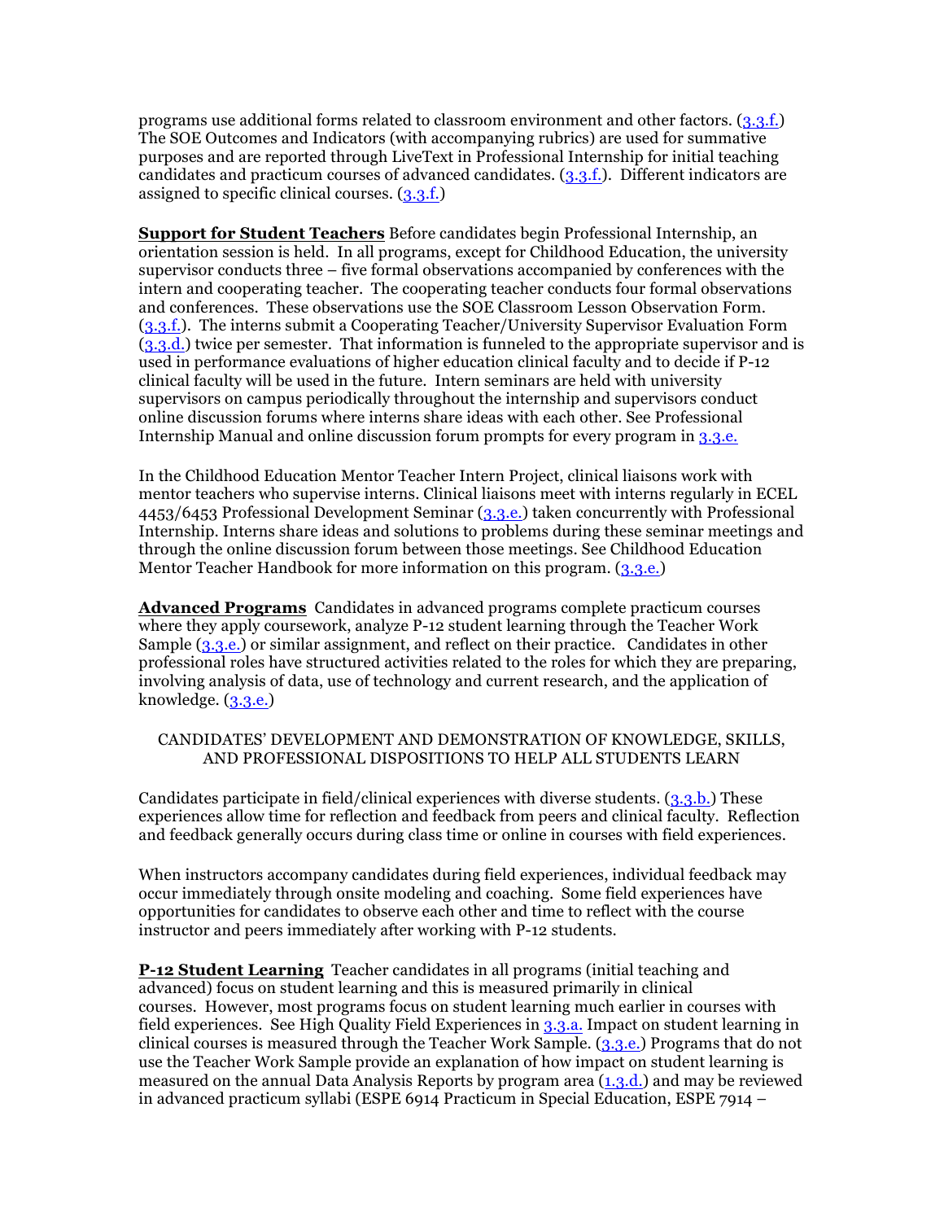programs use additional forms related to classroom environment and other factors. (3.3.f.) The SOE Outcomes and Indicators (with accompanying rubrics) are used for summative purposes and are reported through LiveText in Professional Internship for initial teaching candidates and practicum courses of advanced candidates. (3.3.f.). Different indicators are assigned to specific clinical courses. (3.3.f.)

**Support for Student Teachers** Before candidates begin Professional Internship, an orientation session is held. In all programs, except for Childhood Education, the university supervisor conducts three – five formal observations accompanied by conferences with the intern and cooperating teacher. The cooperating teacher conducts four formal observations and conferences. These observations use the SOE Classroom Lesson Observation Form. (3.3.f.). The interns submit a Cooperating Teacher/University Supervisor Evaluation Form (3.3.d.) twice per semester. That information is funneled to the appropriate supervisor and is used in performance evaluations of higher education clinical faculty and to decide if P-12 clinical faculty will be used in the future. Intern seminars are held with university supervisors on campus periodically throughout the internship and supervisors conduct online discussion forums where interns share ideas with each other. See Professional Internship Manual and online discussion forum prompts for every program in 3.3.e.

In the Childhood Education Mentor Teacher Intern Project, clinical liaisons work with mentor teachers who supervise interns. Clinical liaisons meet with interns regularly in ECEL 4453/6453 Professional Development Seminar (3.3.e.) taken concurrently with Professional Internship. Interns share ideas and solutions to problems during these seminar meetings and through the online discussion forum between those meetings. See Childhood Education Mentor Teacher Handbook for more information on this program. (3.3.e.)

**Advanced Programs** Candidates in advanced programs complete practicum courses where they apply coursework, analyze P-12 student learning through the Teacher Work Sample (3.3.e.) or similar assignment, and reflect on their practice. Candidates in other professional roles have structured activities related to the roles for which they are preparing, involving analysis of data, use of technology and current research, and the application of knowledge. (3.3.e.)

## CANDIDATES' DEVELOPMENT AND DEMONSTRATION OF KNOWLEDGE, SKILLS, AND PROFESSIONAL DISPOSITIONS TO HELP ALL STUDENTS LEARN

Candidates participate in field/clinical experiences with diverse students. (3.3.b.) These experiences allow time for reflection and feedback from peers and clinical faculty. Reflection and feedback generally occurs during class time or online in courses with field experiences.

When instructors accompany candidates during field experiences, individual feedback may occur immediately through onsite modeling and coaching. Some field experiences have opportunities for candidates to observe each other and time to reflect with the course instructor and peers immediately after working with P-12 students.

**P-12 Student Learning** Teacher candidates in all programs (initial teaching and advanced) focus on student learning and this is measured primarily in clinical courses. However, most programs focus on student learning much earlier in courses with field experiences. See High Quality Field Experiences in 3.3.a. Impact on student learning in clinical courses is measured through the Teacher Work Sample. (3.3.e.) Programs that do not use the Teacher Work Sample provide an explanation of how impact on student learning is measured on the annual Data Analysis Reports by program area (1.3.d.) and may be reviewed in advanced practicum syllabi (ESPE 6914 Practicum in Special Education, ESPE 7914 –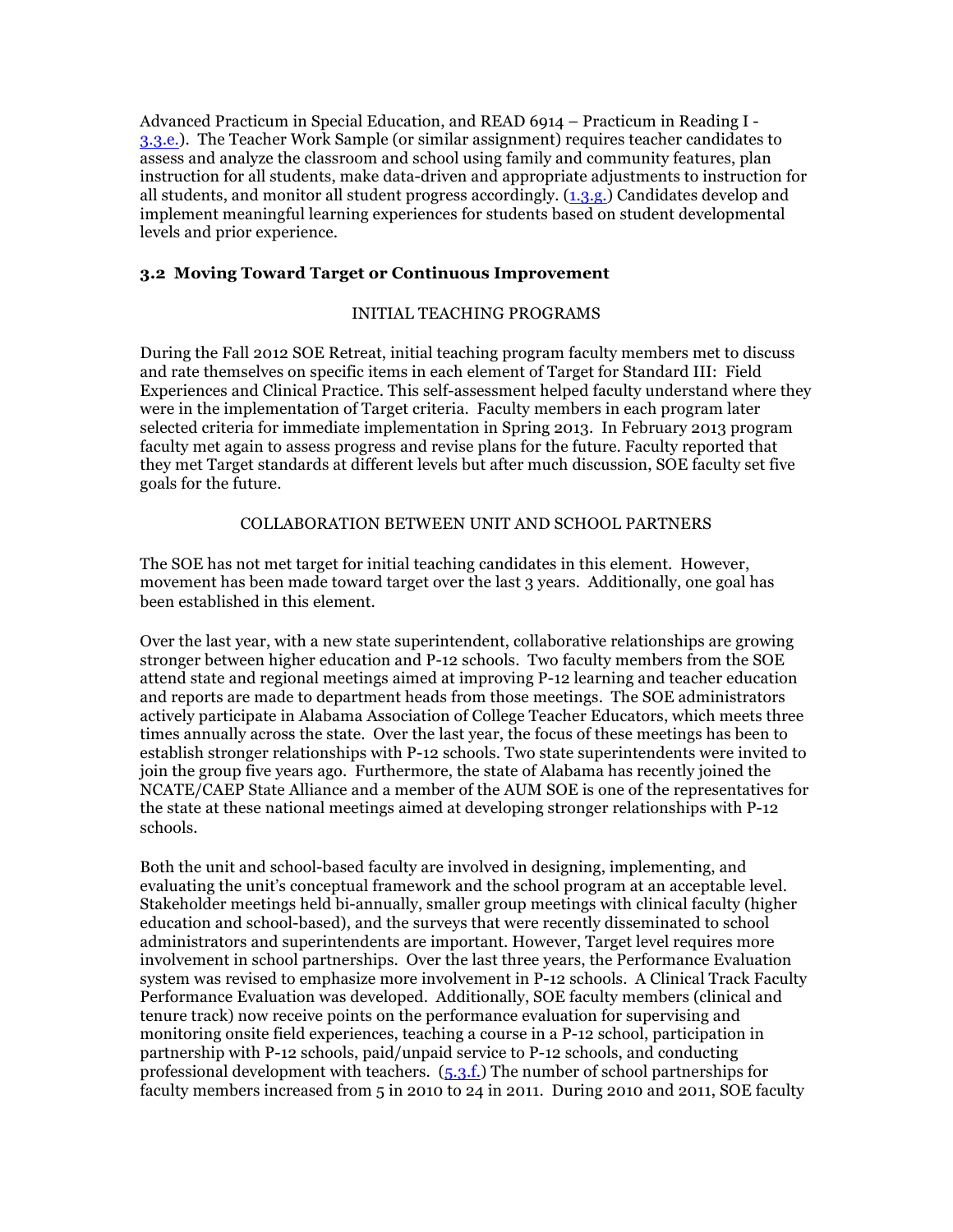Advanced Practicum in Special Education, and READ 6914 – Practicum in Reading I - 3.3.e.). The Teacher Work Sample (or similar assignment) requires teacher candidates to assess and analyze the classroom and school using family and community features, plan instruction for all students, make data-driven and appropriate adjustments to instruction for all students, and monitor all student progress accordingly. (1.3.g.) Candidates develop and implement meaningful learning experiences for students based on student developmental levels and prior experience.

### 3.2 Moving Toward Target or Continuous Improvement

INITIAL TEACHING PROGRAMS

During the Fall 2012 SOE Retreat, initial teaching program faculty members met to discuss and rate themselves on specific items in each element of Target for Standard III: Field Experiences and Clinical Practice. This self-assessment helped faculty understand where they were in the implementation of Target criteria. Faculty members in each program later selected criteria for immediate implementation in Spring 2013. In February 2013 program faculty met again to assess progress and revise plans for the future. Faculty reported that they met Target standards at different levels but after much discussion, SOE faculty set five goals for the future.

COLLABORATION BETWEEN UNIT AND SCHOOL PARTNERS

The SOE has not met target for initial teaching candidates in this element. However, movement has been made toward target over the last 3 years. Additionally, one goal has been established in this element.

Over the last year, with a new state superintendent, collaborative relationships are growing stronger between higher education and P-12 schools. Two faculty members from the SOE attend state and regional meetings aimed at improving P-12 learning and teacher education and reports are made to department heads from those meetings. The SOE administrators actively participate in Alabama Association of College Teacher Educators, which meets three times annually across the state. Over the last year, the focus of these meetings has been to establish stronger relationships with P-12 schools. Two state superintendents were invited to join the group five years ago. Furthermore, the state of Alabama has recently joined the NCATE/CAEP State Alliance and a member of the AUM SOE is one of the representatives for the state at these national meetings aimed at developing stronger relationships with P-12 schools.

Both the unit and school-based faculty are involved in designing, implementing, and evaluating the unit's conceptual framework and the school program at an acceptable level. Stakeholder meetings held bi-annually, smaller group meetings with clinical faculty (higher education and school-based), and the surveys that were recently disseminated to school administrators and superintendents are important. However, Target level requires more involvement in school partnerships. Over the last three years, the Performance Evaluation system was revised to emphasize more involvement in P-12 schools. A Clinical Track Faculty Performance Evaluation was developed. Additionally, SOE faculty members (clinical and tenure track) now receive points on the performance evaluation for supervising and monitoring onsite field experiences, teaching a course in a P-12 school, participation in partnership with P-12 schools, paid/unpaid service to P-12 schools, and conducting professional development with teachers. (5.3.f.) The number of school partnerships for faculty members increased from 5 in 2010 to 24 in 2011. During 2010 and 2011, SOE faculty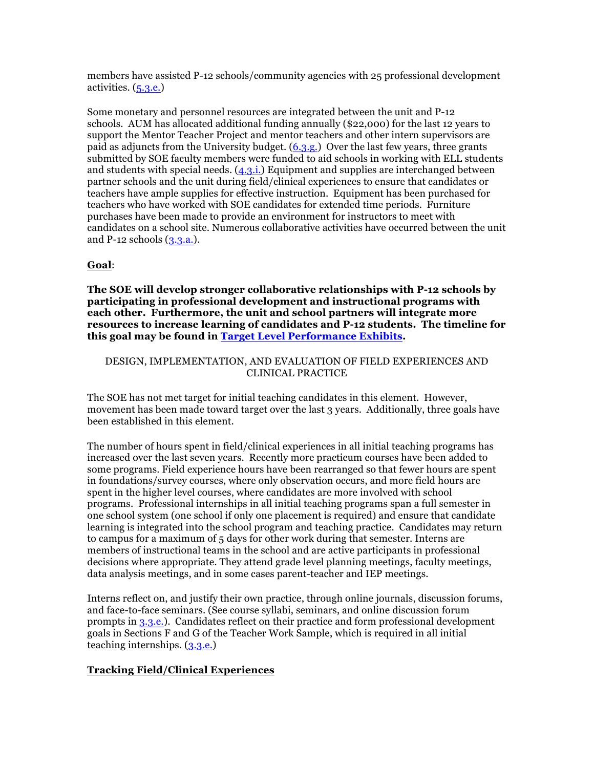members have assisted P-12 schools/community agencies with 25 professional development activities. (5.3.e.)

Some monetary and personnel resources are integrated between the unit and P-12 schools. AUM has allocated additional funding annually ($22,000) for the last 12 years to support the Mentor Teacher Project and mentor teachers and other intern supervisors are paid as adjuncts from the University budget. (6.3.g.) Over the last few years, three grants submitted by SOE faculty members were funded to aid schools in working with ELL students and students with special needs. (4.3.i.) Equipment and supplies are interchanged between partner schools and the unit during field/clinical experiences to ensure that candidates or teachers have ample supplies for effective instruction. Equipment has been purchased for teachers who have worked with SOE candidates for extended time periods. Furniture purchases have been made to provide an environment for instructors to meet with candidates on a school site. Numerous collaborative activities have occurred between the unit and P-12 schools (3.3.a.).

**Goal**:

**The SOE will develop stronger collaborative relationships with P-12 schools by participating in professional development and instructional programs with each other. Furthermore, the unit and school partners will integrate more resources to increase learning of candidates and P-12 students. The timeline for this goal may be found in Target Level Performance Exhibits.**

DESIGN, IMPLEMENTATION, AND EVALUATION OF FIELD EXPERIENCES AND CLINICAL PRACTICE

The SOE has not met target for initial teaching candidates in this element. However, movement has been made toward target over the last 3 years. Additionally, three goals have been established in this element.

The number of hours spent in field/clinical experiences in all initial teaching programs has increased over the last seven years. Recently more practicum courses have been added to some programs. Field experience hours have been rearranged so that fewer hours are spent in foundations/survey courses, where only observation occurs, and more field hours are spent in the higher level courses, where candidates are more involved with school programs. Professional internships in all initial teaching programs span a full semester in one school system (one school if only one placement is required) and ensure that candidate learning is integrated into the school program and teaching practice. Candidates may return to campus for a maximum of 5 days for other work during that semester. Interns are members of instructional teams in the school and are active participants in professional decisions where appropriate. They attend grade level planning meetings, faculty meetings, data analysis meetings, and in some cases parent-teacher and IEP meetings.

Interns reflect on, and justify their own practice, through online journals, discussion forums, and face-to-face seminars. (See course syllabi, seminars, and online discussion forum prompts in 3.3.e.). Candidates reflect on their practice and form professional development goals in Sections F and G of the Teacher Work Sample, which is required in all initial teaching internships. (3.3.e.)

**Tracking Field/Clinical Experiences**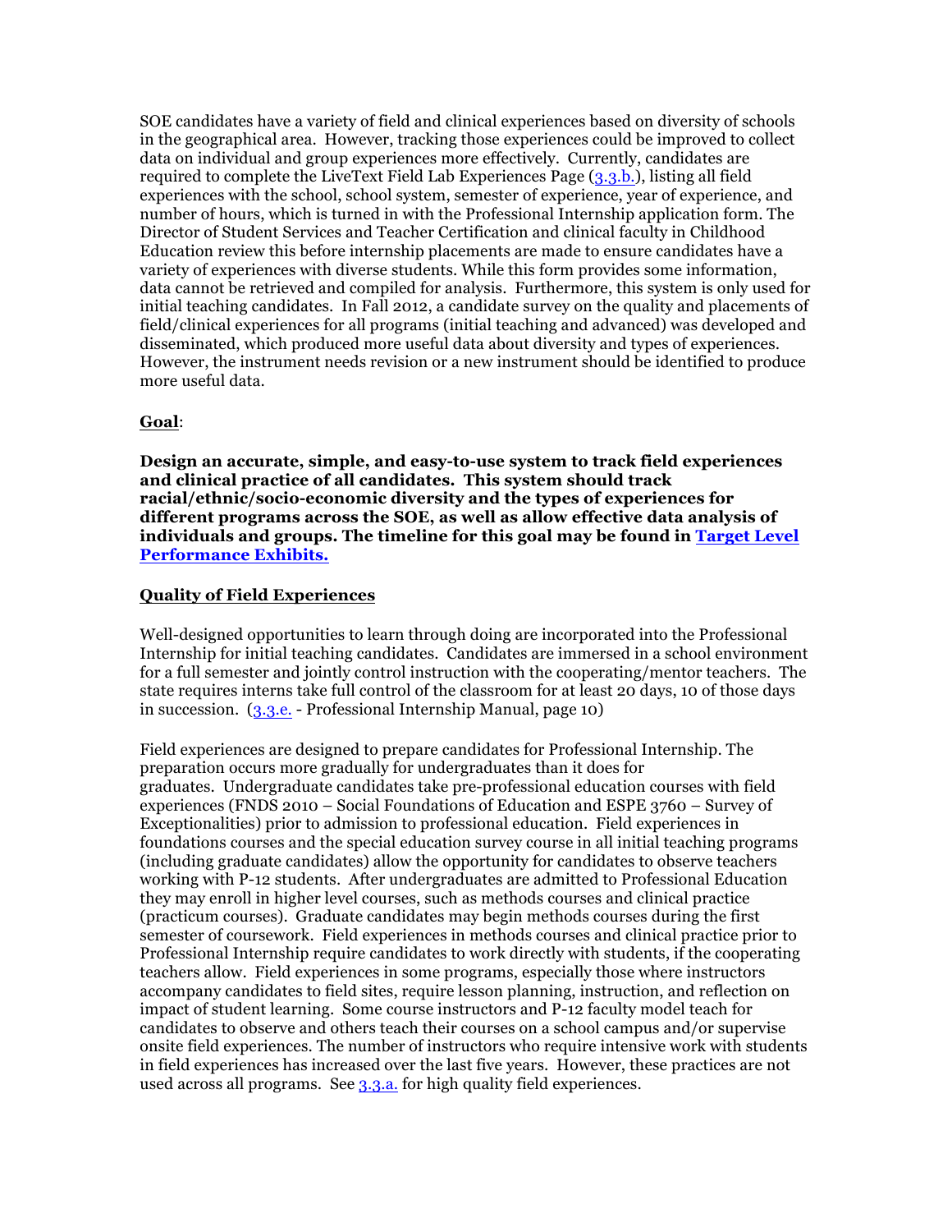SOE candidates have a variety of field and clinical experiences based on diversity of schools in the geographical area. However, tracking those experiences could be improved to collect data on individual and group experiences more effectively. Currently, candidates are required to complete the LiveText Field Lab Experiences Page (3.3.b.), listing all field experiences with the school, school system, semester of experience, year of experience, and number of hours, which is turned in with the Professional Internship application form. The Director of Student Services and Teacher Certification and clinical faculty in Childhood Education review this before internship placements are made to ensure candidates have a variety of experiences with diverse students. While this form provides some information, data cannot be retrieved and compiled for analysis. Furthermore, this system is only used for initial teaching candidates. In Fall 2012, a candidate survey on the quality and placements of field/clinical experiences for all programs (initial teaching and advanced) was developed and disseminated, which produced more useful data about diversity and types of experiences. However, the instrument needs revision or a new instrument should be identified to produce more useful data.

**Goal**:

**Design an accurate, simple, and easy-to-use system to track field experiences and clinical practice of all candidates. This system should track racial/ethnic/socio-economic diversity and the types of experiences for different programs across the SOE, as well as allow effective data analysis of individuals and groups. The timeline for this goal may be found in Target Level Performance Exhibits.**

**Quality of Field Experiences**

Well-designed opportunities to learn through doing are incorporated into the Professional Internship for initial teaching candidates. Candidates are immersed in a school environment for a full semester and jointly control instruction with the cooperating/mentor teachers. The state requires interns take full control of the classroom for at least 20 days, 10 of those days in succession. (3.3.e. - Professional Internship Manual, page 10)

Field experiences are designed to prepare candidates for Professional Internship. The preparation occurs more gradually for undergraduates than it does for graduates. Undergraduate candidates take pre-professional education courses with field experiences (FNDS 2010 – Social Foundations of Education and ESPE 3760 – Survey of Exceptionalities) prior to admission to professional education. Field experiences in foundations courses and the special education survey course in all initial teaching programs (including graduate candidates) allow the opportunity for candidates to observe teachers working with P-12 students. After undergraduates are admitted to Professional Education they may enroll in higher level courses, such as methods courses and clinical practice (practicum courses). Graduate candidates may begin methods courses during the first semester of coursework. Field experiences in methods courses and clinical practice prior to Professional Internship require candidates to work directly with students, if the cooperating teachers allow. Field experiences in some programs, especially those where instructors accompany candidates to field sites, require lesson planning, instruction, and reflection on impact of student learning. Some course instructors and P-12 faculty model teach for candidates to observe and others teach their courses on a school campus and/or supervise onsite field experiences. The number of instructors who require intensive work with students in field experiences has increased over the last five years. However, these practices are not used across all programs. See 3.3.a. for high quality field experiences.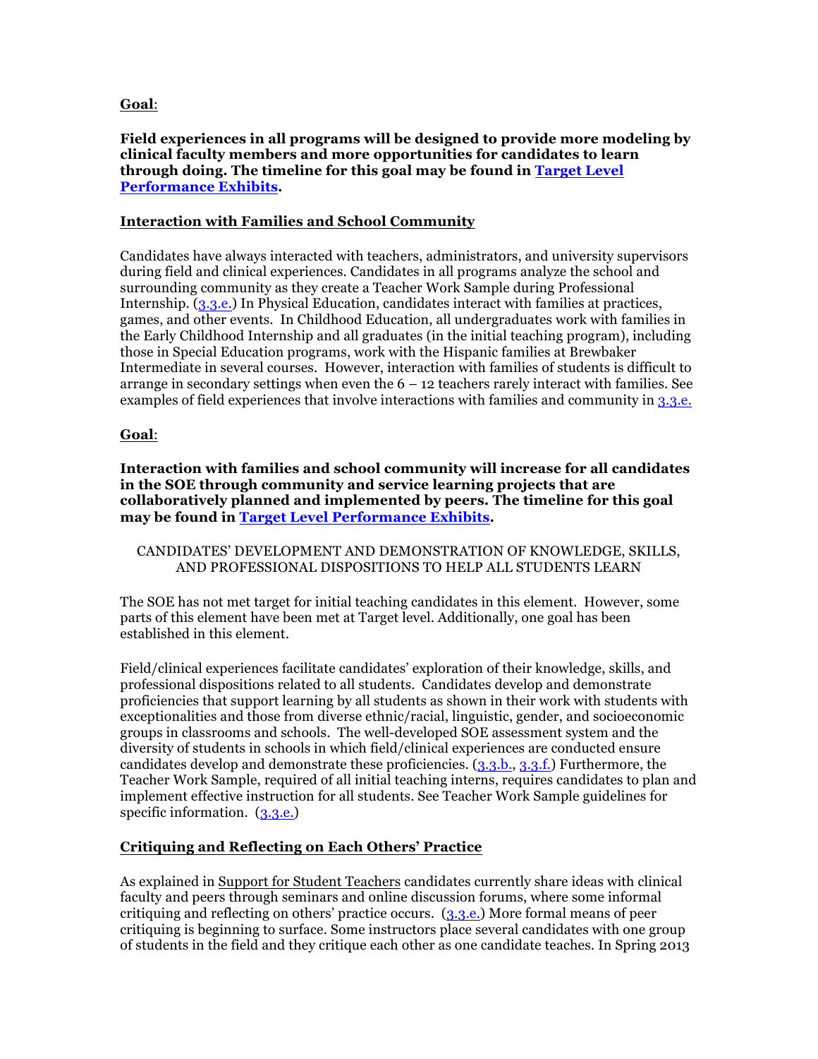**Goal**:

**Field experiences in all programs will be designed to provide more modeling by clinical faculty members and more opportunities for candidates to learn through doing. The timeline for this goal may be found in Target Level Performance Exhibits.**

**Interaction with Families and School Community**

Candidates have always interacted with teachers, administrators, and university supervisors during field and clinical experiences. Candidates in all programs analyze the school and surrounding community as they create a Teacher Work Sample during Professional Internship. (3.3.e.) In Physical Education, candidates interact with families at practices, games, and other events. In Childhood Education, all undergraduates work with families in the Early Childhood Internship and all graduates (in the initial teaching program), including those in Special Education programs, work with the Hispanic families at Brewbaker Intermediate in several courses. However, interaction with families of students is difficult to arrange in secondary settings when even the 6 – 12 teachers rarely interact with families. See examples of field experiences that involve interactions with families and community in 3.3.e.

**Goal**:

**Interaction with families and school community will increase for all candidates in the SOE through community and service learning projects that are collaboratively planned and implemented by peers. The timeline for this goal may be found in Target Level Performance Exhibits.**

CANDIDATES' DEVELOPMENT AND DEMONSTRATION OF KNOWLEDGE, SKILLS, AND PROFESSIONAL DISPOSITIONS TO HELP ALL STUDENTS LEARN

The SOE has not met target for initial teaching candidates in this element. However, some parts of this element have been met at Target level. Additionally, one goal has been established in this element.

Field/clinical experiences facilitate candidates' exploration of their knowledge, skills, and professional dispositions related to all students. Candidates develop and demonstrate proficiencies that support learning by all students as shown in their work with students with exceptionalities and those from diverse ethnic/racial, linguistic, gender, and socioeconomic groups in classrooms and schools. The well-developed SOE assessment system and the diversity of students in schools in which field/clinical experiences are conducted ensure candidates develop and demonstrate these proficiencies. (3.3.b., 3.3.f.) Furthermore, the Teacher Work Sample, required of all initial teaching interns, requires candidates to plan and implement effective instruction for all students. See Teacher Work Sample guidelines for specific information. (3.3.e.)

**Critiquing and Reflecting on Each Others' Practice**

As explained in Support for Student Teachers candidates currently share ideas with clinical faculty and peers through seminars and online discussion forums, where some informal critiquing and reflecting on others' practice occurs. (3.3.e.) More formal means of peer critiquing is beginning to surface. Some instructors place several candidates with one group of students in the field and they critique each other as one candidate teaches. In Spring 2013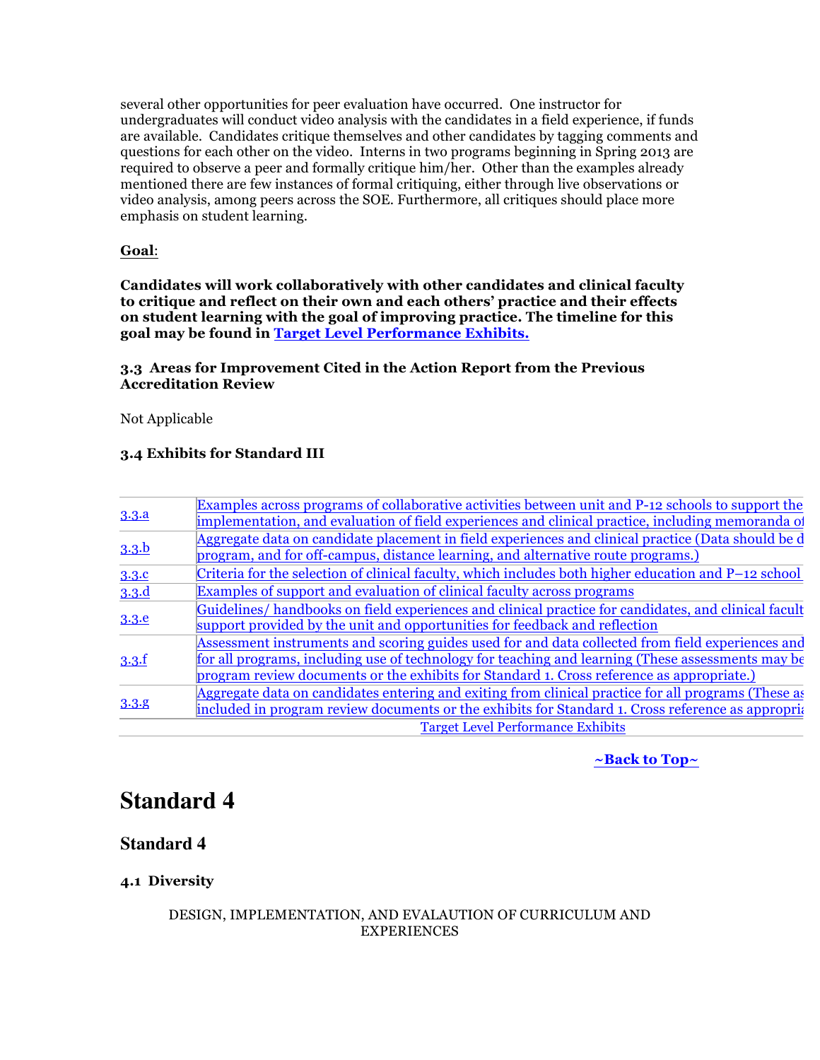several other opportunities for peer evaluation have occurred. One instructor for undergraduates will conduct video analysis with the candidates in a field experience, if funds are available. Candidates critique themselves and other candidates by tagging comments and questions for each other on the video. Interns in two programs beginning in Spring 2013 are required to observe a peer and formally critique him/her. Other than the examples already mentioned there are few instances of formal critiquing, either through live observations or video analysis, among peers across the SOE. Furthermore, all critiques should place more emphasis on student learning.

**Goal**:

**Candidates will work collaboratively with other candidates and clinical faculty to critique and reflect on their own and each others' practice and their effects on student learning with the goal of improving practice. The timeline for this goal may be found in Target Level Performance Exhibits.**

**3.3 Areas for Improvement Cited in the Action Report from the Previous Accreditation Review**

Not Applicable

**3.4 Exhibits for Standard III**

| | |
|---|---|
| 3.3.a | Examples across programs of collaborative activities between unit and P-12 schools to support the implementation, and evaluation of field experiences and clinical practice, including memoranda of |
| 3.3.b | Aggregate data on candidate placement in field experiences and clinical practice (Data should be d program, and for off-campus, distance learning, and alternative route programs.) |
| 3.3.c | Criteria for the selection of clinical faculty, which includes both higher education and P–12 school |
| 3.3.d | Examples of support and evaluation of clinical faculty across programs |
| 3.3.e | Guidelines/ handbooks on field experiences and clinical practice for candidates, and clinical facult support provided by the unit and opportunities for feedback and reflection |
| 3.3.f | Assessment instruments and scoring guides used for and data collected from field experiences and for all programs, including use of technology for teaching and learning (These assessments may be program review documents or the exhibits for Standard 1. Cross reference as appropriate.) |
| 3.3.g | Aggregate data on candidates entering and exiting from clinical practice for all programs (These as included in program review documents or the exhibits for Standard 1. Cross reference as appropria |
| | Target Level Performance Exhibits |

**~Back to Top~**

# Standard 4

## Standard 4

**4.1 Diversity**

DESIGN, IMPLEMENTATION, AND EVALAUTION OF CURRICULUM AND EXPERIENCES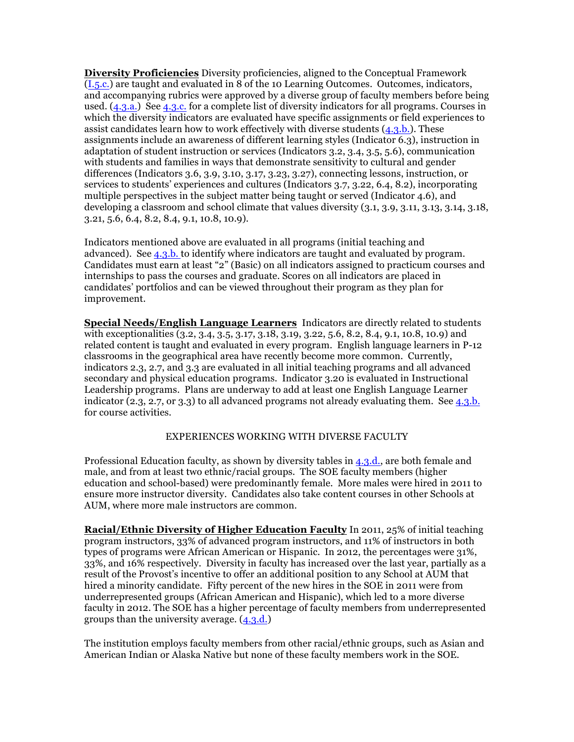**Diversity Proficiencies** Diversity proficiencies, aligned to the Conceptual Framework (I.5.c.) are taught and evaluated in 8 of the 10 Learning Outcomes. Outcomes, indicators, and accompanying rubrics were approved by a diverse group of faculty members before being used. (4.3.a.) See 4.3.c. for a complete list of diversity indicators for all programs. Courses in which the diversity indicators are evaluated have specific assignments or field experiences to assist candidates learn how to work effectively with diverse students (4.3.b.). These assignments include an awareness of different learning styles (Indicator 6.3), instruction in adaptation of student instruction or services (Indicators 3.2, 3.4, 3.5, 5.6), communication with students and families in ways that demonstrate sensitivity to cultural and gender differences (Indicators 3.6, 3.9, 3.10, 3.17, 3.23, 3.27), connecting lessons, instruction, or services to students' experiences and cultures (Indicators 3.7, 3.22, 6.4, 8.2), incorporating multiple perspectives in the subject matter being taught or served (Indicator 4.6), and developing a classroom and school climate that values diversity (3.1, 3.9, 3.11, 3.13, 3.14, 3.18, 3.21, 5.6, 6.4, 8.2, 8.4, 9.1, 10.8, 10.9).

Indicators mentioned above are evaluated in all programs (initial teaching and advanced). See 4.3.b. to identify where indicators are taught and evaluated by program. Candidates must earn at least "2" (Basic) on all indicators assigned to practicum courses and internships to pass the courses and graduate. Scores on all indicators are placed in candidates' portfolios and can be viewed throughout their program as they plan for improvement.

**Special Needs/English Language Learners** Indicators are directly related to students with exceptionalities (3.2, 3.4, 3.5, 3.17, 3.18, 3.19, 3.22, 5.6, 8.2, 8.4, 9.1, 10.8, 10.9) and related content is taught and evaluated in every program. English language learners in P-12 classrooms in the geographical area have recently become more common. Currently, indicators 2.3, 2.7, and 3.3 are evaluated in all initial teaching programs and all advanced secondary and physical education programs. Indicator 3.20 is evaluated in Instructional Leadership programs. Plans are underway to add at least one English Language Learner indicator (2.3, 2.7, or 3.3) to all advanced programs not already evaluating them. See 4.3.b. for course activities.

EXPERIENCES WORKING WITH DIVERSE FACULTY

Professional Education faculty, as shown by diversity tables in 4.3.d., are both female and male, and from at least two ethnic/racial groups. The SOE faculty members (higher education and school-based) were predominantly female. More males were hired in 2011 to ensure more instructor diversity. Candidates also take content courses in other Schools at AUM, where more male instructors are common.

**Racial/Ethnic Diversity of Higher Education Faculty** In 2011, 25% of initial teaching program instructors, 33% of advanced program instructors, and 11% of instructors in both types of programs were African American or Hispanic. In 2012, the percentages were 31%, 33%, and 16% respectively. Diversity in faculty has increased over the last year, partially as a result of the Provost's incentive to offer an additional position to any School at AUM that hired a minority candidate. Fifty percent of the new hires in the SOE in 2011 were from underrepresented groups (African American and Hispanic), which led to a more diverse faculty in 2012. The SOE has a higher percentage of faculty members from underrepresented groups than the university average. (4.3.d.)

The institution employs faculty members from other racial/ethnic groups, such as Asian and American Indian or Alaska Native but none of these faculty members work in the SOE.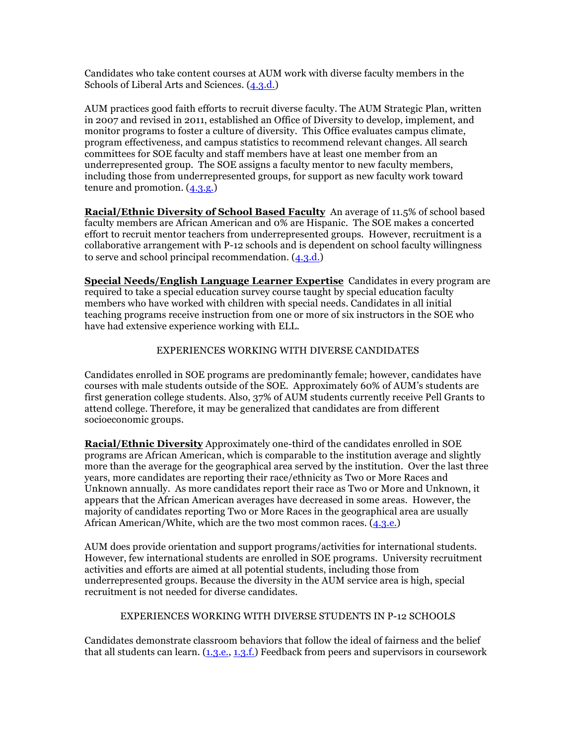Candidates who take content courses at AUM work with diverse faculty members in the Schools of Liberal Arts and Sciences. (4.3.d.)

AUM practices good faith efforts to recruit diverse faculty. The AUM Strategic Plan, written in 2007 and revised in 2011, established an Office of Diversity to develop, implement, and monitor programs to foster a culture of diversity. This Office evaluates campus climate, program effectiveness, and campus statistics to recommend relevant changes. All search committees for SOE faculty and staff members have at least one member from an underrepresented group. The SOE assigns a faculty mentor to new faculty members, including those from underrepresented groups, for support as new faculty work toward tenure and promotion. (4.3.g.)

**Racial/Ethnic Diversity of School Based Faculty** An average of 11.5% of school based faculty members are African American and 0% are Hispanic. The SOE makes a concerted effort to recruit mentor teachers from underrepresented groups. However, recruitment is a collaborative arrangement with P-12 schools and is dependent on school faculty willingness to serve and school principal recommendation. (4.3.d.)

**Special Needs/English Language Learner Expertise** Candidates in every program are required to take a special education survey course taught by special education faculty members who have worked with children with special needs. Candidates in all initial teaching programs receive instruction from one or more of six instructors in the SOE who have had extensive experience working with ELL.

## EXPERIENCES WORKING WITH DIVERSE CANDIDATES

Candidates enrolled in SOE programs are predominantly female; however, candidates have courses with male students outside of the SOE. Approximately 60% of AUM's students are first generation college students. Also, 37% of AUM students currently receive Pell Grants to attend college. Therefore, it may be generalized that candidates are from different socioeconomic groups.

**Racial/Ethnic Diversity** Approximately one-third of the candidates enrolled in SOE programs are African American, which is comparable to the institution average and slightly more than the average for the geographical area served by the institution. Over the last three years, more candidates are reporting their race/ethnicity as Two or More Races and Unknown annually. As more candidates report their race as Two or More and Unknown, it appears that the African American averages have decreased in some areas. However, the majority of candidates reporting Two or More Races in the geographical area are usually African American/White, which are the two most common races. (4.3.e.)

AUM does provide orientation and support programs/activities for international students. However, few international students are enrolled in SOE programs. University recruitment activities and efforts are aimed at all potential students, including those from underrepresented groups. Because the diversity in the AUM service area is high, special recruitment is not needed for diverse candidates.

## EXPERIENCES WORKING WITH DIVERSE STUDENTS IN P-12 SCHOOLS

Candidates demonstrate classroom behaviors that follow the ideal of fairness and the belief that all students can learn. (1.3.e., 1.3.f.) Feedback from peers and supervisors in coursework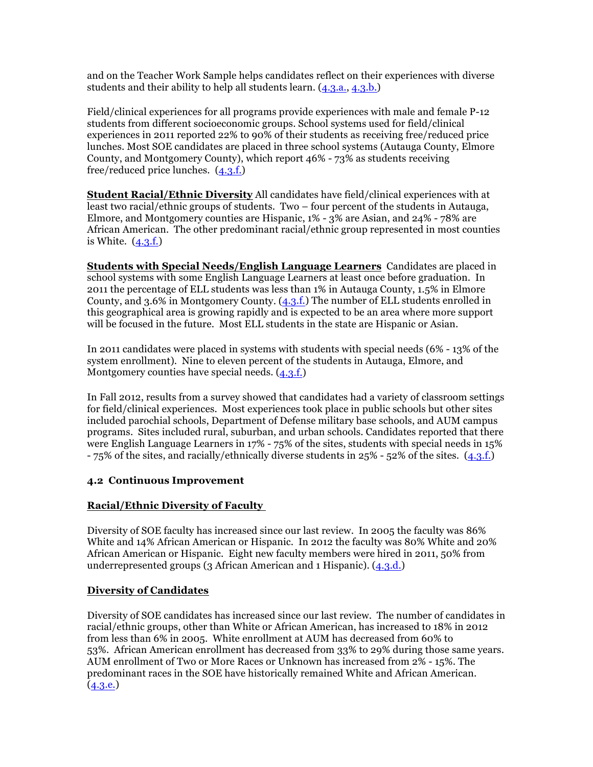and on the Teacher Work Sample helps candidates reflect on their experiences with diverse students and their ability to help all students learn. (4.3.a., 4.3.b.)

Field/clinical experiences for all programs provide experiences with male and female P-12 students from different socioeconomic groups. School systems used for field/clinical experiences in 2011 reported 22% to 90% of their students as receiving free/reduced price lunches. Most SOE candidates are placed in three school systems (Autauga County, Elmore County, and Montgomery County), which report 46% - 73% as students receiving free/reduced price lunches. (4.3.f.)

**Student Racial/Ethnic Diversity** All candidates have field/clinical experiences with at least two racial/ethnic groups of students. Two – four percent of the students in Autauga, Elmore, and Montgomery counties are Hispanic, 1% - 3% are Asian, and 24% - 78% are African American. The other predominant racial/ethnic group represented in most counties is White. (4.3.f.)

**Students with Special Needs/English Language Learners** Candidates are placed in school systems with some English Language Learners at least once before graduation. In 2011 the percentage of ELL students was less than 1% in Autauga County, 1.5% in Elmore County, and 3.6% in Montgomery County. (4.3.f.) The number of ELL students enrolled in this geographical area is growing rapidly and is expected to be an area where more support will be focused in the future. Most ELL students in the state are Hispanic or Asian.

In 2011 candidates were placed in systems with students with special needs (6% - 13% of the system enrollment). Nine to eleven percent of the students in Autauga, Elmore, and Montgomery counties have special needs. (4.3.f.)

In Fall 2012, results from a survey showed that candidates had a variety of classroom settings for field/clinical experiences. Most experiences took place in public schools but other sites included parochial schools, Department of Defense military base schools, and AUM campus programs. Sites included rural, suburban, and urban schools. Candidates reported that there were English Language Learners in 17% - 75% of the sites, students with special needs in 15% - 75% of the sites, and racially/ethnically diverse students in 25% - 52% of the sites. (4.3.f.)

### 4.2 Continuous Improvement

**Racial/Ethnic Diversity of Faculty**

Diversity of SOE faculty has increased since our last review. In 2005 the faculty was 86% White and 14% African American or Hispanic. In 2012 the faculty was 80% White and 20% African American or Hispanic. Eight new faculty members were hired in 2011, 50% from underrepresented groups (3 African American and 1 Hispanic). (4.3.d.)

**Diversity of Candidates**

Diversity of SOE candidates has increased since our last review. The number of candidates in racial/ethnic groups, other than White or African American, has increased to 18% in 2012 from less than 6% in 2005. White enrollment at AUM has decreased from 60% to 53%. African American enrollment has decreased from 33% to 29% during those same years. AUM enrollment of Two or More Races or Unknown has increased from 2% - 15%. The predominant races in the SOE have historically remained White and African American. (4.3.e.)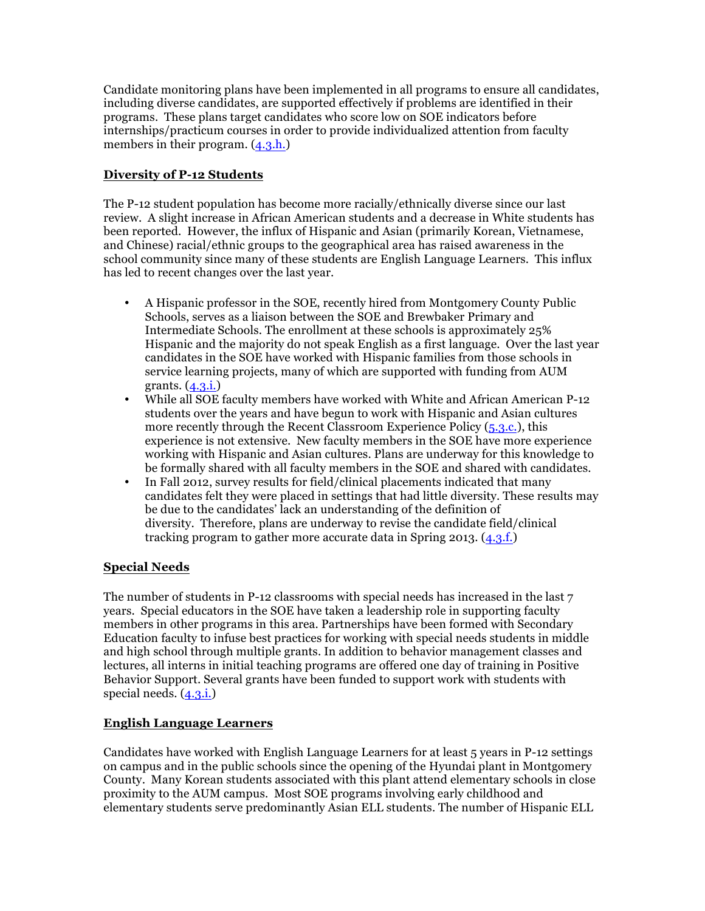Candidate monitoring plans have been implemented in all programs to ensure all candidates, including diverse candidates, are supported effectively if problems are identified in their programs. These plans target candidates who score low on SOE indicators before internships/practicum courses in order to provide individualized attention from faculty members in their program. (4.3.h.)

**Diversity of P-12 Students**

The P-12 student population has become more racially/ethnically diverse since our last review. A slight increase in African American students and a decrease in White students has been reported. However, the influx of Hispanic and Asian (primarily Korean, Vietnamese, and Chinese) racial/ethnic groups to the geographical area has raised awareness in the school community since many of these students are English Language Learners. This influx has led to recent changes over the last year.

- A Hispanic professor in the SOE, recently hired from Montgomery County Public Schools, serves as a liaison between the SOE and Brewbaker Primary and Intermediate Schools. The enrollment at these schools is approximately 25% Hispanic and the majority do not speak English as a first language. Over the last year candidates in the SOE have worked with Hispanic families from those schools in service learning projects, many of which are supported with funding from AUM grants. (4.3.i.)
- While all SOE faculty members have worked with White and African American P-12 students over the years and have begun to work with Hispanic and Asian cultures more recently through the Recent Classroom Experience Policy (5.3.c.), this experience is not extensive. New faculty members in the SOE have more experience working with Hispanic and Asian cultures. Plans are underway for this knowledge to be formally shared with all faculty members in the SOE and shared with candidates.
- In Fall 2012, survey results for field/clinical placements indicated that many candidates felt they were placed in settings that had little diversity. These results may be due to the candidates' lack an understanding of the definition of diversity. Therefore, plans are underway to revise the candidate field/clinical tracking program to gather more accurate data in Spring 2013. (4.3.f.)

**Special Needs**

The number of students in P-12 classrooms with special needs has increased in the last 7 years. Special educators in the SOE have taken a leadership role in supporting faculty members in other programs in this area. Partnerships have been formed with Secondary Education faculty to infuse best practices for working with special needs students in middle and high school through multiple grants. In addition to behavior management classes and lectures, all interns in initial teaching programs are offered one day of training in Positive Behavior Support. Several grants have been funded to support work with students with special needs. (4.3.i.)

**English Language Learners**

Candidates have worked with English Language Learners for at least 5 years in P-12 settings on campus and in the public schools since the opening of the Hyundai plant in Montgomery County. Many Korean students associated with this plant attend elementary schools in close proximity to the AUM campus. Most SOE programs involving early childhood and elementary students serve predominantly Asian ELL students. The number of Hispanic ELL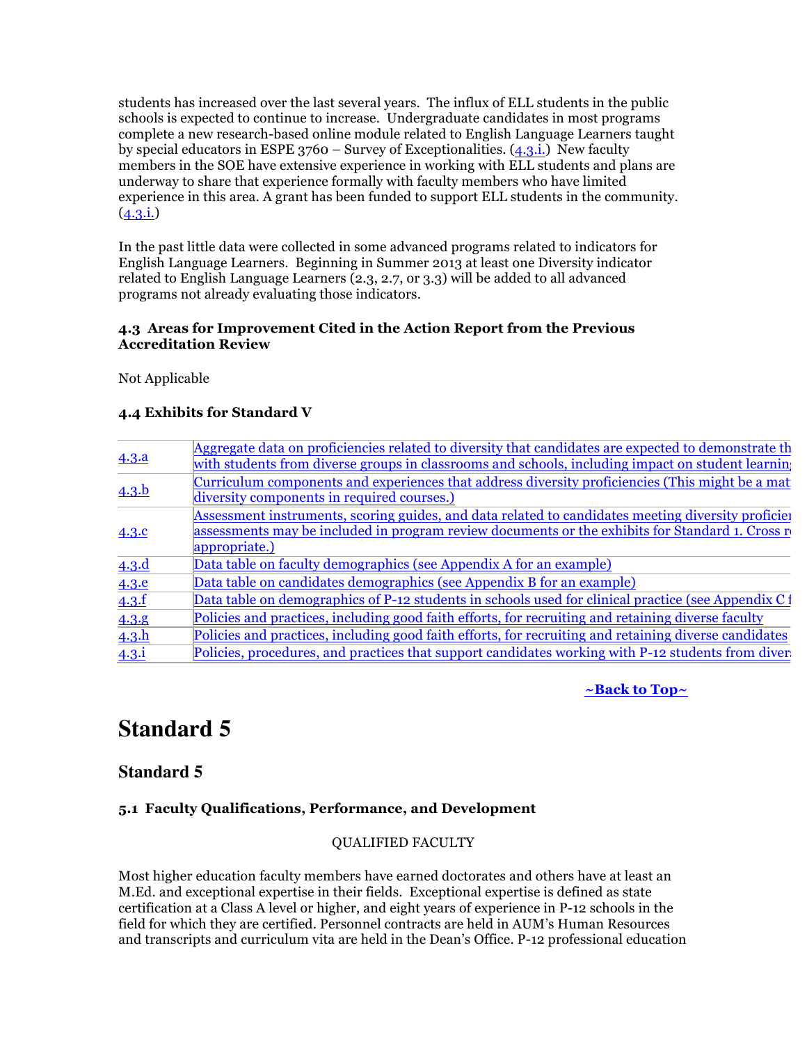students has increased over the last several years. The influx of ELL students in the public schools is expected to continue to increase. Undergraduate candidates in most programs complete a new research-based online module related to English Language Learners taught by special educators in ESPE 3760 – Survey of Exceptionalities. (4.3.i.) New faculty members in the SOE have extensive experience in working with ELL students and plans are underway to share that experience formally with faculty members who have limited experience in this area. A grant has been funded to support ELL students in the community. (4.3.i.)

In the past little data were collected in some advanced programs related to indicators for English Language Learners. Beginning in Summer 2013 at least one Diversity indicator related to English Language Learners (2.3, 2.7, or 3.3) will be added to all advanced programs not already evaluating those indicators.

#### 4.3 Areas for Improvement Cited in the Action Report from the Previous Accreditation Review

Not Applicable

#### 4.4 Exhibits for Standard V

| | |
|---|---|
| 4.3.a | Aggregate data on proficiencies related to diversity that candidates are expected to demonstrate th with students from diverse groups in classrooms and schools, including impact on student learnin |
| 4.3.b | Curriculum components and experiences that address diversity proficiencies (This might be a mat diversity components in required courses.) |
| 4.3.c | Assessment instruments, scoring guides, and data related to candidates meeting diversity proficien assessments may be included in program review documents or the exhibits for Standard 1. Cross re appropriate.) |
| 4.3.d | Data table on faculty demographics (see Appendix A for an example) |
| 4.3.e | Data table on candidates demographics (see Appendix B for an example) |
| 4.3.f | Data table on demographics of P-12 students in schools used for clinical practice (see Appendix C f |
| 4.3.g | Policies and practices, including good faith efforts, for recruiting and retaining diverse faculty |
| 4.3.h | Policies and practices, including good faith efforts, for recruiting and retaining diverse candidates |
| 4.3.i | Policies, procedures, and practices that support candidates working with P-12 students from diver |

**~Back to Top~**

# Standard 5

## Standard 5

#### 5.1 Faculty Qualifications, Performance, and Development

QUALIFIED FACULTY

Most higher education faculty members have earned doctorates and others have at least an M.Ed. and exceptional expertise in their fields. Exceptional expertise is defined as state certification at a Class A level or higher, and eight years of experience in P-12 schools in the field for which they are certified. Personnel contracts are held in AUM's Human Resources and transcripts and curriculum vita are held in the Dean's Office. P-12 professional education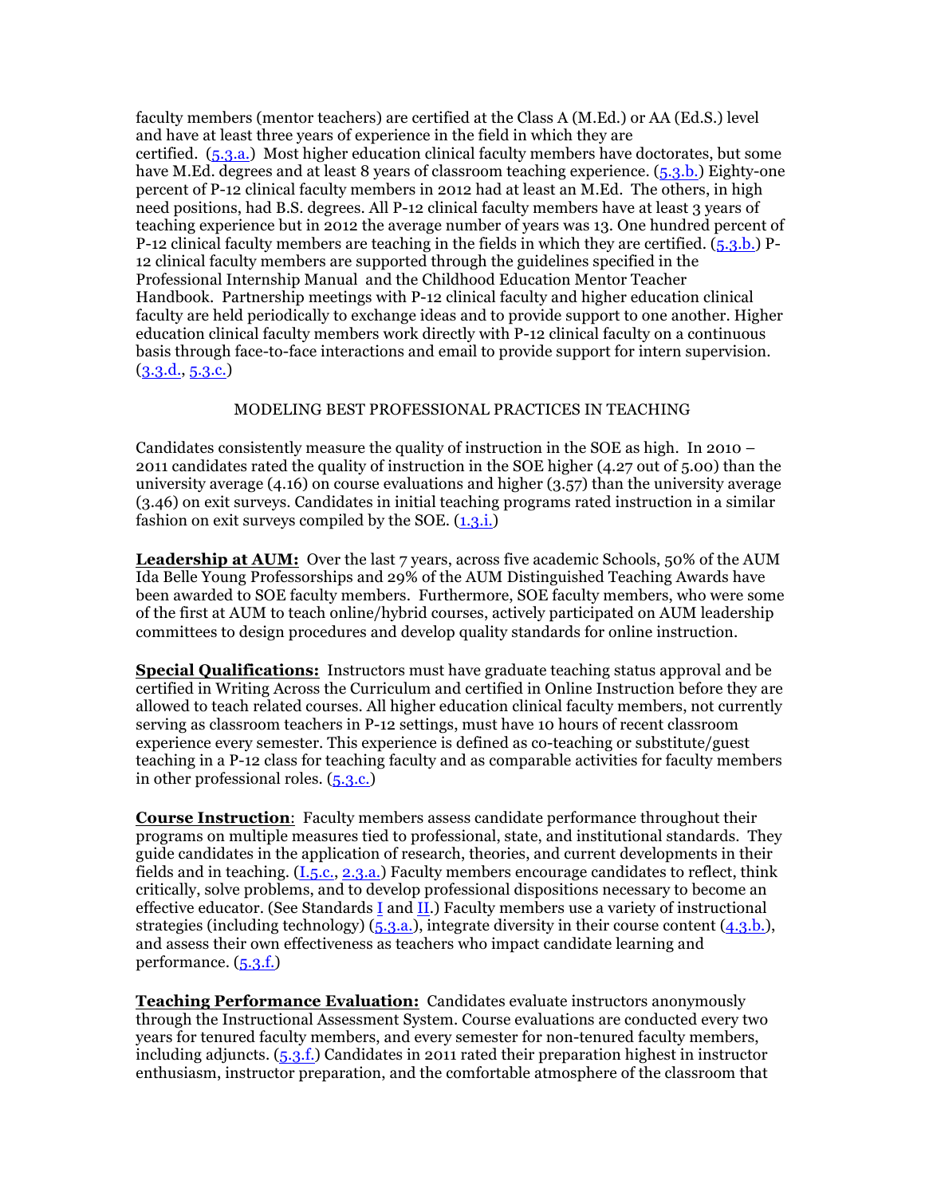faculty members (mentor teachers) are certified at the Class A (M.Ed.) or AA (Ed.S.) level and have at least three years of experience in the field in which they are certified. (5.3.a.) Most higher education clinical faculty members have doctorates, but some have M.Ed. degrees and at least 8 years of classroom teaching experience. (5.3.b.) Eighty-one percent of P-12 clinical faculty members in 2012 had at least an M.Ed. The others, in high need positions, had B.S. degrees. All P-12 clinical faculty members have at least 3 years of teaching experience but in 2012 the average number of years was 13. One hundred percent of P-12 clinical faculty members are teaching in the fields in which they are certified. (5.3.b.) P-12 clinical faculty members are supported through the guidelines specified in the Professional Internship Manual and the Childhood Education Mentor Teacher Handbook. Partnership meetings with P-12 clinical faculty and higher education clinical faculty are held periodically to exchange ideas and to provide support to one another. Higher education clinical faculty members work directly with P-12 clinical faculty on a continuous basis through face-to-face interactions and email to provide support for intern supervision. (3.3.d., 5.3.c.)

## MODELING BEST PROFESSIONAL PRACTICES IN TEACHING

Candidates consistently measure the quality of instruction in the SOE as high. In 2010 – 2011 candidates rated the quality of instruction in the SOE higher (4.27 out of 5.00) than the university average (4.16) on course evaluations and higher (3.57) than the university average (3.46) on exit surveys. Candidates in initial teaching programs rated instruction in a similar fashion on exit surveys compiled by the SOE. (1.3.i.)

**Leadership at AUM:** Over the last 7 years, across five academic Schools, 50% of the AUM Ida Belle Young Professorships and 29% of the AUM Distinguished Teaching Awards have been awarded to SOE faculty members. Furthermore, SOE faculty members, who were some of the first at AUM to teach online/hybrid courses, actively participated on AUM leadership committees to design procedures and develop quality standards for online instruction.

**Special Qualifications:** Instructors must have graduate teaching status approval and be certified in Writing Across the Curriculum and certified in Online Instruction before they are allowed to teach related courses. All higher education clinical faculty members, not currently serving as classroom teachers in P-12 settings, must have 10 hours of recent classroom experience every semester. This experience is defined as co-teaching or substitute/guest teaching in a P-12 class for teaching faculty and as comparable activities for faculty members in other professional roles. (5.3.c.)

**Course Instruction**: Faculty members assess candidate performance throughout their programs on multiple measures tied to professional, state, and institutional standards. They guide candidates in the application of research, theories, and current developments in their fields and in teaching. (I.5.c., 2.3.a.) Faculty members encourage candidates to reflect, think critically, solve problems, and to develop professional dispositions necessary to become an effective educator. (See Standards I and II.) Faculty members use a variety of instructional strategies (including technology) (5.3.a.), integrate diversity in their course content (4.3.b.), and assess their own effectiveness as teachers who impact candidate learning and performance. (5.3.f.)

**Teaching Performance Evaluation:** Candidates evaluate instructors anonymously through the Instructional Assessment System. Course evaluations are conducted every two years for tenured faculty members, and every semester for non-tenured faculty members, including adjuncts. (5.3.f.) Candidates in 2011 rated their preparation highest in instructor enthusiasm, instructor preparation, and the comfortable atmosphere of the classroom that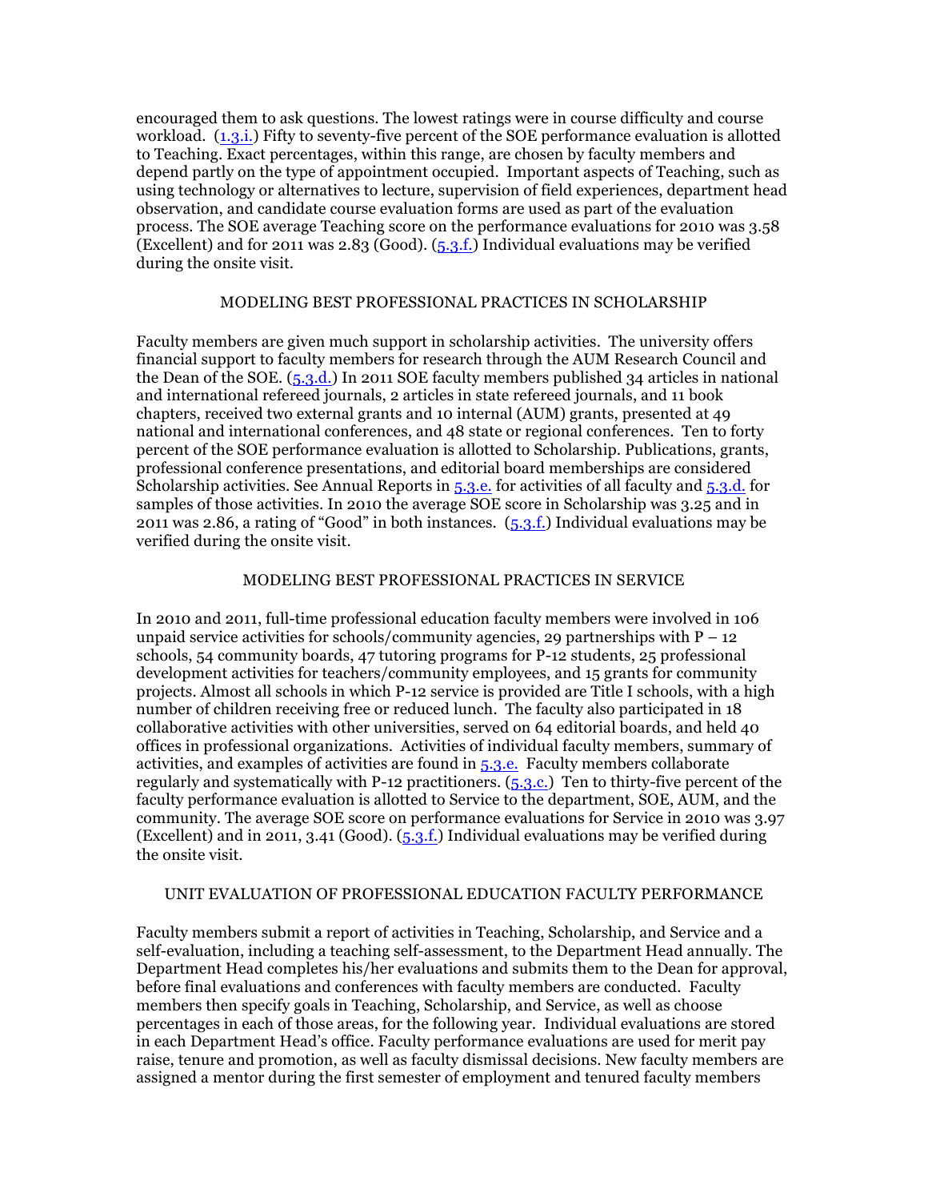encouraged them to ask questions. The lowest ratings were in course difficulty and course workload. (1.3.i.) Fifty to seventy-five percent of the SOE performance evaluation is allotted to Teaching. Exact percentages, within this range, are chosen by faculty members and depend partly on the type of appointment occupied. Important aspects of Teaching, such as using technology or alternatives to lecture, supervision of field experiences, department head observation, and candidate course evaluation forms are used as part of the evaluation process. The SOE average Teaching score on the performance evaluations for 2010 was 3.58 (Excellent) and for 2011 was 2.83 (Good). (5.3.f.) Individual evaluations may be verified during the onsite visit.

## MODELING BEST PROFESSIONAL PRACTICES IN SCHOLARSHIP

Faculty members are given much support in scholarship activities. The university offers financial support to faculty members for research through the AUM Research Council and the Dean of the SOE. (5.3.d.) In 2011 SOE faculty members published 34 articles in national and international refereed journals, 2 articles in state refereed journals, and 11 book chapters, received two external grants and 10 internal (AUM) grants, presented at 49 national and international conferences, and 48 state or regional conferences. Ten to forty percent of the SOE performance evaluation is allotted to Scholarship. Publications, grants, professional conference presentations, and editorial board memberships are considered Scholarship activities. See Annual Reports in 5.3.e. for activities of all faculty and 5.3.d. for samples of those activities. In 2010 the average SOE score in Scholarship was 3.25 and in 2011 was 2.86, a rating of "Good" in both instances. (5.3.f.) Individual evaluations may be verified during the onsite visit.

## MODELING BEST PROFESSIONAL PRACTICES IN SERVICE

In 2010 and 2011, full-time professional education faculty members were involved in 106 unpaid service activities for schools/community agencies, 29 partnerships with P – 12 schools, 54 community boards, 47 tutoring programs for P-12 students, 25 professional development activities for teachers/community employees, and 15 grants for community projects. Almost all schools in which P-12 service is provided are Title I schools, with a high number of children receiving free or reduced lunch. The faculty also participated in 18 collaborative activities with other universities, served on 64 editorial boards, and held 40 offices in professional organizations. Activities of individual faculty members, summary of activities, and examples of activities are found in 5.3.e. Faculty members collaborate regularly and systematically with P-12 practitioners. (5.3.c.) Ten to thirty-five percent of the faculty performance evaluation is allotted to Service to the department, SOE, AUM, and the community. The average SOE score on performance evaluations for Service in 2010 was 3.97 (Excellent) and in 2011, 3.41 (Good). (5.3.f.) Individual evaluations may be verified during the onsite visit.

## UNIT EVALUATION OF PROFESSIONAL EDUCATION FACULTY PERFORMANCE

Faculty members submit a report of activities in Teaching, Scholarship, and Service and a self-evaluation, including a teaching self-assessment, to the Department Head annually. The Department Head completes his/her evaluations and submits them to the Dean for approval, before final evaluations and conferences with faculty members are conducted. Faculty members then specify goals in Teaching, Scholarship, and Service, as well as choose percentages in each of those areas, for the following year. Individual evaluations are stored in each Department Head's office. Faculty performance evaluations are used for merit pay raise, tenure and promotion, as well as faculty dismissal decisions. New faculty members are assigned a mentor during the first semester of employment and tenured faculty members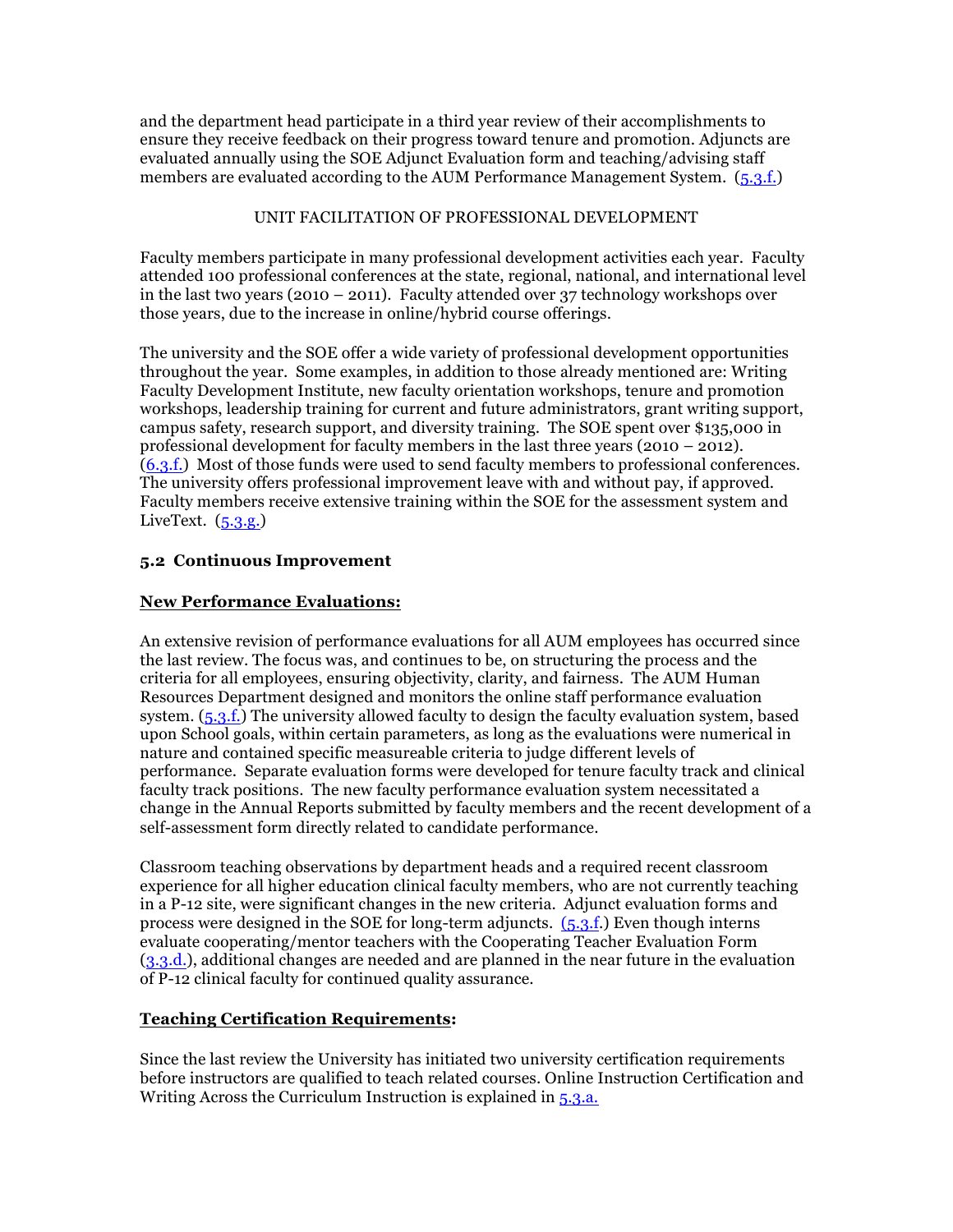and the department head participate in a third year review of their accomplishments to ensure they receive feedback on their progress toward tenure and promotion. Adjuncts are evaluated annually using the SOE Adjunct Evaluation form and teaching/advising staff members are evaluated according to the AUM Performance Management System. (5.3.f.)

UNIT FACILITATION OF PROFESSIONAL DEVELOPMENT

Faculty members participate in many professional development activities each year. Faculty attended 100 professional conferences at the state, regional, national, and international level in the last two years (2010 – 2011). Faculty attended over 37 technology workshops over those years, due to the increase in online/hybrid course offerings.

The university and the SOE offer a wide variety of professional development opportunities throughout the year. Some examples, in addition to those already mentioned are: Writing Faculty Development Institute, new faculty orientation workshops, tenure and promotion workshops, leadership training for current and future administrators, grant writing support, campus safety, research support, and diversity training. The SOE spent over $135,000 in professional development for faculty members in the last three years (2010 – 2012). (6.3.f.) Most of those funds were used to send faculty members to professional conferences. The university offers professional improvement leave with and without pay, if approved. Faculty members receive extensive training within the SOE for the assessment system and LiveText. (5.3.g.)

### 5.2 Continuous Improvement

**New Performance Evaluations:**

An extensive revision of performance evaluations for all AUM employees has occurred since the last review. The focus was, and continues to be, on structuring the process and the criteria for all employees, ensuring objectivity, clarity, and fairness. The AUM Human Resources Department designed and monitors the online staff performance evaluation system. (5.3.f.) The university allowed faculty to design the faculty evaluation system, based upon School goals, within certain parameters, as long as the evaluations were numerical in nature and contained specific measureable criteria to judge different levels of performance. Separate evaluation forms were developed for tenure faculty track and clinical faculty track positions. The new faculty performance evaluation system necessitated a change in the Annual Reports submitted by faculty members and the recent development of a self-assessment form directly related to candidate performance.

Classroom teaching observations by department heads and a required recent classroom experience for all higher education clinical faculty members, who are not currently teaching in a P-12 site, were significant changes in the new criteria. Adjunct evaluation forms and process were designed in the SOE for long-term adjuncts. (5.3.f.) Even though interns evaluate cooperating/mentor teachers with the Cooperating Teacher Evaluation Form (3.3.d.), additional changes are needed and are planned in the near future in the evaluation of P-12 clinical faculty for continued quality assurance.

**Teaching Certification Requirements:**

Since the last review the University has initiated two university certification requirements before instructors are qualified to teach related courses. Online Instruction Certification and Writing Across the Curriculum Instruction is explained in 5.3.a.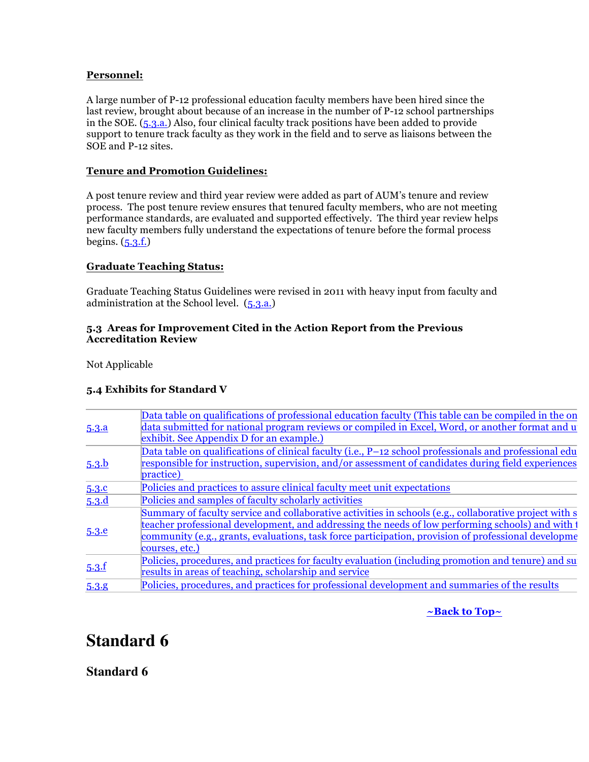**Personnel:**

A large number of P-12 professional education faculty members have been hired since the last review, brought about because of an increase in the number of P-12 school partnerships in the SOE. (5.3.a.) Also, four clinical faculty track positions have been added to provide support to tenure track faculty as they work in the field and to serve as liaisons between the SOE and P-12 sites.

**Tenure and Promotion Guidelines:**

A post tenure review and third year review were added as part of AUM's tenure and review process. The post tenure review ensures that tenured faculty members, who are not meeting performance standards, are evaluated and supported effectively. The third year review helps new faculty members fully understand the expectations of tenure before the formal process begins. (5.3.f.)

**Graduate Teaching Status:**

Graduate Teaching Status Guidelines were revised in 2011 with heavy input from faculty and administration at the School level. (5.3.a.)

### 5.3 Areas for Improvement Cited in the Action Report from the Previous Accreditation Review

Not Applicable

### 5.4 Exhibits for Standard V

| | |
|---|---|
| 5.3.a | Data table on qualifications of professional education faculty (This table can be compiled in the on data submitted for national program reviews or compiled in Excel, Word, or another format and u exhibit. See Appendix D for an example.) |
| 5.3.b | Data table on qualifications of clinical faculty (i.e., P–12 school professionals and professional edu responsible for instruction, supervision, and/or assessment of candidates during field experiences practice) |
| 5.3.c | Policies and practices to assure clinical faculty meet unit expectations |
| 5.3.d | Policies and samples of faculty scholarly activities |
| 5.3.e | Summary of faculty service and collaborative activities in schools (e.g., collaborative project with s teacher professional development, and addressing the needs of low performing schools) and with t community (e.g., grants, evaluations, task force participation, provision of professional developme courses, etc.) |
| 5.3.f | Policies, procedures, and practices for faculty evaluation (including promotion and tenure) and su results in areas of teaching, scholarship and service |
| 5.3.g | Policies, procedures, and practices for professional development and summaries of the results |

**~Back to Top~**

# Standard 6

## Standard 6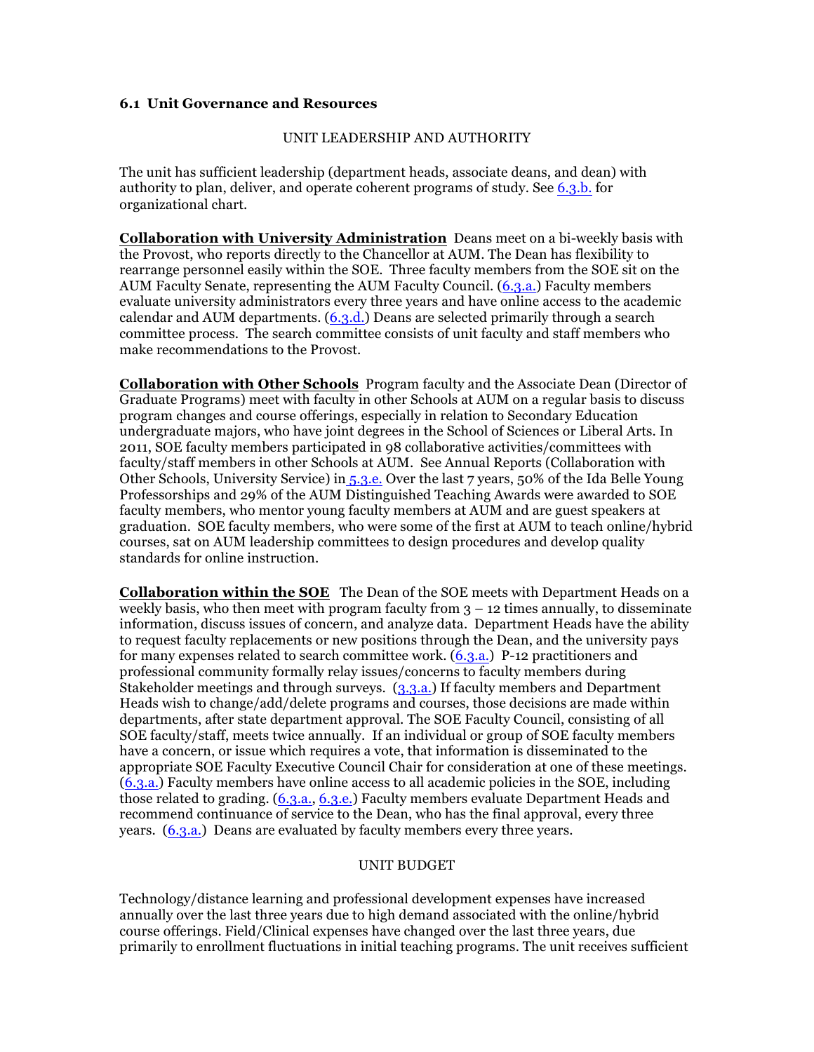### 6.1 Unit Governance and Resources

UNIT LEADERSHIP AND AUTHORITY

The unit has sufficient leadership (department heads, associate deans, and dean) with authority to plan, deliver, and operate coherent programs of study. See 6.3.b. for organizational chart.

**Collaboration with University Administration** Deans meet on a bi-weekly basis with the Provost, who reports directly to the Chancellor at AUM. The Dean has flexibility to rearrange personnel easily within the SOE. Three faculty members from the SOE sit on the AUM Faculty Senate, representing the AUM Faculty Council. (6.3.a.) Faculty members evaluate university administrators every three years and have online access to the academic calendar and AUM departments. (6.3.d.) Deans are selected primarily through a search committee process. The search committee consists of unit faculty and staff members who make recommendations to the Provost.

**Collaboration with Other Schools** Program faculty and the Associate Dean (Director of Graduate Programs) meet with faculty in other Schools at AUM on a regular basis to discuss program changes and course offerings, especially in relation to Secondary Education undergraduate majors, who have joint degrees in the School of Sciences or Liberal Arts. In 2011, SOE faculty members participated in 98 collaborative activities/committees with faculty/staff members in other Schools at AUM. See Annual Reports (Collaboration with Other Schools, University Service) in 5.3.e. Over the last 7 years, 50% of the Ida Belle Young Professorships and 29% of the AUM Distinguished Teaching Awards were awarded to SOE faculty members, who mentor young faculty members at AUM and are guest speakers at graduation. SOE faculty members, who were some of the first at AUM to teach online/hybrid courses, sat on AUM leadership committees to design procedures and develop quality standards for online instruction.

**Collaboration within the SOE** The Dean of the SOE meets with Department Heads on a weekly basis, who then meet with program faculty from 3 – 12 times annually, to disseminate information, discuss issues of concern, and analyze data. Department Heads have the ability to request faculty replacements or new positions through the Dean, and the university pays for many expenses related to search committee work. (6.3.a.) P-12 practitioners and professional community formally relay issues/concerns to faculty members during Stakeholder meetings and through surveys. (3.3.a.) If faculty members and Department Heads wish to change/add/delete programs and courses, those decisions are made within departments, after state department approval. The SOE Faculty Council, consisting of all SOE faculty/staff, meets twice annually. If an individual or group of SOE faculty members have a concern, or issue which requires a vote, that information is disseminated to the appropriate SOE Faculty Executive Council Chair for consideration at one of these meetings. (6.3.a.) Faculty members have online access to all academic policies in the SOE, including those related to grading. (6.3.a., 6.3.e.) Faculty members evaluate Department Heads and recommend continuance of service to the Dean, who has the final approval, every three years. (6.3.a.) Deans are evaluated by faculty members every three years.

UNIT BUDGET

Technology/distance learning and professional development expenses have increased annually over the last three years due to high demand associated with the online/hybrid course offerings. Field/Clinical expenses have changed over the last three years, due primarily to enrollment fluctuations in initial teaching programs. The unit receives sufficient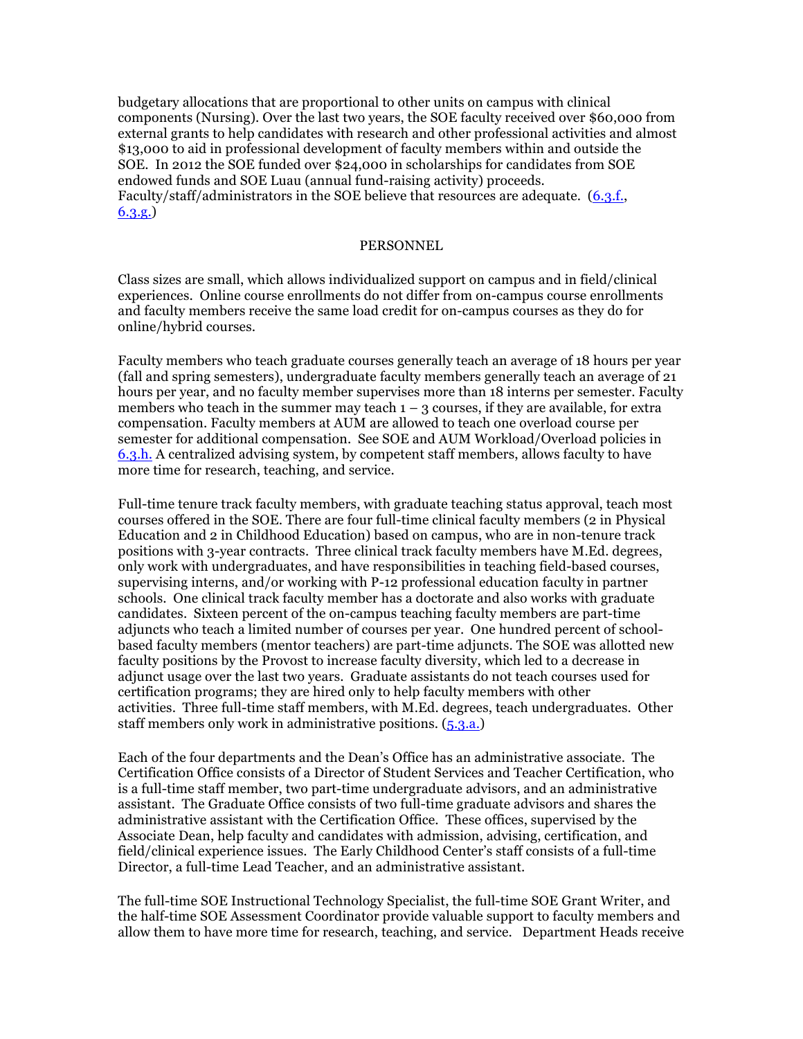budgetary allocations that are proportional to other units on campus with clinical components (Nursing). Over the last two years, the SOE faculty received over $60,000 from external grants to help candidates with research and other professional activities and almost $13,000 to aid in professional development of faculty members within and outside the SOE. In 2012 the SOE funded over $24,000 in scholarships for candidates from SOE endowed funds and SOE Luau (annual fund-raising activity) proceeds. Faculty/staff/administrators in the SOE believe that resources are adequate. (6.3.f., 6.3.g.)

## PERSONNEL

Class sizes are small, which allows individualized support on campus and in field/clinical experiences. Online course enrollments do not differ from on-campus course enrollments and faculty members receive the same load credit for on-campus courses as they do for online/hybrid courses.

Faculty members who teach graduate courses generally teach an average of 18 hours per year (fall and spring semesters), undergraduate faculty members generally teach an average of 21 hours per year, and no faculty member supervises more than 18 interns per semester. Faculty members who teach in the summer may teach 1 – 3 courses, if they are available, for extra compensation. Faculty members at AUM are allowed to teach one overload course per semester for additional compensation. See SOE and AUM Workload/Overload policies in 6.3.h. A centralized advising system, by competent staff members, allows faculty to have more time for research, teaching, and service.

Full-time tenure track faculty members, with graduate teaching status approval, teach most courses offered in the SOE. There are four full-time clinical faculty members (2 in Physical Education and 2 in Childhood Education) based on campus, who are in non-tenure track positions with 3-year contracts. Three clinical track faculty members have M.Ed. degrees, only work with undergraduates, and have responsibilities in teaching field-based courses, supervising interns, and/or working with P-12 professional education faculty in partner schools. One clinical track faculty member has a doctorate and also works with graduate candidates. Sixteen percent of the on-campus teaching faculty members are part-time adjuncts who teach a limited number of courses per year. One hundred percent of school-based faculty members (mentor teachers) are part-time adjuncts. The SOE was allotted new faculty positions by the Provost to increase faculty diversity, which led to a decrease in adjunct usage over the last two years. Graduate assistants do not teach courses used for certification programs; they are hired only to help faculty members with other activities. Three full-time staff members, with M.Ed. degrees, teach undergraduates. Other staff members only work in administrative positions. (5.3.a.)

Each of the four departments and the Dean's Office has an administrative associate. The Certification Office consists of a Director of Student Services and Teacher Certification, who is a full-time staff member, two part-time undergraduate advisors, and an administrative assistant. The Graduate Office consists of two full-time graduate advisors and shares the administrative assistant with the Certification Office. These offices, supervised by the Associate Dean, help faculty and candidates with admission, advising, certification, and field/clinical experience issues. The Early Childhood Center's staff consists of a full-time Director, a full-time Lead Teacher, and an administrative assistant.

The full-time SOE Instructional Technology Specialist, the full-time SOE Grant Writer, and the half-time SOE Assessment Coordinator provide valuable support to faculty members and allow them to have more time for research, teaching, and service. Department Heads receive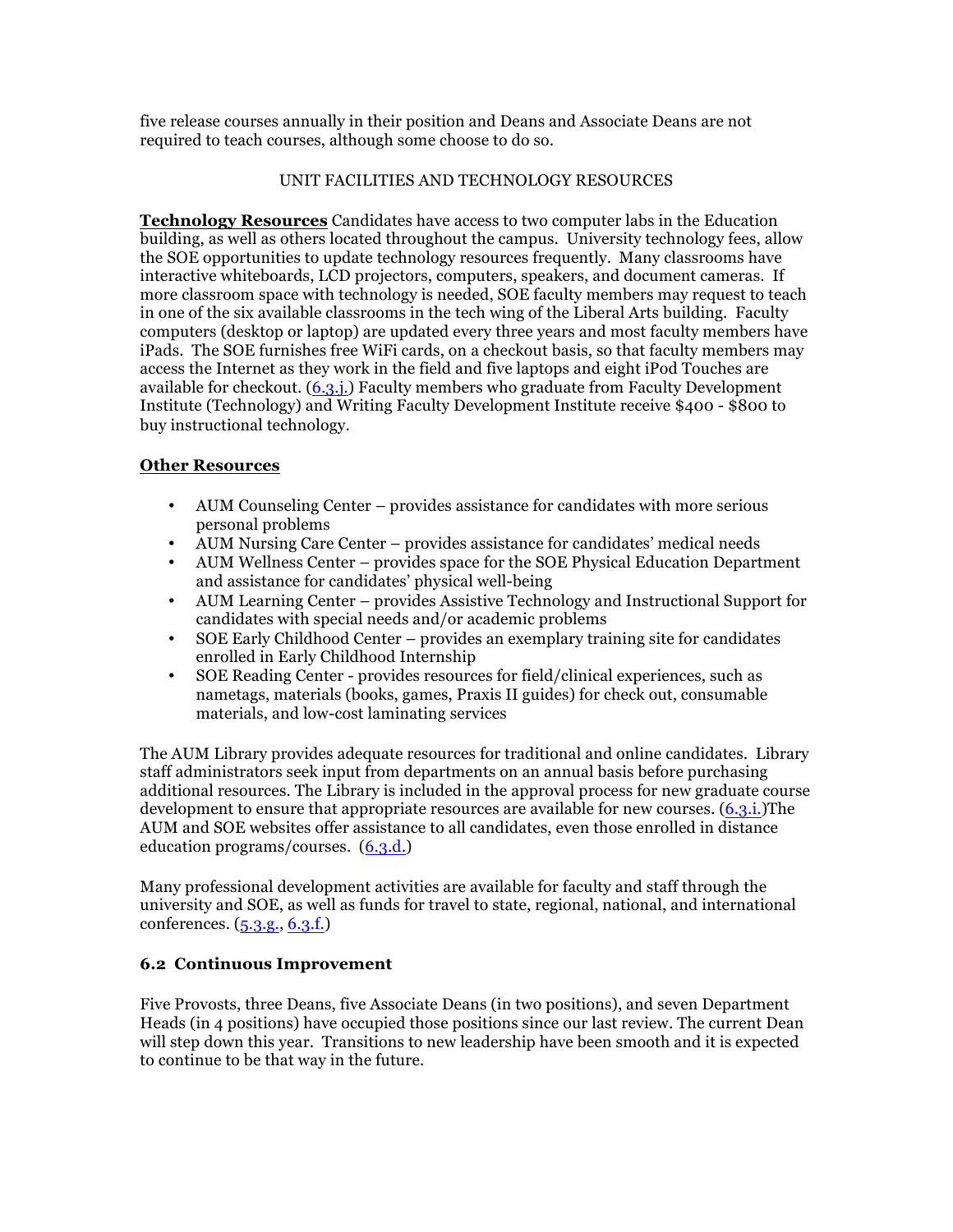five release courses annually in their position and Deans and Associate Deans are not required to teach courses, although some choose to do so.

## UNIT FACILITIES AND TECHNOLOGY RESOURCES

**Technology Resources** Candidates have access to two computer labs in the Education building, as well as others located throughout the campus. University technology fees, allow the SOE opportunities to update technology resources frequently. Many classrooms have interactive whiteboards, LCD projectors, computers, speakers, and document cameras. If more classroom space with technology is needed, SOE faculty members may request to teach in one of the six available classrooms in the tech wing of the Liberal Arts building. Faculty computers (desktop or laptop) are updated every three years and most faculty members have iPads. The SOE furnishes free WiFi cards, on a checkout basis, so that faculty members may access the Internet as they work in the field and five laptops and eight iPod Touches are available for checkout. (6.3.j.) Faculty members who graduate from Faculty Development Institute (Technology) and Writing Faculty Development Institute receive $400 - $800 to buy instructional technology.

**Other Resources**

- AUM Counseling Center – provides assistance for candidates with more serious personal problems
- AUM Nursing Care Center – provides assistance for candidates' medical needs
- AUM Wellness Center – provides space for the SOE Physical Education Department and assistance for candidates' physical well-being
- AUM Learning Center – provides Assistive Technology and Instructional Support for candidates with special needs and/or academic problems
- SOE Early Childhood Center – provides an exemplary training site for candidates enrolled in Early Childhood Internship
- SOE Reading Center - provides resources for field/clinical experiences, such as nametags, materials (books, games, Praxis II guides) for check out, consumable materials, and low-cost laminating services

The AUM Library provides adequate resources for traditional and online candidates. Library staff administrators seek input from departments on an annual basis before purchasing additional resources. The Library is included in the approval process for new graduate course development to ensure that appropriate resources are available for new courses. (6.3.i.)The AUM and SOE websites offer assistance to all candidates, even those enrolled in distance education programs/courses. (6.3.d.)

Many professional development activities are available for faculty and staff through the university and SOE, as well as funds for travel to state, regional, national, and international conferences. (5.3.g., 6.3.f.)

### 6.2 Continuous Improvement

Five Provosts, three Deans, five Associate Deans (in two positions), and seven Department Heads (in 4 positions) have occupied those positions since our last review. The current Dean will step down this year. Transitions to new leadership have been smooth and it is expected to continue to be that way in the future.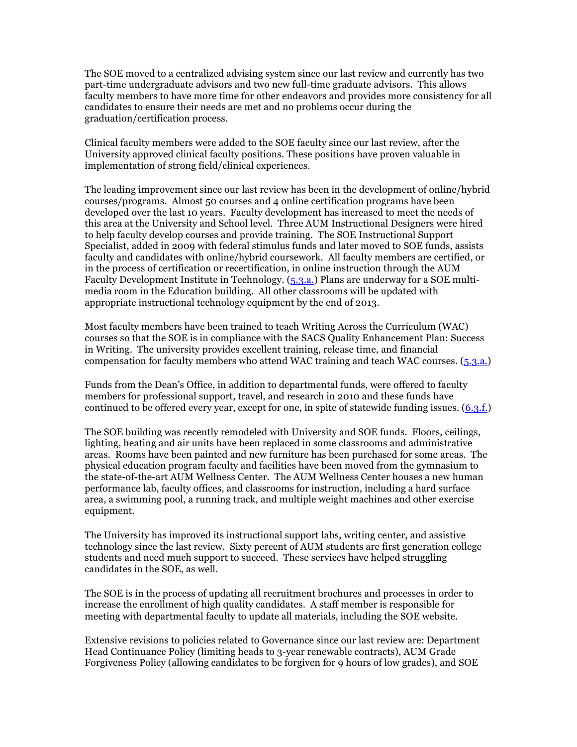The SOE moved to a centralized advising system since our last review and currently has two part-time undergraduate advisors and two new full-time graduate advisors. This allows faculty members to have more time for other endeavors and provides more consistency for all candidates to ensure their needs are met and no problems occur during the graduation/certification process.

Clinical faculty members were added to the SOE faculty since our last review, after the University approved clinical faculty positions. These positions have proven valuable in implementation of strong field/clinical experiences.

The leading improvement since our last review has been in the development of online/hybrid courses/programs. Almost 50 courses and 4 online certification programs have been developed over the last 10 years. Faculty development has increased to meet the needs of this area at the University and School level. Three AUM Instructional Designers were hired to help faculty develop courses and provide training. The SOE Instructional Support Specialist, added in 2009 with federal stimulus funds and later moved to SOE funds, assists faculty and candidates with online/hybrid coursework. All faculty members are certified, or in the process of certification or recertification, in online instruction through the AUM Faculty Development Institute in Technology. (5.3.a.) Plans are underway for a SOE multi-media room in the Education building. All other classrooms will be updated with appropriate instructional technology equipment by the end of 2013.

Most faculty members have been trained to teach Writing Across the Curriculum (WAC) courses so that the SOE is in compliance with the SACS Quality Enhancement Plan: Success in Writing. The university provides excellent training, release time, and financial compensation for faculty members who attend WAC training and teach WAC courses. (5.3.a.)

Funds from the Dean's Office, in addition to departmental funds, were offered to faculty members for professional support, travel, and research in 2010 and these funds have continued to be offered every year, except for one, in spite of statewide funding issues. (6.3.f.)

The SOE building was recently remodeled with University and SOE funds. Floors, ceilings, lighting, heating and air units have been replaced in some classrooms and administrative areas. Rooms have been painted and new furniture has been purchased for some areas. The physical education program faculty and facilities have been moved from the gymnasium to the state-of-the-art AUM Wellness Center. The AUM Wellness Center houses a new human performance lab, faculty offices, and classrooms for instruction, including a hard surface area, a swimming pool, a running track, and multiple weight machines and other exercise equipment.

The University has improved its instructional support labs, writing center, and assistive technology since the last review. Sixty percent of AUM students are first generation college students and need much support to succeed. These services have helped struggling candidates in the SOE, as well.

The SOE is in the process of updating all recruitment brochures and processes in order to increase the enrollment of high quality candidates. A staff member is responsible for meeting with departmental faculty to update all materials, including the SOE website.

Extensive revisions to policies related to Governance since our last review are: Department Head Continuance Policy (limiting heads to 3-year renewable contracts), AUM Grade Forgiveness Policy (allowing candidates to be forgiven for 9 hours of low grades), and SOE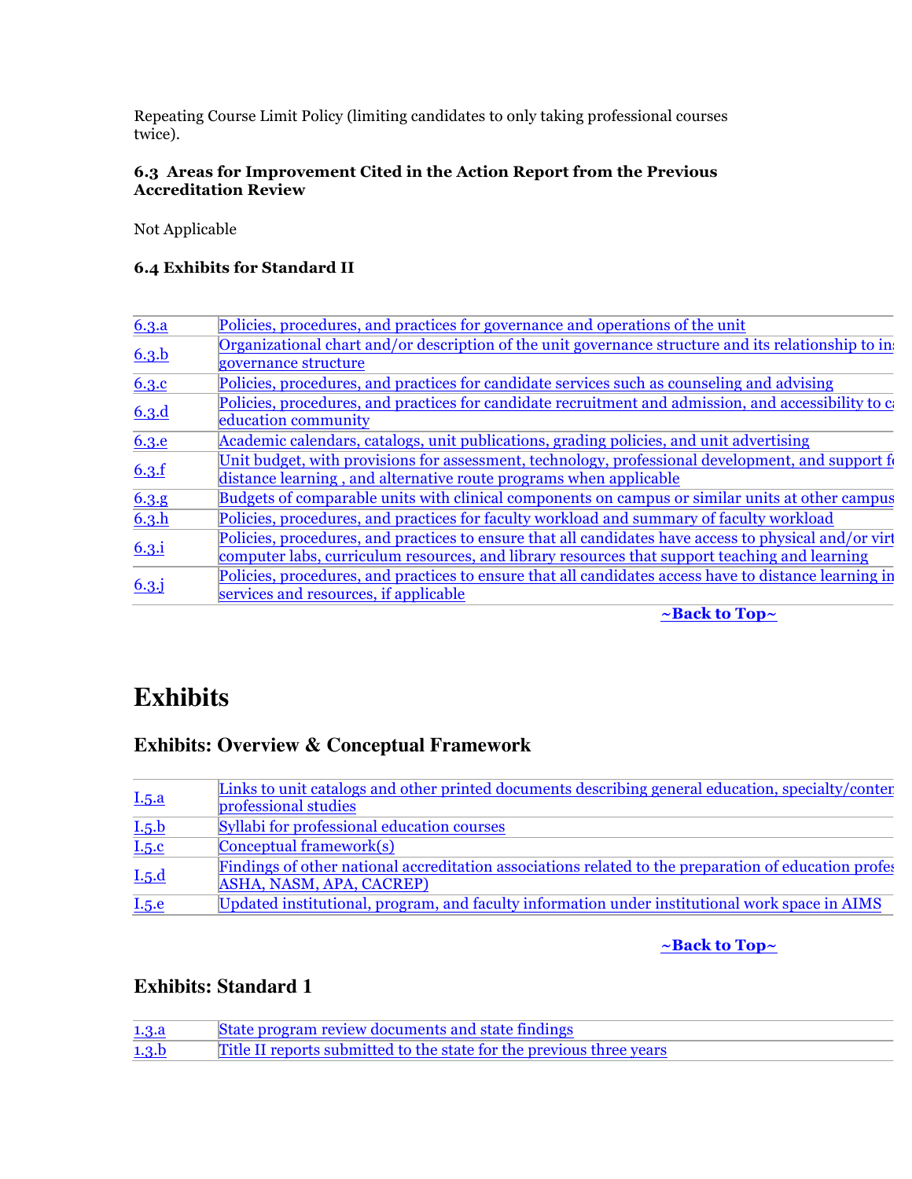Repeating Course Limit Policy (limiting candidates to only taking professional courses twice).

**6.3 Areas for Improvement Cited in the Action Report from the Previous Accreditation Review**

Not Applicable

**6.4 Exhibits for Standard II**

| | |
|---|---|
| 6.3.a | Policies, procedures, and practices for governance and operations of the unit |
| 6.3.b | Organizational chart and/or description of the unit governance structure and its relationship to ins governance structure |
| 6.3.c | Policies, procedures, and practices for candidate services such as counseling and advising |
| 6.3.d | Policies, procedures, and practices for candidate recruitment and admission, and accessibility to ca education community |
| 6.3.e | Academic calendars, catalogs, unit publications, grading policies, and unit advertising |
| 6.3.f | Unit budget, with provisions for assessment, technology, professional development, and support fo distance learning , and alternative route programs when applicable |
| 6.3.g | Budgets of comparable units with clinical components on campus or similar units at other campus |
| 6.3.h | Policies, procedures, and practices for faculty workload and summary of faculty workload |
| 6.3.i | Policies, procedures, and practices to ensure that all candidates have access to physical and/or virt computer labs, curriculum resources, and library resources that support teaching and learning |
| 6.3.j | Policies, procedures, and practices to ensure that all candidates access have to distance learning in services and resources, if applicable |

**~Back to Top~**

# Exhibits

## Exhibits: Overview & Conceptual Framework

| | |
|---|---|
| I.5.a | Links to unit catalogs and other printed documents describing general education, specialty/conter professional studies |
| I.5.b | Syllabi for professional education courses |
| I.5.c | Conceptual framework(s) |
| I.5.d | Findings of other national accreditation associations related to the preparation of education profes ASHA, NASM, APA, CACREP) |
| I.5.e | Updated institutional, program, and faculty information under institutional work space in AIMS |

**~Back to Top~**

## Exhibits: Standard 1

| | |
|---|---|
| 1.3.a | State program review documents and state findings |
| 1.3.b | Title II reports submitted to the state for the previous three years |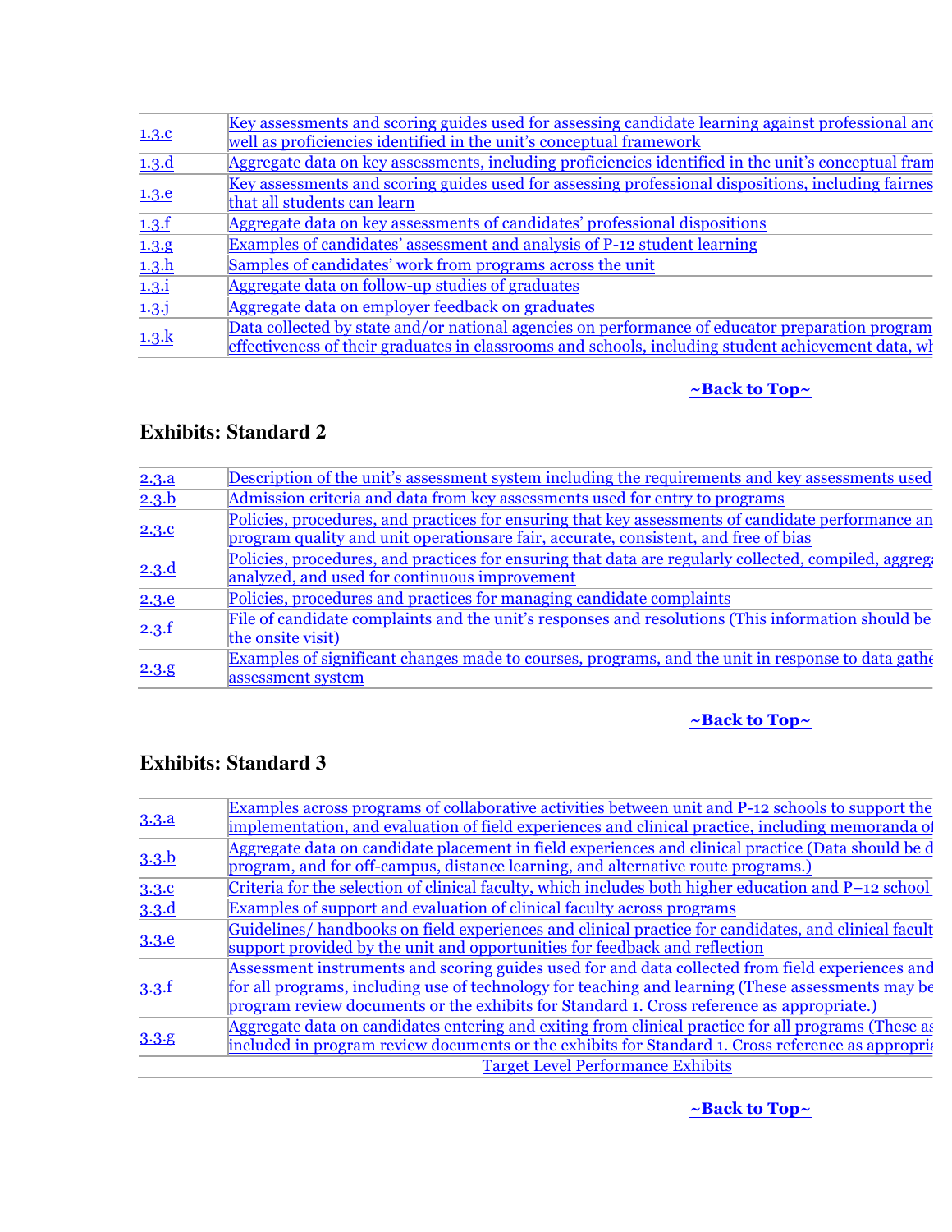| | |
|---|---|
| 1.3.c | Key assessments and scoring guides used for assessing candidate learning against professional and well as proficiencies identified in the unit's conceptual framework |
| 1.3.d | Aggregate data on key assessments, including proficiencies identified in the unit's conceptual fram |
| 1.3.e | Key assessments and scoring guides used for assessing professional dispositions, including fairnes that all students can learn |
| 1.3.f | Aggregate data on key assessments of candidates' professional dispositions |
| 1.3.g | Examples of candidates' assessment and analysis of P-12 student learning |
| 1.3.h | Samples of candidates' work from programs across the unit |
| 1.3.i | Aggregate data on follow-up studies of graduates |
| 1.3.j | Aggregate data on employer feedback on graduates |
| 1.3.k | Data collected by state and/or national agencies on performance of educator preparation program effectiveness of their graduates in classrooms and schools, including student achievement data, wh |

**~Back to Top~**

### Exhibits: Standard 2

| | |
|---|---|
| 2.3.a | Description of the unit's assessment system including the requirements and key assessments used |
| 2.3.b | Admission criteria and data from key assessments used for entry to programs |
| 2.3.c | Policies, procedures, and practices for ensuring that key assessments of candidate performance an program quality and unit operationsare fair, accurate, consistent, and free of bias |
| 2.3.d | Policies, procedures, and practices for ensuring that data are regularly collected, compiled, aggrega analyzed, and used for continuous improvement |
| 2.3.e | Policies, procedures and practices for managing candidate complaints |
| 2.3.f | File of candidate complaints and the unit's responses and resolutions (This information should be the onsite visit) |
| 2.3.g | Examples of significant changes made to courses, programs, and the unit in response to data gathe assessment system |

**~Back to Top~**

### Exhibits: Standard 3

| | |
|---|---|
| 3.3.a | Examples across programs of collaborative activities between unit and P-12 schools to support the implementation, and evaluation of field experiences and clinical practice, including memoranda of |
| 3.3.b | Aggregate data on candidate placement in field experiences and clinical practice (Data should be d program, and for off-campus, distance learning, and alternative route programs.) |
| 3.3.c | Criteria for the selection of clinical faculty, which includes both higher education and P–12 school |
| 3.3.d | Examples of support and evaluation of clinical faculty across programs |
| 3.3.e | Guidelines/ handbooks on field experiences and clinical practice for candidates, and clinical facult support provided by the unit and opportunities for feedback and reflection |
| 3.3.f | Assessment instruments and scoring guides used for and data collected from field experiences and for all programs, including use of technology for teaching and learning (These assessments may be program review documents or the exhibits for Standard 1. Cross reference as appropriate.) |
| 3.3.g | Aggregate data on candidates entering and exiting from clinical practice for all programs (These as included in program review documents or the exhibits for Standard 1. Cross reference as appropria |
| | Target Level Performance Exhibits |

**~Back to Top~**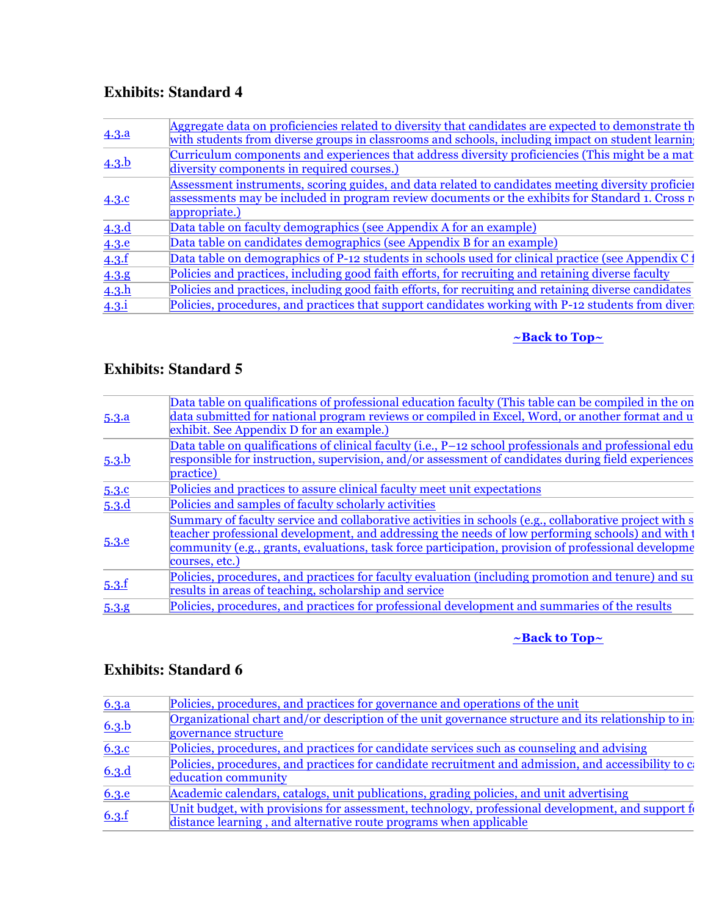### Exhibits: Standard 4

| | |
|---|---|
| 4.3.a | Aggregate data on proficiencies related to diversity that candidates are expected to demonstrate th with students from diverse groups in classrooms and schools, including impact on student learning |
| 4.3.b | Curriculum components and experiences that address diversity proficiencies (This might be a mat diversity components in required courses.) |
| 4.3.c | Assessment instruments, scoring guides, and data related to candidates meeting diversity proficier assessments may be included in program review documents or the exhibits for Standard 1. Cross r appropriate.) |
| 4.3.d | Data table on faculty demographics (see Appendix A for an example) |
| 4.3.e | Data table on candidates demographics (see Appendix B for an example) |
| 4.3.f | Data table on demographics of P-12 students in schools used for clinical practice (see Appendix C f |
| 4.3.g | Policies and practices, including good faith efforts, for recruiting and retaining diverse faculty |
| 4.3.h | Policies and practices, including good faith efforts, for recruiting and retaining diverse candidates |
| 4.3.i | Policies, procedures, and practices that support candidates working with P-12 students from divers |

**~Back to Top~**

### Exhibits: Standard 5

| | |
|---|---|
| 5.3.a | Data table on qualifications of professional education faculty (This table can be compiled in the on data submitted for national program reviews or compiled in Excel, Word, or another format and u exhibit. See Appendix D for an example.) |
| 5.3.b | Data table on qualifications of clinical faculty (i.e., P–12 school professionals and professional edu responsible for instruction, supervision, and/or assessment of candidates during field experiences practice) |
| 5.3.c | Policies and practices to assure clinical faculty meet unit expectations |
| 5.3.d | Policies and samples of faculty scholarly activities |
| 5.3.e | Summary of faculty service and collaborative activities in schools (e.g., collaborative project with s teacher professional development, and addressing the needs of low performing schools) and with t community (e.g., grants, evaluations, task force participation, provision of professional developme courses, etc.) |
| 5.3.f | Policies, procedures, and practices for faculty evaluation (including promotion and tenure) and su results in areas of teaching, scholarship and service |
| 5.3.g | Policies, procedures, and practices for professional development and summaries of the results |

**~Back to Top~**

### Exhibits: Standard 6

| | |
|---|---|
| 6.3.a | Policies, procedures, and practices for governance and operations of the unit |
| 6.3.b | Organizational chart and/or description of the unit governance structure and its relationship to in governance structure |
| 6.3.c | Policies, procedures, and practices for candidate services such as counseling and advising |
| 6.3.d | Policies, procedures, and practices for candidate recruitment and admission, and accessibility to ca education community |
| 6.3.e | Academic calendars, catalogs, unit publications, grading policies, and unit advertising |
| 6.3.f | Unit budget, with provisions for assessment, technology, professional development, and support fo distance learning , and alternative route programs when applicable |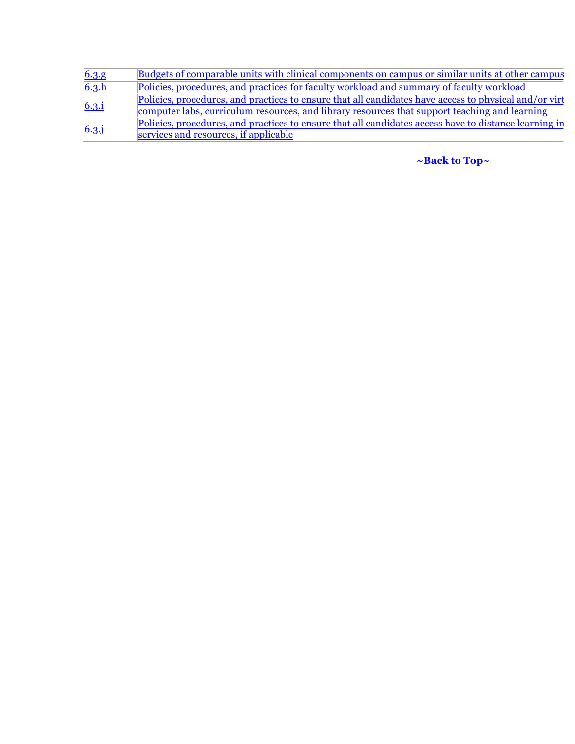| | |
|---|---|
| 6.3.g | Budgets of comparable units with clinical components on campus or similar units at other campus |
| 6.3.h | Policies, procedures, and practices for faculty workload and summary of faculty workload |
| 6.3.i | Policies, procedures, and practices to ensure that all candidates have access to physical and/or virt computer labs, curriculum resources, and library resources that support teaching and learning |
| 6.3.j | Policies, procedures, and practices to ensure that all candidates access have to distance learning in services and resources, if applicable |

**~Back to Top~**